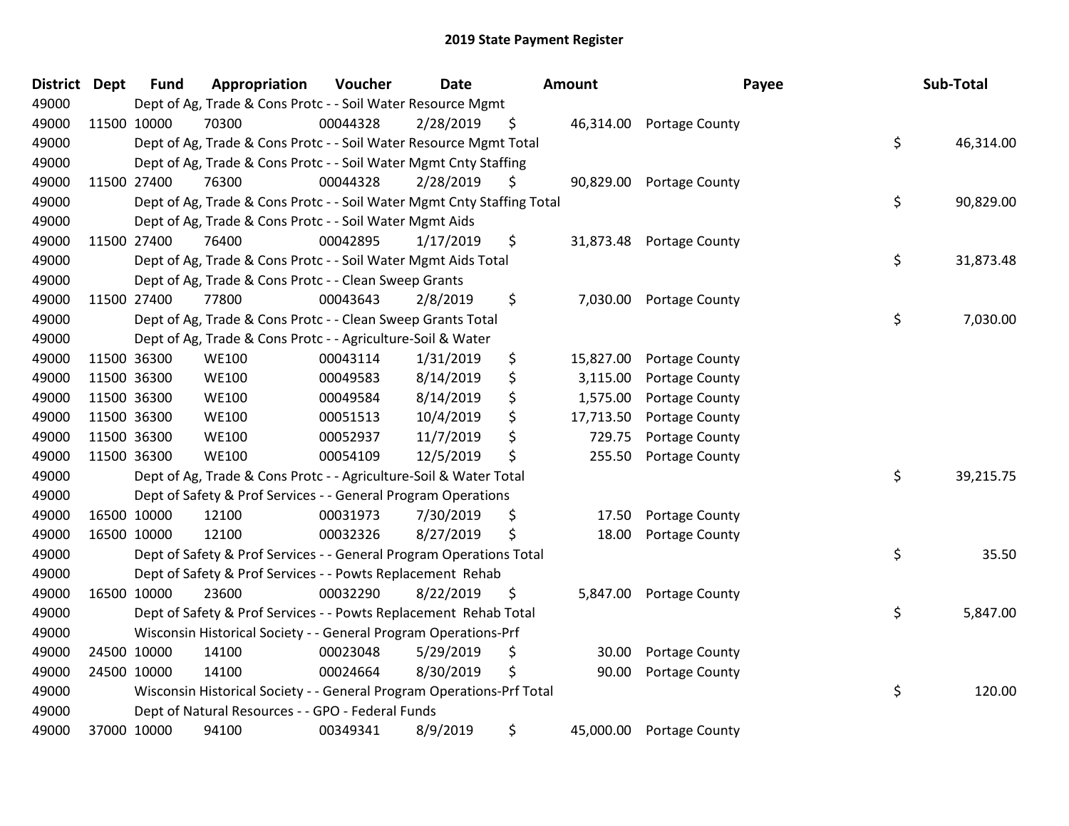## 2019 State Payment Register

| District | Dept | Fund | Appropriation | Voucher | Date | Amount | Payee | Sub-Total |
|---|---|---|---|---|---|---|---|---|
| 49000 | | Dept of Ag, Trade & Cons Protc - - Soil Water Resource Mgmt | | | | | | |
| 49000 | 11500 | 10000 | 70300 | 00044328 | 2/28/2019 | $ 46,314.00 | Portage County | |
| 49000 | | Dept of Ag, Trade & Cons Protc - - Soil Water Resource Mgmt Total | | | | | | $ 46,314.00 |
| 49000 | | Dept of Ag, Trade & Cons Protc - - Soil Water Mgmt Cnty Staffing | | | | | | |
| 49000 | 11500 | 27400 | 76300 | 00044328 | 2/28/2019 | $ 90,829.00 | Portage County | |
| 49000 | | Dept of Ag, Trade & Cons Protc - - Soil Water Mgmt Cnty Staffing Total | | | | | | $ 90,829.00 |
| 49000 | | Dept of Ag, Trade & Cons Protc - - Soil Water Mgmt Aids | | | | | | |
| 49000 | 11500 | 27400 | 76400 | 00042895 | 1/17/2019 | $ 31,873.48 | Portage County | |
| 49000 | | Dept of Ag, Trade & Cons Protc - - Soil Water Mgmt Aids Total | | | | | | $ 31,873.48 |
| 49000 | | Dept of Ag, Trade & Cons Protc - - Clean Sweep Grants | | | | | | |
| 49000 | 11500 | 27400 | 77800 | 00043643 | 2/8/2019 | $ 7,030.00 | Portage County | |
| 49000 | | Dept of Ag, Trade & Cons Protc - - Clean Sweep Grants Total | | | | | | $ 7,030.00 |
| 49000 | | Dept of Ag, Trade & Cons Protc - - Agriculture-Soil & Water | | | | | | |
| 49000 | 11500 | 36300 | WE100 | 00043114 | 1/31/2019 | $ 15,827.00 | Portage County | |
| 49000 | 11500 | 36300 | WE100 | 00049583 | 8/14/2019 | $ 3,115.00 | Portage County | |
| 49000 | 11500 | 36300 | WE100 | 00049584 | 8/14/2019 | $ 1,575.00 | Portage County | |
| 49000 | 11500 | 36300 | WE100 | 00051513 | 10/4/2019 | $ 17,713.50 | Portage County | |
| 49000 | 11500 | 36300 | WE100 | 00052937 | 11/7/2019 | $ 729.75 | Portage County | |
| 49000 | 11500 | 36300 | WE100 | 00054109 | 12/5/2019 | $ 255.50 | Portage County | |
| 49000 | | Dept of Ag, Trade & Cons Protc - - Agriculture-Soil & Water Total | | | | | | $ 39,215.75 |
| 49000 | | Dept of Safety & Prof Services - - General Program Operations | | | | | | |
| 49000 | 16500 | 10000 | 12100 | 00031973 | 7/30/2019 | $ 17.50 | Portage County | |
| 49000 | 16500 | 10000 | 12100 | 00032326 | 8/27/2019 | $ 18.00 | Portage County | |
| 49000 | | Dept of Safety & Prof Services - - General Program Operations Total | | | | | | $ 35.50 |
| 49000 | | Dept of Safety & Prof Services - - Powts Replacement Rehab | | | | | | |
| 49000 | 16500 | 10000 | 23600 | 00032290 | 8/22/2019 | $ 5,847.00 | Portage County | |
| 49000 | | Dept of Safety & Prof Services - - Powts Replacement Rehab Total | | | | | | $ 5,847.00 |
| 49000 | | Wisconsin Historical Society - - General Program Operations-Prf | | | | | | |
| 49000 | 24500 | 10000 | 14100 | 00023048 | 5/29/2019 | $ 30.00 | Portage County | |
| 49000 | 24500 | 10000 | 14100 | 00024664 | 8/30/2019 | $ 90.00 | Portage County | |
| 49000 | | Wisconsin Historical Society - - General Program Operations-Prf Total | | | | | | $ 120.00 |
| 49000 | | Dept of Natural Resources - - GPO - Federal Funds | | | | | | |
| 49000 | 37000 | 10000 | 94100 | 00349341 | 8/9/2019 | $ 45,000.00 | Portage County | |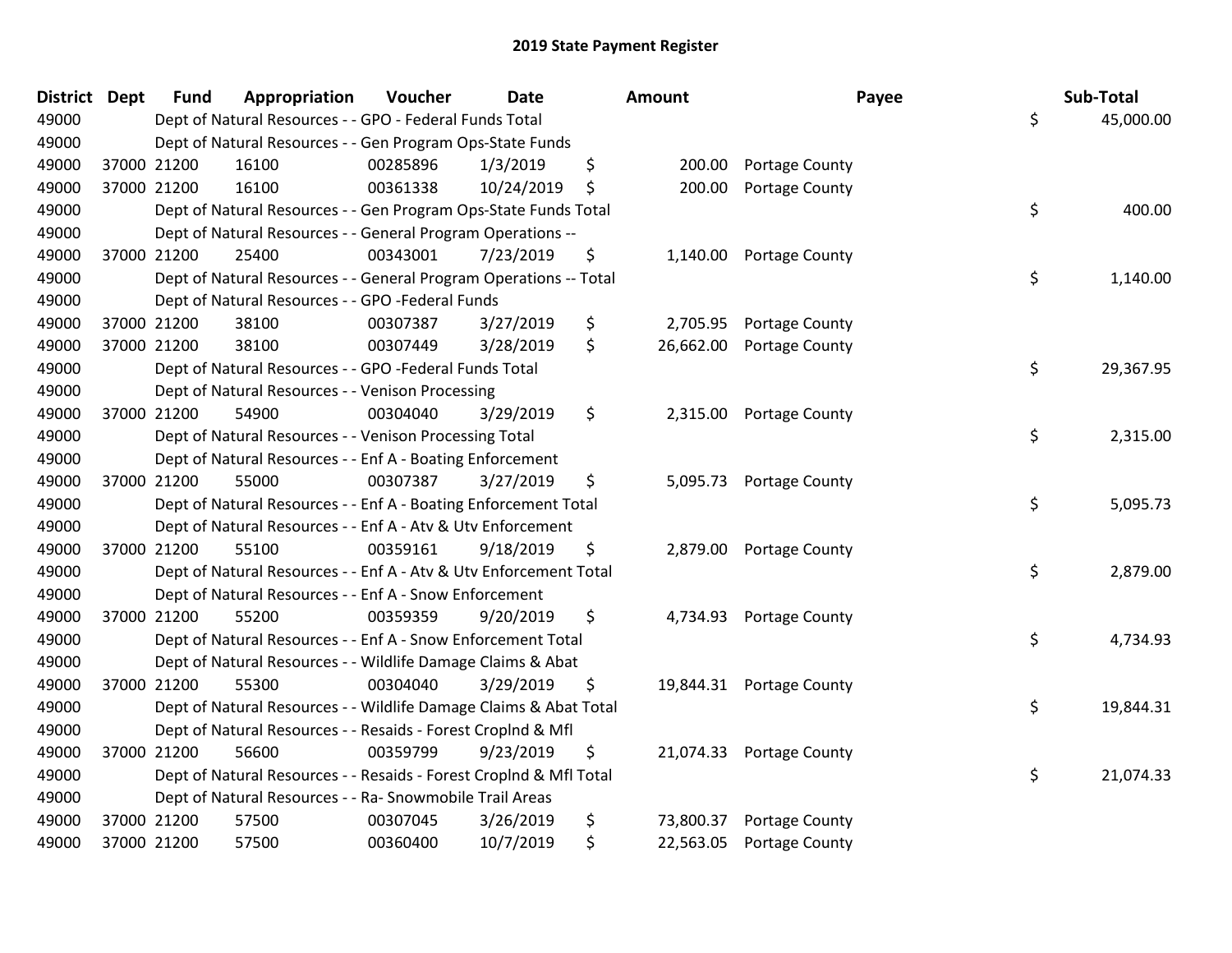# 2019 State Payment Register

| District | Dept | Fund | Appropriation | Voucher | Date | Amount | Payee | Sub-Total |
|---|---|---|---|---|---|---|---|---|
| 49000 | | Dept of Natural Resources - - GPO - Federal Funds Total | | | | | | $ 45,000.00 |
| 49000 | | Dept of Natural Resources - - Gen Program Ops-State Funds | | | | | | |
| 49000 | 37000 | 21200 | 16100 | 00285896 | 1/3/2019 | $ 200.00 | Portage County | |
| 49000 | 37000 | 21200 | 16100 | 00361338 | 10/24/2019 | $ 200.00 | Portage County | |
| 49000 | | Dept of Natural Resources - - Gen Program Ops-State Funds Total | | | | | | $ 400.00 |
| 49000 | | Dept of Natural Resources - - General Program Operations -- | | | | | | |
| 49000 | 37000 | 21200 | 25400 | 00343001 | 7/23/2019 | $ 1,140.00 | Portage County | |
| 49000 | | Dept of Natural Resources - - General Program Operations -- Total | | | | | | $ 1,140.00 |
| 49000 | | Dept of Natural Resources - - GPO -Federal Funds | | | | | | |
| 49000 | 37000 | 21200 | 38100 | 00307387 | 3/27/2019 | $ 2,705.95 | Portage County | |
| 49000 | 37000 | 21200 | 38100 | 00307449 | 3/28/2019 | $ 26,662.00 | Portage County | |
| 49000 | | Dept of Natural Resources - - GPO -Federal Funds Total | | | | | | $ 29,367.95 |
| 49000 | | Dept of Natural Resources - - Venison Processing | | | | | | |
| 49000 | 37000 | 21200 | 54900 | 00304040 | 3/29/2019 | $ 2,315.00 | Portage County | |
| 49000 | | Dept of Natural Resources - - Venison Processing Total | | | | | | $ 2,315.00 |
| 49000 | | Dept of Natural Resources - - Enf A - Boating Enforcement | | | | | | |
| 49000 | 37000 | 21200 | 55000 | 00307387 | 3/27/2019 | $ 5,095.73 | Portage County | |
| 49000 | | Dept of Natural Resources - - Enf A - Boating Enforcement Total | | | | | | $ 5,095.73 |
| 49000 | | Dept of Natural Resources - - Enf A - Atv & Utv Enforcement | | | | | | |
| 49000 | 37000 | 21200 | 55100 | 00359161 | 9/18/2019 | $ 2,879.00 | Portage County | |
| 49000 | | Dept of Natural Resources - - Enf A - Atv & Utv Enforcement Total | | | | | | $ 2,879.00 |
| 49000 | | Dept of Natural Resources - - Enf A - Snow Enforcement | | | | | | |
| 49000 | 37000 | 21200 | 55200 | 00359359 | 9/20/2019 | $ 4,734.93 | Portage County | |
| 49000 | | Dept of Natural Resources - - Enf A - Snow Enforcement Total | | | | | | $ 4,734.93 |
| 49000 | | Dept of Natural Resources - - Wildlife Damage Claims & Abat | | | | | | |
| 49000 | 37000 | 21200 | 55300 | 00304040 | 3/29/2019 | $ 19,844.31 | Portage County | |
| 49000 | | Dept of Natural Resources - - Wildlife Damage Claims & Abat Total | | | | | | $ 19,844.31 |
| 49000 | | Dept of Natural Resources - - Resaids - Forest Croplnd & Mfl | | | | | | |
| 49000 | 37000 | 21200 | 56600 | 00359799 | 9/23/2019 | $ 21,074.33 | Portage County | |
| 49000 | | Dept of Natural Resources - - Resaids - Forest Croplnd & Mfl Total | | | | | | $ 21,074.33 |
| 49000 | | Dept of Natural Resources - - Ra- Snowmobile Trail Areas | | | | | | |
| 49000 | 37000 | 21200 | 57500 | 00307045 | 3/26/2019 | $ 73,800.37 | Portage County | |
| 49000 | 37000 | 21200 | 57500 | 00360400 | 10/7/2019 | $ 22,563.05 | Portage County | |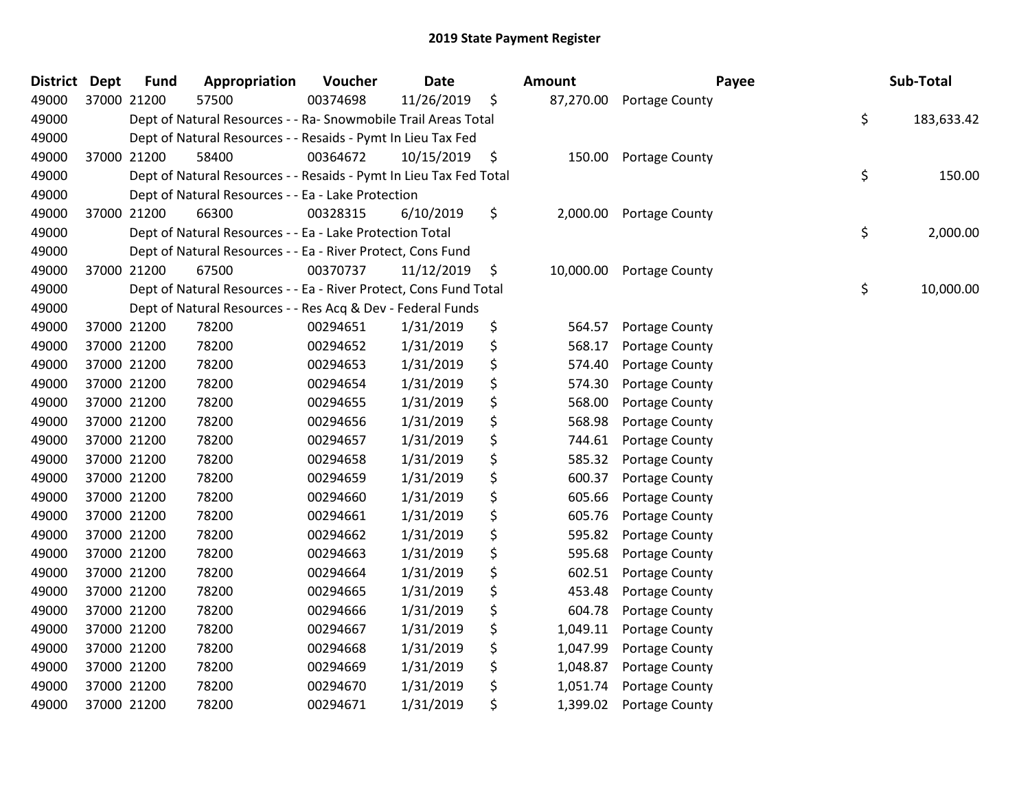## 2019 State Payment Register

| District | Dept | Fund | Appropriation | Voucher | Date | Amount | Payee | Sub-Total |
|---|---|---|---|---|---|---|---|---|
| 49000 | 37000 | 21200 | 57500 | 00374698 | 11/26/2019 | $ 87,270.00 | Portage County | |
| 49000 | | Dept of Natural Resources - - Ra- Snowmobile Trail Areas Total | | | | | | $ 183,633.42 |
| 49000 | | Dept of Natural Resources - - Resaids - Pymt In Lieu Tax Fed | | | | | | |
| 49000 | 37000 | 21200 | 58400 | 00364672 | 10/15/2019 | $ 150.00 | Portage County | |
| 49000 | | Dept of Natural Resources - - Resaids - Pymt In Lieu Tax Fed Total | | | | | | $ 150.00 |
| 49000 | | Dept of Natural Resources - - Ea - Lake Protection | | | | | | |
| 49000 | 37000 | 21200 | 66300 | 00328315 | 6/10/2019 | $ 2,000.00 | Portage County | |
| 49000 | | Dept of Natural Resources - - Ea - Lake Protection Total | | | | | | $ 2,000.00 |
| 49000 | | Dept of Natural Resources - - Ea - River Protect, Cons Fund | | | | | | |
| 49000 | 37000 | 21200 | 67500 | 00370737 | 11/12/2019 | $ 10,000.00 | Portage County | |
| 49000 | | Dept of Natural Resources - - Ea - River Protect, Cons Fund Total | | | | | | $ 10,000.00 |
| 49000 | | Dept of Natural Resources - - Res Acq & Dev - Federal Funds | | | | | | |
| 49000 | 37000 | 21200 | 78200 | 00294651 | 1/31/2019 | $ 564.57 | Portage County | |
| 49000 | 37000 | 21200 | 78200 | 00294652 | 1/31/2019 | $ 568.17 | Portage County | |
| 49000 | 37000 | 21200 | 78200 | 00294653 | 1/31/2019 | $ 574.40 | Portage County | |
| 49000 | 37000 | 21200 | 78200 | 00294654 | 1/31/2019 | $ 574.30 | Portage County | |
| 49000 | 37000 | 21200 | 78200 | 00294655 | 1/31/2019 | $ 568.00 | Portage County | |
| 49000 | 37000 | 21200 | 78200 | 00294656 | 1/31/2019 | $ 568.98 | Portage County | |
| 49000 | 37000 | 21200 | 78200 | 00294657 | 1/31/2019 | $ 744.61 | Portage County | |
| 49000 | 37000 | 21200 | 78200 | 00294658 | 1/31/2019 | $ 585.32 | Portage County | |
| 49000 | 37000 | 21200 | 78200 | 00294659 | 1/31/2019 | $ 600.37 | Portage County | |
| 49000 | 37000 | 21200 | 78200 | 00294660 | 1/31/2019 | $ 605.66 | Portage County | |
| 49000 | 37000 | 21200 | 78200 | 00294661 | 1/31/2019 | $ 605.76 | Portage County | |
| 49000 | 37000 | 21200 | 78200 | 00294662 | 1/31/2019 | $ 595.82 | Portage County | |
| 49000 | 37000 | 21200 | 78200 | 00294663 | 1/31/2019 | $ 595.68 | Portage County | |
| 49000 | 37000 | 21200 | 78200 | 00294664 | 1/31/2019 | $ 602.51 | Portage County | |
| 49000 | 37000 | 21200 | 78200 | 00294665 | 1/31/2019 | $ 453.48 | Portage County | |
| 49000 | 37000 | 21200 | 78200 | 00294666 | 1/31/2019 | $ 604.78 | Portage County | |
| 49000 | 37000 | 21200 | 78200 | 00294667 | 1/31/2019 | $ 1,049.11 | Portage County | |
| 49000 | 37000 | 21200 | 78200 | 00294668 | 1/31/2019 | $ 1,047.99 | Portage County | |
| 49000 | 37000 | 21200 | 78200 | 00294669 | 1/31/2019 | $ 1,048.87 | Portage County | |
| 49000 | 37000 | 21200 | 78200 | 00294670 | 1/31/2019 | $ 1,051.74 | Portage County | |
| 49000 | 37000 | 21200 | 78200 | 00294671 | 1/31/2019 | $ 1,399.02 | Portage County | |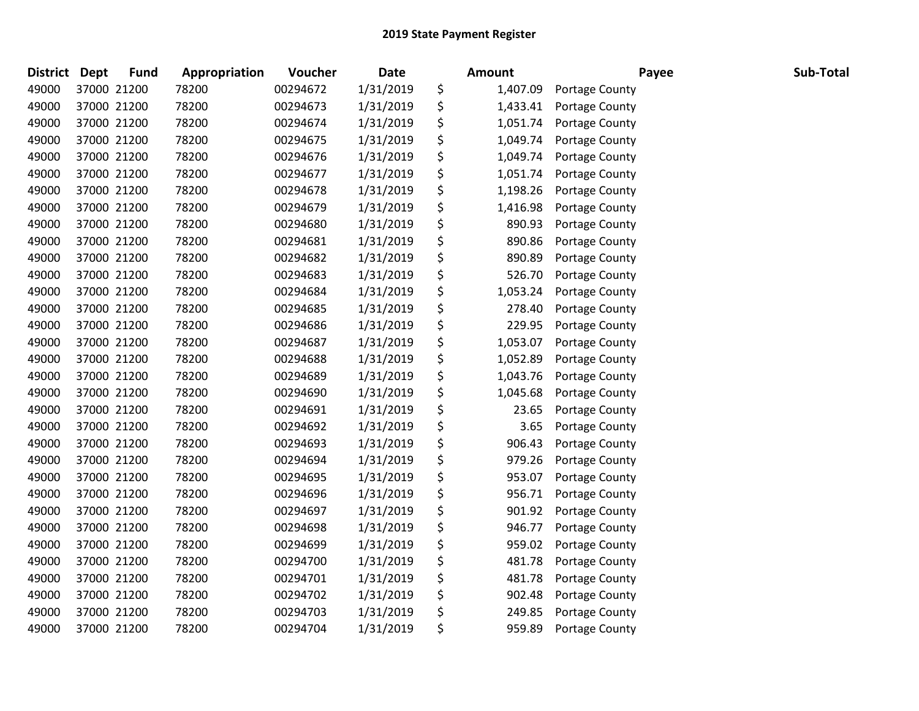# 2019 State Payment Register

| District | Dept | Fund | Appropriation | Voucher | Date | Amount | Payee | Sub-Total |
|---|---|---|---|---|---|---|---|---|
| 49000 | 37000 | 21200 | 78200 | 00294672 | 1/31/2019 | $ 1,407.09 | Portage County | |
| 49000 | 37000 | 21200 | 78200 | 00294673 | 1/31/2019 | $ 1,433.41 | Portage County | |
| 49000 | 37000 | 21200 | 78200 | 00294674 | 1/31/2019 | $ 1,051.74 | Portage County | |
| 49000 | 37000 | 21200 | 78200 | 00294675 | 1/31/2019 | $ 1,049.74 | Portage County | |
| 49000 | 37000 | 21200 | 78200 | 00294676 | 1/31/2019 | $ 1,049.74 | Portage County | |
| 49000 | 37000 | 21200 | 78200 | 00294677 | 1/31/2019 | $ 1,051.74 | Portage County | |
| 49000 | 37000 | 21200 | 78200 | 00294678 | 1/31/2019 | $ 1,198.26 | Portage County | |
| 49000 | 37000 | 21200 | 78200 | 00294679 | 1/31/2019 | $ 1,416.98 | Portage County | |
| 49000 | 37000 | 21200 | 78200 | 00294680 | 1/31/2019 | $ 890.93 | Portage County | |
| 49000 | 37000 | 21200 | 78200 | 00294681 | 1/31/2019 | $ 890.86 | Portage County | |
| 49000 | 37000 | 21200 | 78200 | 00294682 | 1/31/2019 | $ 890.89 | Portage County | |
| 49000 | 37000 | 21200 | 78200 | 00294683 | 1/31/2019 | $ 526.70 | Portage County | |
| 49000 | 37000 | 21200 | 78200 | 00294684 | 1/31/2019 | $ 1,053.24 | Portage County | |
| 49000 | 37000 | 21200 | 78200 | 00294685 | 1/31/2019 | $ 278.40 | Portage County | |
| 49000 | 37000 | 21200 | 78200 | 00294686 | 1/31/2019 | $ 229.95 | Portage County | |
| 49000 | 37000 | 21200 | 78200 | 00294687 | 1/31/2019 | $ 1,053.07 | Portage County | |
| 49000 | 37000 | 21200 | 78200 | 00294688 | 1/31/2019 | $ 1,052.89 | Portage County | |
| 49000 | 37000 | 21200 | 78200 | 00294689 | 1/31/2019 | $ 1,043.76 | Portage County | |
| 49000 | 37000 | 21200 | 78200 | 00294690 | 1/31/2019 | $ 1,045.68 | Portage County | |
| 49000 | 37000 | 21200 | 78200 | 00294691 | 1/31/2019 | $ 23.65 | Portage County | |
| 49000 | 37000 | 21200 | 78200 | 00294692 | 1/31/2019 | $ 3.65 | Portage County | |
| 49000 | 37000 | 21200 | 78200 | 00294693 | 1/31/2019 | $ 906.43 | Portage County | |
| 49000 | 37000 | 21200 | 78200 | 00294694 | 1/31/2019 | $ 979.26 | Portage County | |
| 49000 | 37000 | 21200 | 78200 | 00294695 | 1/31/2019 | $ 953.07 | Portage County | |
| 49000 | 37000 | 21200 | 78200 | 00294696 | 1/31/2019 | $ 956.71 | Portage County | |
| 49000 | 37000 | 21200 | 78200 | 00294697 | 1/31/2019 | $ 901.92 | Portage County | |
| 49000 | 37000 | 21200 | 78200 | 00294698 | 1/31/2019 | $ 946.77 | Portage County | |
| 49000 | 37000 | 21200 | 78200 | 00294699 | 1/31/2019 | $ 959.02 | Portage County | |
| 49000 | 37000 | 21200 | 78200 | 00294700 | 1/31/2019 | $ 481.78 | Portage County | |
| 49000 | 37000 | 21200 | 78200 | 00294701 | 1/31/2019 | $ 481.78 | Portage County | |
| 49000 | 37000 | 21200 | 78200 | 00294702 | 1/31/2019 | $ 902.48 | Portage County | |
| 49000 | 37000 | 21200 | 78200 | 00294703 | 1/31/2019 | $ 249.85 | Portage County | |
| 49000 | 37000 | 21200 | 78200 | 00294704 | 1/31/2019 | $ 959.89 | Portage County | |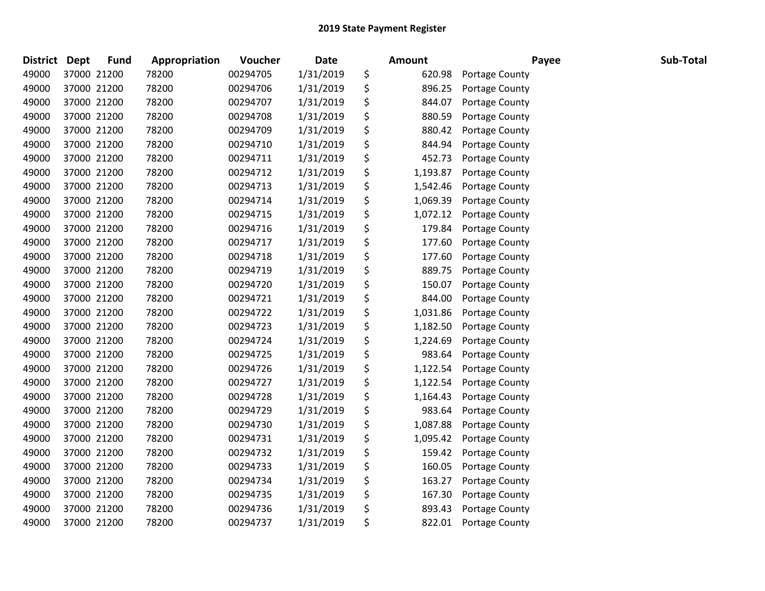## 2019 State Payment Register

| District | Dept | Fund | Appropriation | Voucher | Date | Amount | Payee | Sub-Total |
|---|---|---|---|---|---|---|---|---|
| 49000 | 37000 | 21200 | 78200 | 00294705 | 1/31/2019 | $ 620.98 | Portage County | |
| 49000 | 37000 | 21200 | 78200 | 00294706 | 1/31/2019 | $ 896.25 | Portage County | |
| 49000 | 37000 | 21200 | 78200 | 00294707 | 1/31/2019 | $ 844.07 | Portage County | |
| 49000 | 37000 | 21200 | 78200 | 00294708 | 1/31/2019 | $ 880.59 | Portage County | |
| 49000 | 37000 | 21200 | 78200 | 00294709 | 1/31/2019 | $ 880.42 | Portage County | |
| 49000 | 37000 | 21200 | 78200 | 00294710 | 1/31/2019 | $ 844.94 | Portage County | |
| 49000 | 37000 | 21200 | 78200 | 00294711 | 1/31/2019 | $ 452.73 | Portage County | |
| 49000 | 37000 | 21200 | 78200 | 00294712 | 1/31/2019 | $ 1,193.87 | Portage County | |
| 49000 | 37000 | 21200 | 78200 | 00294713 | 1/31/2019 | $ 1,542.46 | Portage County | |
| 49000 | 37000 | 21200 | 78200 | 00294714 | 1/31/2019 | $ 1,069.39 | Portage County | |
| 49000 | 37000 | 21200 | 78200 | 00294715 | 1/31/2019 | $ 1,072.12 | Portage County | |
| 49000 | 37000 | 21200 | 78200 | 00294716 | 1/31/2019 | $ 179.84 | Portage County | |
| 49000 | 37000 | 21200 | 78200 | 00294717 | 1/31/2019 | $ 177.60 | Portage County | |
| 49000 | 37000 | 21200 | 78200 | 00294718 | 1/31/2019 | $ 177.60 | Portage County | |
| 49000 | 37000 | 21200 | 78200 | 00294719 | 1/31/2019 | $ 889.75 | Portage County | |
| 49000 | 37000 | 21200 | 78200 | 00294720 | 1/31/2019 | $ 150.07 | Portage County | |
| 49000 | 37000 | 21200 | 78200 | 00294721 | 1/31/2019 | $ 844.00 | Portage County | |
| 49000 | 37000 | 21200 | 78200 | 00294722 | 1/31/2019 | $ 1,031.86 | Portage County | |
| 49000 | 37000 | 21200 | 78200 | 00294723 | 1/31/2019 | $ 1,182.50 | Portage County | |
| 49000 | 37000 | 21200 | 78200 | 00294724 | 1/31/2019 | $ 1,224.69 | Portage County | |
| 49000 | 37000 | 21200 | 78200 | 00294725 | 1/31/2019 | $ 983.64 | Portage County | |
| 49000 | 37000 | 21200 | 78200 | 00294726 | 1/31/2019 | $ 1,122.54 | Portage County | |
| 49000 | 37000 | 21200 | 78200 | 00294727 | 1/31/2019 | $ 1,122.54 | Portage County | |
| 49000 | 37000 | 21200 | 78200 | 00294728 | 1/31/2019 | $ 1,164.43 | Portage County | |
| 49000 | 37000 | 21200 | 78200 | 00294729 | 1/31/2019 | $ 983.64 | Portage County | |
| 49000 | 37000 | 21200 | 78200 | 00294730 | 1/31/2019 | $ 1,087.88 | Portage County | |
| 49000 | 37000 | 21200 | 78200 | 00294731 | 1/31/2019 | $ 1,095.42 | Portage County | |
| 49000 | 37000 | 21200 | 78200 | 00294732 | 1/31/2019 | $ 159.42 | Portage County | |
| 49000 | 37000 | 21200 | 78200 | 00294733 | 1/31/2019 | $ 160.05 | Portage County | |
| 49000 | 37000 | 21200 | 78200 | 00294734 | 1/31/2019 | $ 163.27 | Portage County | |
| 49000 | 37000 | 21200 | 78200 | 00294735 | 1/31/2019 | $ 167.30 | Portage County | |
| 49000 | 37000 | 21200 | 78200 | 00294736 | 1/31/2019 | $ 893.43 | Portage County | |
| 49000 | 37000 | 21200 | 78200 | 00294737 | 1/31/2019 | $ 822.01 | Portage County | |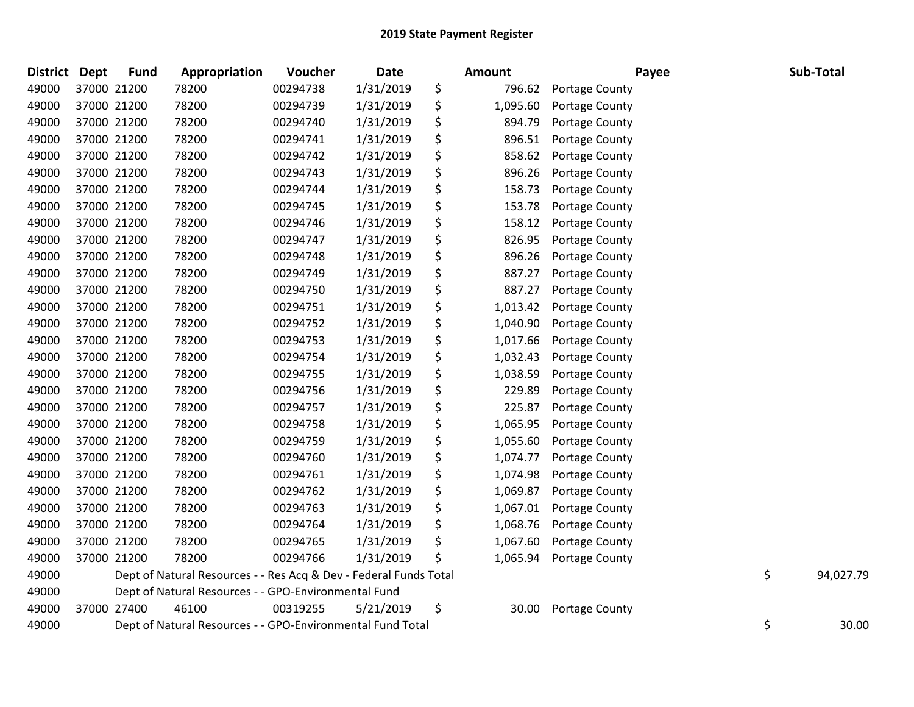# 2019 State Payment Register

| District | Dept | Fund | Appropriation | Voucher | Date | Amount | Payee | Sub-Total |
|---|---|---|---|---|---|---|---|---|
| 49000 | 37000 | 21200 | 78200 | 00294738 | 1/31/2019 | $ 796.62 | Portage County | |
| 49000 | 37000 | 21200 | 78200 | 00294739 | 1/31/2019 | $ 1,095.60 | Portage County | |
| 49000 | 37000 | 21200 | 78200 | 00294740 | 1/31/2019 | $ 894.79 | Portage County | |
| 49000 | 37000 | 21200 | 78200 | 00294741 | 1/31/2019 | $ 896.51 | Portage County | |
| 49000 | 37000 | 21200 | 78200 | 00294742 | 1/31/2019 | $ 858.62 | Portage County | |
| 49000 | 37000 | 21200 | 78200 | 00294743 | 1/31/2019 | $ 896.26 | Portage County | |
| 49000 | 37000 | 21200 | 78200 | 00294744 | 1/31/2019 | $ 158.73 | Portage County | |
| 49000 | 37000 | 21200 | 78200 | 00294745 | 1/31/2019 | $ 153.78 | Portage County | |
| 49000 | 37000 | 21200 | 78200 | 00294746 | 1/31/2019 | $ 158.12 | Portage County | |
| 49000 | 37000 | 21200 | 78200 | 00294747 | 1/31/2019 | $ 826.95 | Portage County | |
| 49000 | 37000 | 21200 | 78200 | 00294748 | 1/31/2019 | $ 896.26 | Portage County | |
| 49000 | 37000 | 21200 | 78200 | 00294749 | 1/31/2019 | $ 887.27 | Portage County | |
| 49000 | 37000 | 21200 | 78200 | 00294750 | 1/31/2019 | $ 887.27 | Portage County | |
| 49000 | 37000 | 21200 | 78200 | 00294751 | 1/31/2019 | $ 1,013.42 | Portage County | |
| 49000 | 37000 | 21200 | 78200 | 00294752 | 1/31/2019 | $ 1,040.90 | Portage County | |
| 49000 | 37000 | 21200 | 78200 | 00294753 | 1/31/2019 | $ 1,017.66 | Portage County | |
| 49000 | 37000 | 21200 | 78200 | 00294754 | 1/31/2019 | $ 1,032.43 | Portage County | |
| 49000 | 37000 | 21200 | 78200 | 00294755 | 1/31/2019 | $ 1,038.59 | Portage County | |
| 49000 | 37000 | 21200 | 78200 | 00294756 | 1/31/2019 | $ 229.89 | Portage County | |
| 49000 | 37000 | 21200 | 78200 | 00294757 | 1/31/2019 | $ 225.87 | Portage County | |
| 49000 | 37000 | 21200 | 78200 | 00294758 | 1/31/2019 | $ 1,065.95 | Portage County | |
| 49000 | 37000 | 21200 | 78200 | 00294759 | 1/31/2019 | $ 1,055.60 | Portage County | |
| 49000 | 37000 | 21200 | 78200 | 00294760 | 1/31/2019 | $ 1,074.77 | Portage County | |
| 49000 | 37000 | 21200 | 78200 | 00294761 | 1/31/2019 | $ 1,074.98 | Portage County | |
| 49000 | 37000 | 21200 | 78200 | 00294762 | 1/31/2019 | $ 1,069.87 | Portage County | |
| 49000 | 37000 | 21200 | 78200 | 00294763 | 1/31/2019 | $ 1,067.01 | Portage County | |
| 49000 | 37000 | 21200 | 78200 | 00294764 | 1/31/2019 | $ 1,068.76 | Portage County | |
| 49000 | 37000 | 21200 | 78200 | 00294765 | 1/31/2019 | $ 1,067.60 | Portage County | |
| 49000 | 37000 | 21200 | 78200 | 00294766 | 1/31/2019 | $ 1,065.94 | Portage County | |
| 49000 | Dept of Natural Resources - - Res Acq & Dev - Federal Funds Total | | | | | | | $ 94,027.79 |
| 49000 | Dept of Natural Resources - - GPO-Environmental Fund | | | | | | | |
| 49000 | 37000 | 27400 | 46100 | 00319255 | 5/21/2019 | $ 30.00 | Portage County | |
| 49000 | Dept of Natural Resources - - GPO-Environmental Fund Total | | | | | | | $ 30.00 |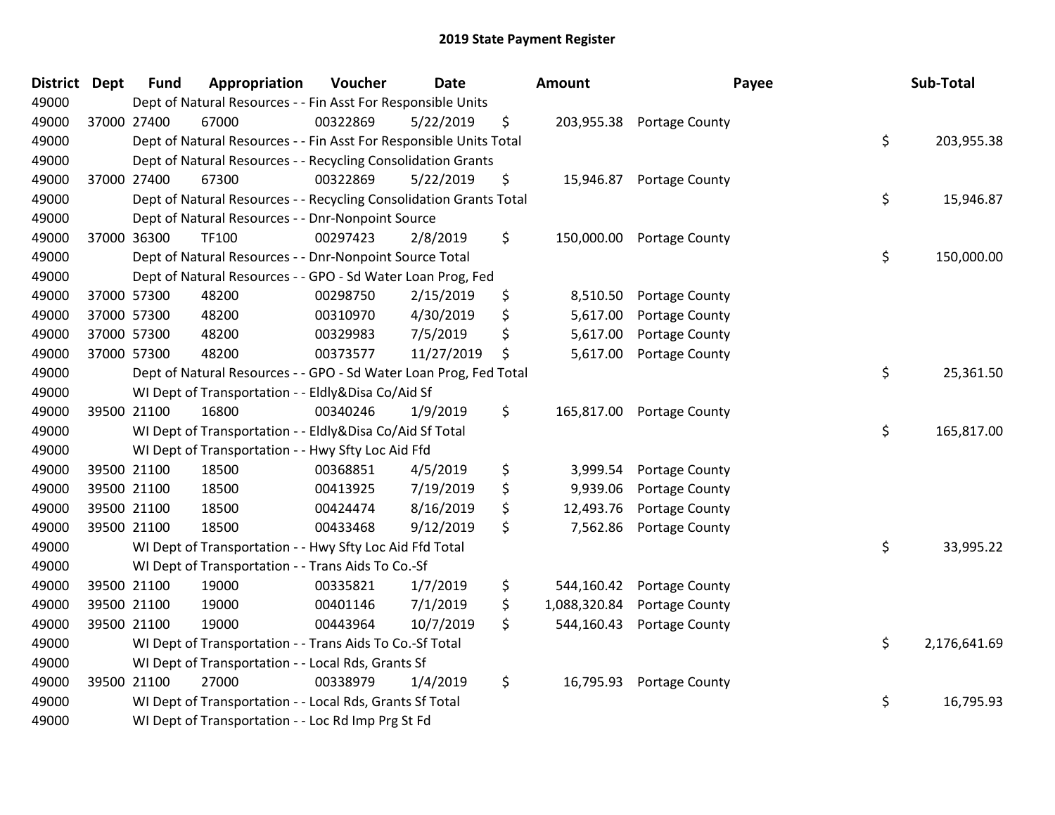# 2019 State Payment Register

| District | Dept | Fund | Appropriation | Voucher | Date | Amount | Payee | Sub-Total |
|---|---|---|---|---|---|---|---|---|
| 49000 | | Dept of Natural Resources - - Fin Asst For Responsible Units | | | | | | |
| 49000 | 37000 | 27400 | 67000 | 00322869 | 5/22/2019 | $ 203,955.38 | Portage County | |
| 49000 | | Dept of Natural Resources - - Fin Asst For Responsible Units Total | | | | | | $ 203,955.38 |
| 49000 | | Dept of Natural Resources - - Recycling Consolidation Grants | | | | | | |
| 49000 | 37000 | 27400 | 67300 | 00322869 | 5/22/2019 | $ 15,946.87 | Portage County | |
| 49000 | | Dept of Natural Resources - - Recycling Consolidation Grants Total | | | | | | $ 15,946.87 |
| 49000 | | Dept of Natural Resources - - Dnr-Nonpoint Source | | | | | | |
| 49000 | 37000 | 36300 | TF100 | 00297423 | 2/8/2019 | $ 150,000.00 | Portage County | |
| 49000 | | Dept of Natural Resources - - Dnr-Nonpoint Source Total | | | | | | $ 150,000.00 |
| 49000 | | Dept of Natural Resources - - GPO - Sd Water Loan Prog, Fed | | | | | | |
| 49000 | 37000 | 57300 | 48200 | 00298750 | 2/15/2019 | $ 8,510.50 | Portage County | |
| 49000 | 37000 | 57300 | 48200 | 00310970 | 4/30/2019 | $ 5,617.00 | Portage County | |
| 49000 | 37000 | 57300 | 48200 | 00329983 | 7/5/2019 | $ 5,617.00 | Portage County | |
| 49000 | 37000 | 57300 | 48200 | 00373577 | 11/27/2019 | $ 5,617.00 | Portage County | |
| 49000 | | Dept of Natural Resources - - GPO - Sd Water Loan Prog, Fed Total | | | | | | $ 25,361.50 |
| 49000 | | WI Dept of Transportation - - Eldly&Disa Co/Aid Sf | | | | | | |
| 49000 | 39500 | 21100 | 16800 | 00340246 | 1/9/2019 | $ 165,817.00 | Portage County | |
| 49000 | | WI Dept of Transportation - - Eldly&Disa Co/Aid Sf Total | | | | | | $ 165,817.00 |
| 49000 | | WI Dept of Transportation - - Hwy Sfty Loc Aid Ffd | | | | | | |
| 49000 | 39500 | 21100 | 18500 | 00368851 | 4/5/2019 | $ 3,999.54 | Portage County | |
| 49000 | 39500 | 21100 | 18500 | 00413925 | 7/19/2019 | $ 9,939.06 | Portage County | |
| 49000 | 39500 | 21100 | 18500 | 00424474 | 8/16/2019 | $ 12,493.76 | Portage County | |
| 49000 | 39500 | 21100 | 18500 | 00433468 | 9/12/2019 | $ 7,562.86 | Portage County | |
| 49000 | | WI Dept of Transportation - - Hwy Sfty Loc Aid Ffd Total | | | | | | $ 33,995.22 |
| 49000 | | WI Dept of Transportation - - Trans Aids To Co.-Sf | | | | | | |
| 49000 | 39500 | 21100 | 19000 | 00335821 | 1/7/2019 | $ 544,160.42 | Portage County | |
| 49000 | 39500 | 21100 | 19000 | 00401146 | 7/1/2019 | $ 1,088,320.84 | Portage County | |
| 49000 | 39500 | 21100 | 19000 | 00443964 | 10/7/2019 | $ 544,160.43 | Portage County | |
| 49000 | | WI Dept of Transportation - - Trans Aids To Co.-Sf Total | | | | | | $ 2,176,641.69 |
| 49000 | | WI Dept of Transportation - - Local Rds, Grants Sf | | | | | | |
| 49000 | 39500 | 21100 | 27000 | 00338979 | 1/4/2019 | $ 16,795.93 | Portage County | |
| 49000 | | WI Dept of Transportation - - Local Rds, Grants Sf Total | | | | | | $ 16,795.93 |
| 49000 | | WI Dept of Transportation - - Loc Rd Imp Prg St Fd | | | | | | |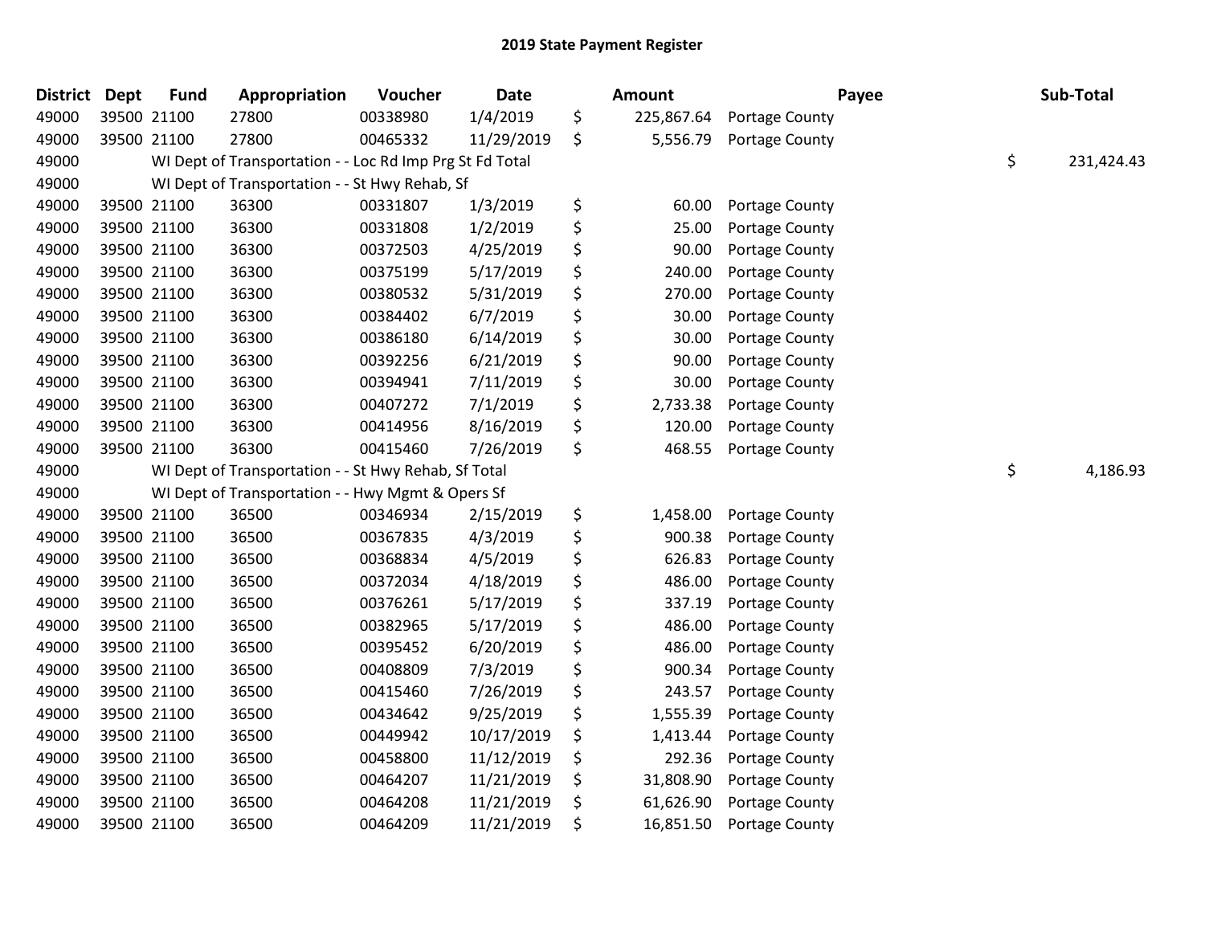# 2019 State Payment Register

| District | Dept | Fund | Appropriation | Voucher | Date | | Amount | Payee | | Sub-Total |
|---|---|---|---|---|---|---|---|---|---|---|
| 49000 | 39500 | 21100 | 27800 | 00338980 | 1/4/2019 | $ | 225,867.64 | Portage County | | |
| 49000 | 39500 | 21100 | 27800 | 00465332 | 11/29/2019 | $ | 5,556.79 | Portage County | | |
| 49000 | | WI Dept of Transportation - - Loc Rd Imp Prg St Fd Total | | | | | | | $ | 231,424.43 |
| 49000 | | WI Dept of Transportation - - St Hwy Rehab, Sf | | | | | | | | |
| 49000 | 39500 | 21100 | 36300 | 00331807 | 1/3/2019 | $ | 60.00 | Portage County | | |
| 49000 | 39500 | 21100 | 36300 | 00331808 | 1/2/2019 | $ | 25.00 | Portage County | | |
| 49000 | 39500 | 21100 | 36300 | 00372503 | 4/25/2019 | $ | 90.00 | Portage County | | |
| 49000 | 39500 | 21100 | 36300 | 00375199 | 5/17/2019 | $ | 240.00 | Portage County | | |
| 49000 | 39500 | 21100 | 36300 | 00380532 | 5/31/2019 | $ | 270.00 | Portage County | | |
| 49000 | 39500 | 21100 | 36300 | 00384402 | 6/7/2019 | $ | 30.00 | Portage County | | |
| 49000 | 39500 | 21100 | 36300 | 00386180 | 6/14/2019 | $ | 30.00 | Portage County | | |
| 49000 | 39500 | 21100 | 36300 | 00392256 | 6/21/2019 | $ | 90.00 | Portage County | | |
| 49000 | 39500 | 21100 | 36300 | 00394941 | 7/11/2019 | $ | 30.00 | Portage County | | |
| 49000 | 39500 | 21100 | 36300 | 00407272 | 7/1/2019 | $ | 2,733.38 | Portage County | | |
| 49000 | 39500 | 21100 | 36300 | 00414956 | 8/16/2019 | $ | 120.00 | Portage County | | |
| 49000 | 39500 | 21100 | 36300 | 00415460 | 7/26/2019 | $ | 468.55 | Portage County | | |
| 49000 | | WI Dept of Transportation - - St Hwy Rehab, Sf Total | | | | | | | $ | 4,186.93 |
| 49000 | | WI Dept of Transportation - - Hwy Mgmt & Opers Sf | | | | | | | | |
| 49000 | 39500 | 21100 | 36500 | 00346934 | 2/15/2019 | $ | 1,458.00 | Portage County | | |
| 49000 | 39500 | 21100 | 36500 | 00367835 | 4/3/2019 | $ | 900.38 | Portage County | | |
| 49000 | 39500 | 21100 | 36500 | 00368834 | 4/5/2019 | $ | 626.83 | Portage County | | |
| 49000 | 39500 | 21100 | 36500 | 00372034 | 4/18/2019 | $ | 486.00 | Portage County | | |
| 49000 | 39500 | 21100 | 36500 | 00376261 | 5/17/2019 | $ | 337.19 | Portage County | | |
| 49000 | 39500 | 21100 | 36500 | 00382965 | 5/17/2019 | $ | 486.00 | Portage County | | |
| 49000 | 39500 | 21100 | 36500 | 00395452 | 6/20/2019 | $ | 486.00 | Portage County | | |
| 49000 | 39500 | 21100 | 36500 | 00408809 | 7/3/2019 | $ | 900.34 | Portage County | | |
| 49000 | 39500 | 21100 | 36500 | 00415460 | 7/26/2019 | $ | 243.57 | Portage County | | |
| 49000 | 39500 | 21100 | 36500 | 00434642 | 9/25/2019 | $ | 1,555.39 | Portage County | | |
| 49000 | 39500 | 21100 | 36500 | 00449942 | 10/17/2019 | $ | 1,413.44 | Portage County | | |
| 49000 | 39500 | 21100 | 36500 | 00458800 | 11/12/2019 | $ | 292.36 | Portage County | | |
| 49000 | 39500 | 21100 | 36500 | 00464207 | 11/21/2019 | $ | 31,808.90 | Portage County | | |
| 49000 | 39500 | 21100 | 36500 | 00464208 | 11/21/2019 | $ | 61,626.90 | Portage County | | |
| 49000 | 39500 | 21100 | 36500 | 00464209 | 11/21/2019 | $ | 16,851.50 | Portage County | | |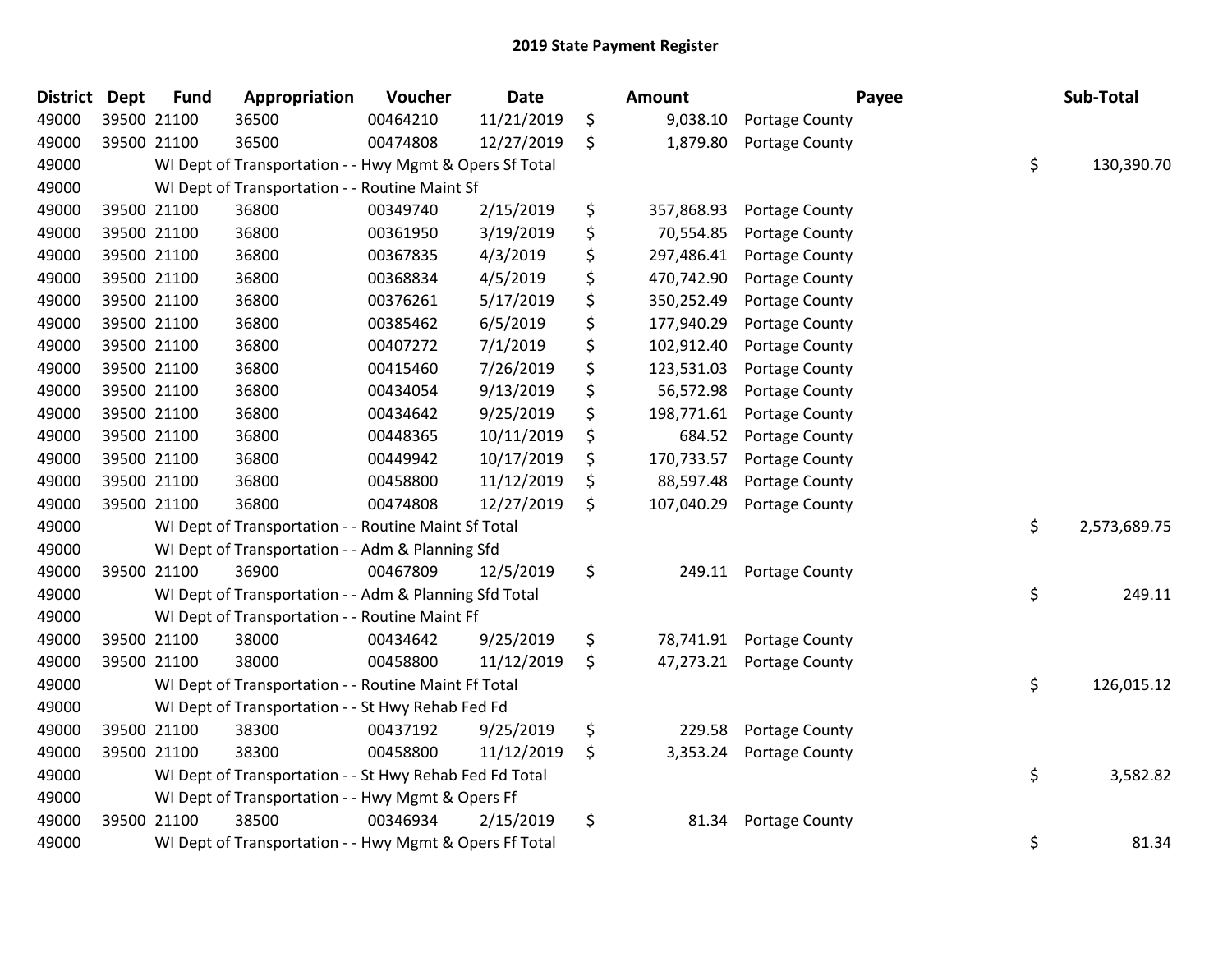## 2019 State Payment Register

| District | Dept | Fund | Appropriation | Voucher | Date | | Amount | Payee | | Sub-Total |
|---|---|---|---|---|---|---|---|---|---|---|
| 49000 | 39500 | 21100 | 36500 | 00464210 | 11/21/2019 | $ | 9,038.10 | Portage County | | |
| 49000 | 39500 | 21100 | 36500 | 00474808 | 12/27/2019 | $ | 1,879.80 | Portage County | | |
| 49000 | | WI Dept of Transportation - - Hwy Mgmt & Opers Sf Total | | | | | | | $ | 130,390.70 |
| 49000 | | WI Dept of Transportation - - Routine Maint Sf | | | | | | | | |
| 49000 | 39500 | 21100 | 36800 | 00349740 | 2/15/2019 | $ | 357,868.93 | Portage County | | |
| 49000 | 39500 | 21100 | 36800 | 00361950 | 3/19/2019 | $ | 70,554.85 | Portage County | | |
| 49000 | 39500 | 21100 | 36800 | 00367835 | 4/3/2019 | $ | 297,486.41 | Portage County | | |
| 49000 | 39500 | 21100 | 36800 | 00368834 | 4/5/2019 | $ | 470,742.90 | Portage County | | |
| 49000 | 39500 | 21100 | 36800 | 00376261 | 5/17/2019 | $ | 350,252.49 | Portage County | | |
| 49000 | 39500 | 21100 | 36800 | 00385462 | 6/5/2019 | $ | 177,940.29 | Portage County | | |
| 49000 | 39500 | 21100 | 36800 | 00407272 | 7/1/2019 | $ | 102,912.40 | Portage County | | |
| 49000 | 39500 | 21100 | 36800 | 00415460 | 7/26/2019 | $ | 123,531.03 | Portage County | | |
| 49000 | 39500 | 21100 | 36800 | 00434054 | 9/13/2019 | $ | 56,572.98 | Portage County | | |
| 49000 | 39500 | 21100 | 36800 | 00434642 | 9/25/2019 | $ | 198,771.61 | Portage County | | |
| 49000 | 39500 | 21100 | 36800 | 00448365 | 10/11/2019 | $ | 684.52 | Portage County | | |
| 49000 | 39500 | 21100 | 36800 | 00449942 | 10/17/2019 | $ | 170,733.57 | Portage County | | |
| 49000 | 39500 | 21100 | 36800 | 00458800 | 11/12/2019 | $ | 88,597.48 | Portage County | | |
| 49000 | 39500 | 21100 | 36800 | 00474808 | 12/27/2019 | $ | 107,040.29 | Portage County | | |
| 49000 | | WI Dept of Transportation - - Routine Maint Sf Total | | | | | | | $ | 2,573,689.75 |
| 49000 | | WI Dept of Transportation - - Adm & Planning Sfd | | | | | | | | |
| 49000 | 39500 | 21100 | 36900 | 00467809 | 12/5/2019 | $ | 249.11 | Portage County | | |
| 49000 | | WI Dept of Transportation - - Adm & Planning Sfd Total | | | | | | | $ | 249.11 |
| 49000 | | WI Dept of Transportation - - Routine Maint Ff | | | | | | | | |
| 49000 | 39500 | 21100 | 38000 | 00434642 | 9/25/2019 | $ | 78,741.91 | Portage County | | |
| 49000 | 39500 | 21100 | 38000 | 00458800 | 11/12/2019 | $ | 47,273.21 | Portage County | | |
| 49000 | | WI Dept of Transportation - - Routine Maint Ff Total | | | | | | | $ | 126,015.12 |
| 49000 | | WI Dept of Transportation - - St Hwy Rehab Fed Fd | | | | | | | | |
| 49000 | 39500 | 21100 | 38300 | 00437192 | 9/25/2019 | $ | 229.58 | Portage County | | |
| 49000 | 39500 | 21100 | 38300 | 00458800 | 11/12/2019 | $ | 3,353.24 | Portage County | | |
| 49000 | | WI Dept of Transportation - - St Hwy Rehab Fed Fd Total | | | | | | | $ | 3,582.82 |
| 49000 | | WI Dept of Transportation - - Hwy Mgmt & Opers Ff | | | | | | | | |
| 49000 | 39500 | 21100 | 38500 | 00346934 | 2/15/2019 | $ | 81.34 | Portage County | | |
| 49000 | | WI Dept of Transportation - - Hwy Mgmt & Opers Ff Total | | | | | | | $ | 81.34 |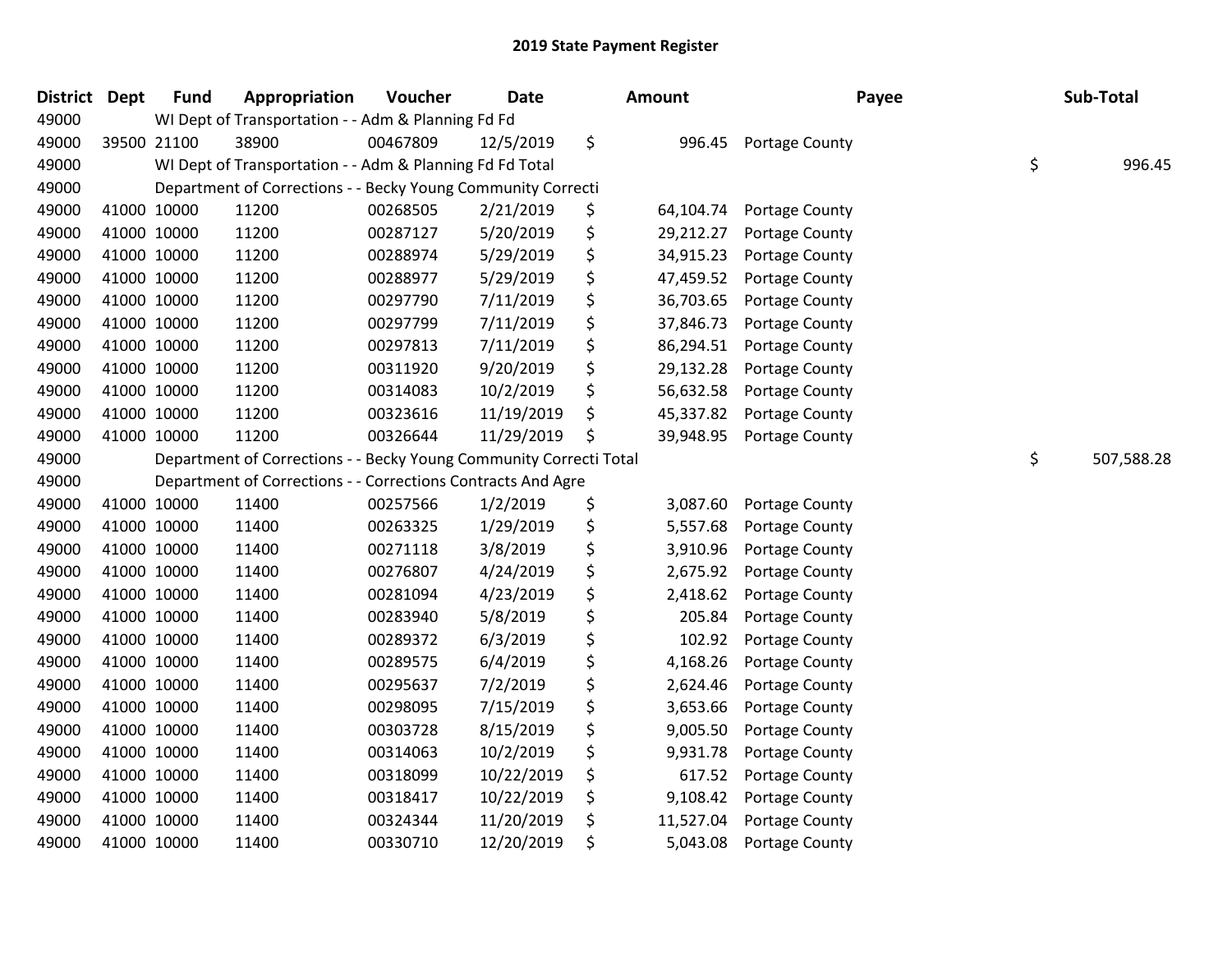# 2019 State Payment Register

| District | Dept | Fund | Appropriation | Voucher | Date | Amount | Payee | Sub-Total |
|---|---|---|---|---|---|---|---|---|
| 49000 | | WI Dept of Transportation - - Adm & Planning Fd Fd | | | | | | |
| 49000 | 39500 | 21100 | 38900 | 00467809 | 12/5/2019 | $ 996.45 | Portage County | |
| 49000 | | WI Dept of Transportation - - Adm & Planning Fd Fd Total | | | | | | $ 996.45 |
| 49000 | | Department of Corrections - - Becky Young Community Correcti | | | | | | |
| 49000 | 41000 | 10000 | 11200 | 00268505 | 2/21/2019 | $ 64,104.74 | Portage County | |
| 49000 | 41000 | 10000 | 11200 | 00287127 | 5/20/2019 | $ 29,212.27 | Portage County | |
| 49000 | 41000 | 10000 | 11200 | 00288974 | 5/29/2019 | $ 34,915.23 | Portage County | |
| 49000 | 41000 | 10000 | 11200 | 00288977 | 5/29/2019 | $ 47,459.52 | Portage County | |
| 49000 | 41000 | 10000 | 11200 | 00297790 | 7/11/2019 | $ 36,703.65 | Portage County | |
| 49000 | 41000 | 10000 | 11200 | 00297799 | 7/11/2019 | $ 37,846.73 | Portage County | |
| 49000 | 41000 | 10000 | 11200 | 00297813 | 7/11/2019 | $ 86,294.51 | Portage County | |
| 49000 | 41000 | 10000 | 11200 | 00311920 | 9/20/2019 | $ 29,132.28 | Portage County | |
| 49000 | 41000 | 10000 | 11200 | 00314083 | 10/2/2019 | $ 56,632.58 | Portage County | |
| 49000 | 41000 | 10000 | 11200 | 00323616 | 11/19/2019 | $ 45,337.82 | Portage County | |
| 49000 | 41000 | 10000 | 11200 | 00326644 | 11/29/2019 | $ 39,948.95 | Portage County | |
| 49000 | | Department of Corrections - - Becky Young Community Correcti Total | | | | | | $ 507,588.28 |
| 49000 | | Department of Corrections - - Corrections Contracts And Agre | | | | | | |
| 49000 | 41000 | 10000 | 11400 | 00257566 | 1/2/2019 | $ 3,087.60 | Portage County | |
| 49000 | 41000 | 10000 | 11400 | 00263325 | 1/29/2019 | $ 5,557.68 | Portage County | |
| 49000 | 41000 | 10000 | 11400 | 00271118 | 3/8/2019 | $ 3,910.96 | Portage County | |
| 49000 | 41000 | 10000 | 11400 | 00276807 | 4/24/2019 | $ 2,675.92 | Portage County | |
| 49000 | 41000 | 10000 | 11400 | 00281094 | 4/23/2019 | $ 2,418.62 | Portage County | |
| 49000 | 41000 | 10000 | 11400 | 00283940 | 5/8/2019 | $ 205.84 | Portage County | |
| 49000 | 41000 | 10000 | 11400 | 00289372 | 6/3/2019 | $ 102.92 | Portage County | |
| 49000 | 41000 | 10000 | 11400 | 00289575 | 6/4/2019 | $ 4,168.26 | Portage County | |
| 49000 | 41000 | 10000 | 11400 | 00295637 | 7/2/2019 | $ 2,624.46 | Portage County | |
| 49000 | 41000 | 10000 | 11400 | 00298095 | 7/15/2019 | $ 3,653.66 | Portage County | |
| 49000 | 41000 | 10000 | 11400 | 00303728 | 8/15/2019 | $ 9,005.50 | Portage County | |
| 49000 | 41000 | 10000 | 11400 | 00314063 | 10/2/2019 | $ 9,931.78 | Portage County | |
| 49000 | 41000 | 10000 | 11400 | 00318099 | 10/22/2019 | $ 617.52 | Portage County | |
| 49000 | 41000 | 10000 | 11400 | 00318417 | 10/22/2019 | $ 9,108.42 | Portage County | |
| 49000 | 41000 | 10000 | 11400 | 00324344 | 11/20/2019 | $ 11,527.04 | Portage County | |
| 49000 | 41000 | 10000 | 11400 | 00330710 | 12/20/2019 | $ 5,043.08 | Portage County | |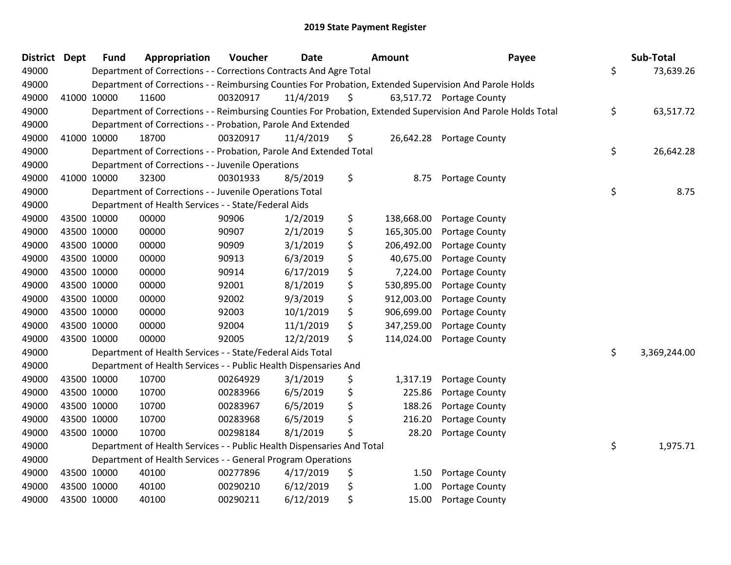# 2019 State Payment Register

| District | Dept | Fund | Appropriation | Voucher | Date | Amount | Payee | Sub-Total |
|---|---|---|---|---|---|---|---|---|
| 49000 | | Department of Corrections - - Corrections Contracts And Agre Total | | | | | | $ 73,639.26 |
| 49000 | | Department of Corrections - - Reimbursing Counties For Probation, Extended Supervision And Parole Holds | | | | | | |
| 49000 | 41000 | 10000 | 11600 | 00320917 | 11/4/2019 | $ 63,517.72 | Portage County | |
| 49000 | | Department of Corrections - - Reimbursing Counties For Probation, Extended Supervision And Parole Holds Total | | | | | | $ 63,517.72 |
| 49000 | | Department of Corrections - - Probation, Parole And Extended | | | | | | |
| 49000 | 41000 | 10000 | 18700 | 00320917 | 11/4/2019 | $ 26,642.28 | Portage County | |
| 49000 | | Department of Corrections - - Probation, Parole And Extended Total | | | | | | $ 26,642.28 |
| 49000 | | Department of Corrections - - Juvenile Operations | | | | | | |
| 49000 | 41000 | 10000 | 32300 | 00301933 | 8/5/2019 | $ 8.75 | Portage County | |
| 49000 | | Department of Corrections - - Juvenile Operations Total | | | | | | $ 8.75 |
| 49000 | | Department of Health Services - - State/Federal Aids | | | | | | |
| 49000 | 43500 | 10000 | 00000 | 90906 | 1/2/2019 | $ 138,668.00 | Portage County | |
| 49000 | 43500 | 10000 | 00000 | 90907 | 2/1/2019 | $ 165,305.00 | Portage County | |
| 49000 | 43500 | 10000 | 00000 | 90909 | 3/1/2019 | $ 206,492.00 | Portage County | |
| 49000 | 43500 | 10000 | 00000 | 90913 | 6/3/2019 | $ 40,675.00 | Portage County | |
| 49000 | 43500 | 10000 | 00000 | 90914 | 6/17/2019 | $ 7,224.00 | Portage County | |
| 49000 | 43500 | 10000 | 00000 | 92001 | 8/1/2019 | $ 530,895.00 | Portage County | |
| 49000 | 43500 | 10000 | 00000 | 92002 | 9/3/2019 | $ 912,003.00 | Portage County | |
| 49000 | 43500 | 10000 | 00000 | 92003 | 10/1/2019 | $ 906,699.00 | Portage County | |
| 49000 | 43500 | 10000 | 00000 | 92004 | 11/1/2019 | $ 347,259.00 | Portage County | |
| 49000 | 43500 | 10000 | 00000 | 92005 | 12/2/2019 | $ 114,024.00 | Portage County | |
| 49000 | | Department of Health Services - - State/Federal Aids Total | | | | | | $ 3,369,244.00 |
| 49000 | | Department of Health Services - - Public Health Dispensaries And | | | | | | |
| 49000 | 43500 | 10000 | 10700 | 00264929 | 3/1/2019 | $ 1,317.19 | Portage County | |
| 49000 | 43500 | 10000 | 10700 | 00283966 | 6/5/2019 | $ 225.86 | Portage County | |
| 49000 | 43500 | 10000 | 10700 | 00283967 | 6/5/2019 | $ 188.26 | Portage County | |
| 49000 | 43500 | 10000 | 10700 | 00283968 | 6/5/2019 | $ 216.20 | Portage County | |
| 49000 | 43500 | 10000 | 10700 | 00298184 | 8/1/2019 | $ 28.20 | Portage County | |
| 49000 | | Department of Health Services - - Public Health Dispensaries And Total | | | | | | $ 1,975.71 |
| 49000 | | Department of Health Services - - General Program Operations | | | | | | |
| 49000 | 43500 | 10000 | 40100 | 00277896 | 4/17/2019 | $ 1.50 | Portage County | |
| 49000 | 43500 | 10000 | 40100 | 00290210 | 6/12/2019 | $ 1.00 | Portage County | |
| 49000 | 43500 | 10000 | 40100 | 00290211 | 6/12/2019 | $ 15.00 | Portage County | |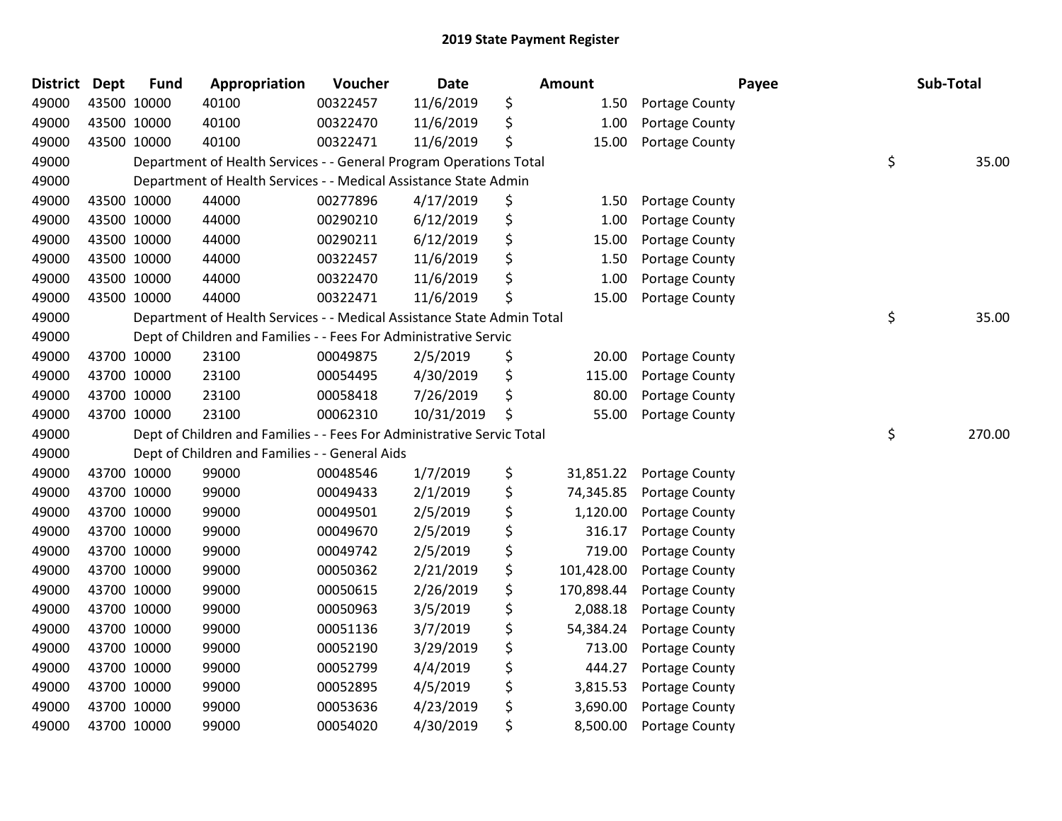## 2019 State Payment Register

| District | Dept | Fund | Appropriation | Voucher | Date | Amount | Payee | Sub-Total |
|---|---|---|---|---|---|---|---|---|
| 49000 | 43500 | 10000 | 40100 | 00322457 | 11/6/2019 | $ 1.50 | Portage County | |
| 49000 | 43500 | 10000 | 40100 | 00322470 | 11/6/2019 | $ 1.00 | Portage County | |
| 49000 | 43500 | 10000 | 40100 | 00322471 | 11/6/2019 | $ 15.00 | Portage County | |
| 49000 | | | Department of Health Services - - General Program Operations Total | | | | | $ 35.00 |
| 49000 | | | Department of Health Services - - Medical Assistance State Admin | | | | | |
| 49000 | 43500 | 10000 | 44000 | 00277896 | 4/17/2019 | $ 1.50 | Portage County | |
| 49000 | 43500 | 10000 | 44000 | 00290210 | 6/12/2019 | $ 1.00 | Portage County | |
| 49000 | 43500 | 10000 | 44000 | 00290211 | 6/12/2019 | $ 15.00 | Portage County | |
| 49000 | 43500 | 10000 | 44000 | 00322457 | 11/6/2019 | $ 1.50 | Portage County | |
| 49000 | 43500 | 10000 | 44000 | 00322470 | 11/6/2019 | $ 1.00 | Portage County | |
| 49000 | 43500 | 10000 | 44000 | 00322471 | 11/6/2019 | $ 15.00 | Portage County | |
| 49000 | | | Department of Health Services - - Medical Assistance State Admin Total | | | | | $ 35.00 |
| 49000 | | | Dept of Children and Families - - Fees For Administrative Servic | | | | | |
| 49000 | 43700 | 10000 | 23100 | 00049875 | 2/5/2019 | $ 20.00 | Portage County | |
| 49000 | 43700 | 10000 | 23100 | 00054495 | 4/30/2019 | $ 115.00 | Portage County | |
| 49000 | 43700 | 10000 | 23100 | 00058418 | 7/26/2019 | $ 80.00 | Portage County | |
| 49000 | 43700 | 10000 | 23100 | 00062310 | 10/31/2019 | $ 55.00 | Portage County | |
| 49000 | | | Dept of Children and Families - - Fees For Administrative Servic Total | | | | | $ 270.00 |
| 49000 | | | Dept of Children and Families - - General Aids | | | | | |
| 49000 | 43700 | 10000 | 99000 | 00048546 | 1/7/2019 | $ 31,851.22 | Portage County | |
| 49000 | 43700 | 10000 | 99000 | 00049433 | 2/1/2019 | $ 74,345.85 | Portage County | |
| 49000 | 43700 | 10000 | 99000 | 00049501 | 2/5/2019 | $ 1,120.00 | Portage County | |
| 49000 | 43700 | 10000 | 99000 | 00049670 | 2/5/2019 | $ 316.17 | Portage County | |
| 49000 | 43700 | 10000 | 99000 | 00049742 | 2/5/2019 | $ 719.00 | Portage County | |
| 49000 | 43700 | 10000 | 99000 | 00050362 | 2/21/2019 | $ 101,428.00 | Portage County | |
| 49000 | 43700 | 10000 | 99000 | 00050615 | 2/26/2019 | $ 170,898.44 | Portage County | |
| 49000 | 43700 | 10000 | 99000 | 00050963 | 3/5/2019 | $ 2,088.18 | Portage County | |
| 49000 | 43700 | 10000 | 99000 | 00051136 | 3/7/2019 | $ 54,384.24 | Portage County | |
| 49000 | 43700 | 10000 | 99000 | 00052190 | 3/29/2019 | $ 713.00 | Portage County | |
| 49000 | 43700 | 10000 | 99000 | 00052799 | 4/4/2019 | $ 444.27 | Portage County | |
| 49000 | 43700 | 10000 | 99000 | 00052895 | 4/5/2019 | $ 3,815.53 | Portage County | |
| 49000 | 43700 | 10000 | 99000 | 00053636 | 4/23/2019 | $ 3,690.00 | Portage County | |
| 49000 | 43700 | 10000 | 99000 | 00054020 | 4/30/2019 | $ 8,500.00 | Portage County | |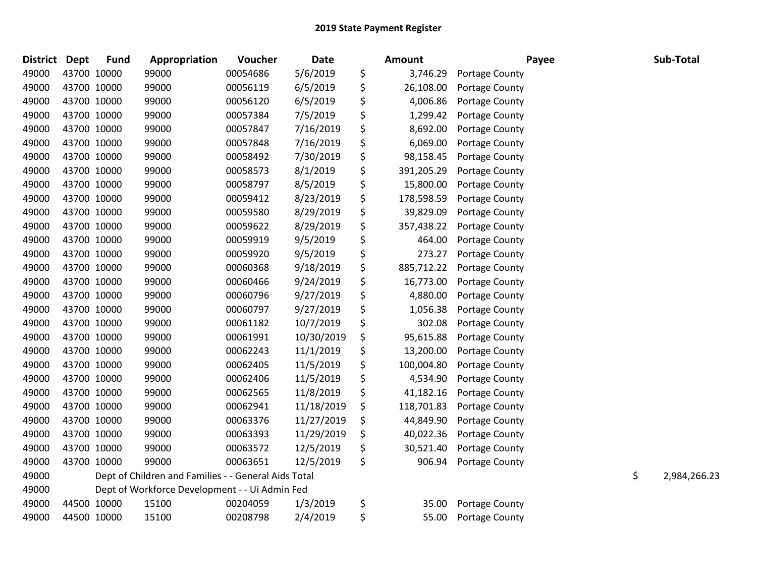# 2019 State Payment Register

| District | Dept | Fund | Appropriation | Voucher | Date | Amount | Payee | Sub-Total |
|---|---|---|---|---|---|---|---|---|
| 49000 | 43700 | 10000 | 99000 | 00054686 | 5/6/2019 | $ 3,746.29 | Portage County | |
| 49000 | 43700 | 10000 | 99000 | 00056119 | 6/5/2019 | $ 26,108.00 | Portage County | |
| 49000 | 43700 | 10000 | 99000 | 00056120 | 6/5/2019 | $ 4,006.86 | Portage County | |
| 49000 | 43700 | 10000 | 99000 | 00057384 | 7/5/2019 | $ 1,299.42 | Portage County | |
| 49000 | 43700 | 10000 | 99000 | 00057847 | 7/16/2019 | $ 8,692.00 | Portage County | |
| 49000 | 43700 | 10000 | 99000 | 00057848 | 7/16/2019 | $ 6,069.00 | Portage County | |
| 49000 | 43700 | 10000 | 99000 | 00058492 | 7/30/2019 | $ 98,158.45 | Portage County | |
| 49000 | 43700 | 10000 | 99000 | 00058573 | 8/1/2019 | $ 391,205.29 | Portage County | |
| 49000 | 43700 | 10000 | 99000 | 00058797 | 8/5/2019 | $ 15,800.00 | Portage County | |
| 49000 | 43700 | 10000 | 99000 | 00059412 | 8/23/2019 | $ 178,598.59 | Portage County | |
| 49000 | 43700 | 10000 | 99000 | 00059580 | 8/29/2019 | $ 39,829.09 | Portage County | |
| 49000 | 43700 | 10000 | 99000 | 00059622 | 8/29/2019 | $ 357,438.22 | Portage County | |
| 49000 | 43700 | 10000 | 99000 | 00059919 | 9/5/2019 | $ 464.00 | Portage County | |
| 49000 | 43700 | 10000 | 99000 | 00059920 | 9/5/2019 | $ 273.27 | Portage County | |
| 49000 | 43700 | 10000 | 99000 | 00060368 | 9/18/2019 | $ 885,712.22 | Portage County | |
| 49000 | 43700 | 10000 | 99000 | 00060466 | 9/24/2019 | $ 16,773.00 | Portage County | |
| 49000 | 43700 | 10000 | 99000 | 00060796 | 9/27/2019 | $ 4,880.00 | Portage County | |
| 49000 | 43700 | 10000 | 99000 | 00060797 | 9/27/2019 | $ 1,056.38 | Portage County | |
| 49000 | 43700 | 10000 | 99000 | 00061182 | 10/7/2019 | $ 302.08 | Portage County | |
| 49000 | 43700 | 10000 | 99000 | 00061991 | 10/30/2019 | $ 95,615.88 | Portage County | |
| 49000 | 43700 | 10000 | 99000 | 00062243 | 11/1/2019 | $ 13,200.00 | Portage County | |
| 49000 | 43700 | 10000 | 99000 | 00062405 | 11/5/2019 | $ 100,004.80 | Portage County | |
| 49000 | 43700 | 10000 | 99000 | 00062406 | 11/5/2019 | $ 4,534.90 | Portage County | |
| 49000 | 43700 | 10000 | 99000 | 00062565 | 11/8/2019 | $ 41,182.16 | Portage County | |
| 49000 | 43700 | 10000 | 99000 | 00062941 | 11/18/2019 | $ 118,701.83 | Portage County | |
| 49000 | 43700 | 10000 | 99000 | 00063376 | 11/27/2019 | $ 44,849.90 | Portage County | |
| 49000 | 43700 | 10000 | 99000 | 00063393 | 11/29/2019 | $ 40,022.36 | Portage County | |
| 49000 | 43700 | 10000 | 99000 | 00063572 | 12/5/2019 | $ 30,521.40 | Portage County | |
| 49000 | 43700 | 10000 | 99000 | 00063651 | 12/5/2019 | $ 906.94 | Portage County | |
| 49000 | Dept of Children and Families - - General Aids Total | | | | | | | $ 2,984,266.23 |
| 49000 | Dept of Workforce Development - - Ui Admin Fed | | | | | | | |
| 49000 | 44500 | 10000 | 15100 | 00204059 | 1/3/2019 | $ 35.00 | Portage County | |
| 49000 | 44500 | 10000 | 15100 | 00208798 | 2/4/2019 | $ 55.00 | Portage County | |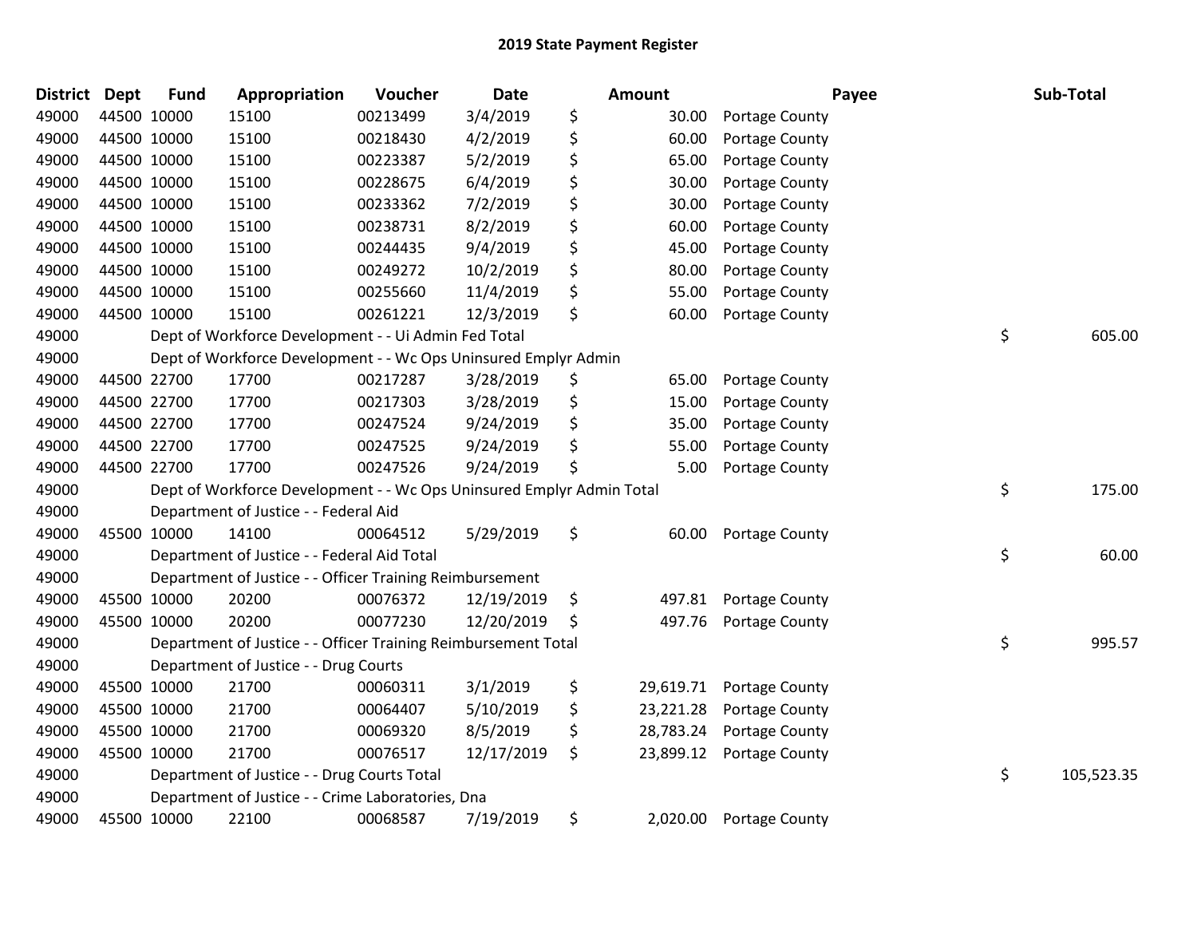# 2019 State Payment Register

| District | Dept | Fund | Appropriation | Voucher | Date | Amount | Payee | Sub-Total |
|---|---|---|---|---|---|---|---|---|
| 49000 | 44500 | 10000 | 15100 | 00213499 | 3/4/2019 | $ 30.00 | Portage County | |
| 49000 | 44500 | 10000 | 15100 | 00218430 | 4/2/2019 | $ 60.00 | Portage County | |
| 49000 | 44500 | 10000 | 15100 | 00223387 | 5/2/2019 | $ 65.00 | Portage County | |
| 49000 | 44500 | 10000 | 15100 | 00228675 | 6/4/2019 | $ 30.00 | Portage County | |
| 49000 | 44500 | 10000 | 15100 | 00233362 | 7/2/2019 | $ 30.00 | Portage County | |
| 49000 | 44500 | 10000 | 15100 | 00238731 | 8/2/2019 | $ 60.00 | Portage County | |
| 49000 | 44500 | 10000 | 15100 | 00244435 | 9/4/2019 | $ 45.00 | Portage County | |
| 49000 | 44500 | 10000 | 15100 | 00249272 | 10/2/2019 | $ 80.00 | Portage County | |
| 49000 | 44500 | 10000 | 15100 | 00255660 | 11/4/2019 | $ 55.00 | Portage County | |
| 49000 | 44500 | 10000 | 15100 | 00261221 | 12/3/2019 | $ 60.00 | Portage County | |
| 49000 | | Dept of Workforce Development - - Ui Admin Fed Total | | | | | | $ 605.00 |
| 49000 | | Dept of Workforce Development - - Wc Ops Uninsured Emplyr Admin | | | | | | |
| 49000 | 44500 | 22700 | 17700 | 00217287 | 3/28/2019 | $ 65.00 | Portage County | |
| 49000 | 44500 | 22700 | 17700 | 00217303 | 3/28/2019 | $ 15.00 | Portage County | |
| 49000 | 44500 | 22700 | 17700 | 00247524 | 9/24/2019 | $ 35.00 | Portage County | |
| 49000 | 44500 | 22700 | 17700 | 00247525 | 9/24/2019 | $ 55.00 | Portage County | |
| 49000 | 44500 | 22700 | 17700 | 00247526 | 9/24/2019 | $ 5.00 | Portage County | |
| 49000 | | Dept of Workforce Development - - Wc Ops Uninsured Emplyr Admin Total | | | | | | $ 175.00 |
| 49000 | | Department of Justice - - Federal Aid | | | | | | |
| 49000 | 45500 | 10000 | 14100 | 00064512 | 5/29/2019 | $ 60.00 | Portage County | |
| 49000 | | Department of Justice - - Federal Aid Total | | | | | | $ 60.00 |
| 49000 | | Department of Justice - - Officer Training Reimbursement | | | | | | |
| 49000 | 45500 | 10000 | 20200 | 00076372 | 12/19/2019 | $ 497.81 | Portage County | |
| 49000 | 45500 | 10000 | 20200 | 00077230 | 12/20/2019 | $ 497.76 | Portage County | |
| 49000 | | Department of Justice - - Officer Training Reimbursement Total | | | | | | $ 995.57 |
| 49000 | | Department of Justice - - Drug Courts | | | | | | |
| 49000 | 45500 | 10000 | 21700 | 00060311 | 3/1/2019 | $ 29,619.71 | Portage County | |
| 49000 | 45500 | 10000 | 21700 | 00064407 | 5/10/2019 | $ 23,221.28 | Portage County | |
| 49000 | 45500 | 10000 | 21700 | 00069320 | 8/5/2019 | $ 28,783.24 | Portage County | |
| 49000 | 45500 | 10000 | 21700 | 00076517 | 12/17/2019 | $ 23,899.12 | Portage County | |
| 49000 | | Department of Justice - - Drug Courts Total | | | | | | $ 105,523.35 |
| 49000 | | Department of Justice - - Crime Laboratories, Dna | | | | | | |
| 49000 | 45500 | 10000 | 22100 | 00068587 | 7/19/2019 | $ 2,020.00 | Portage County | |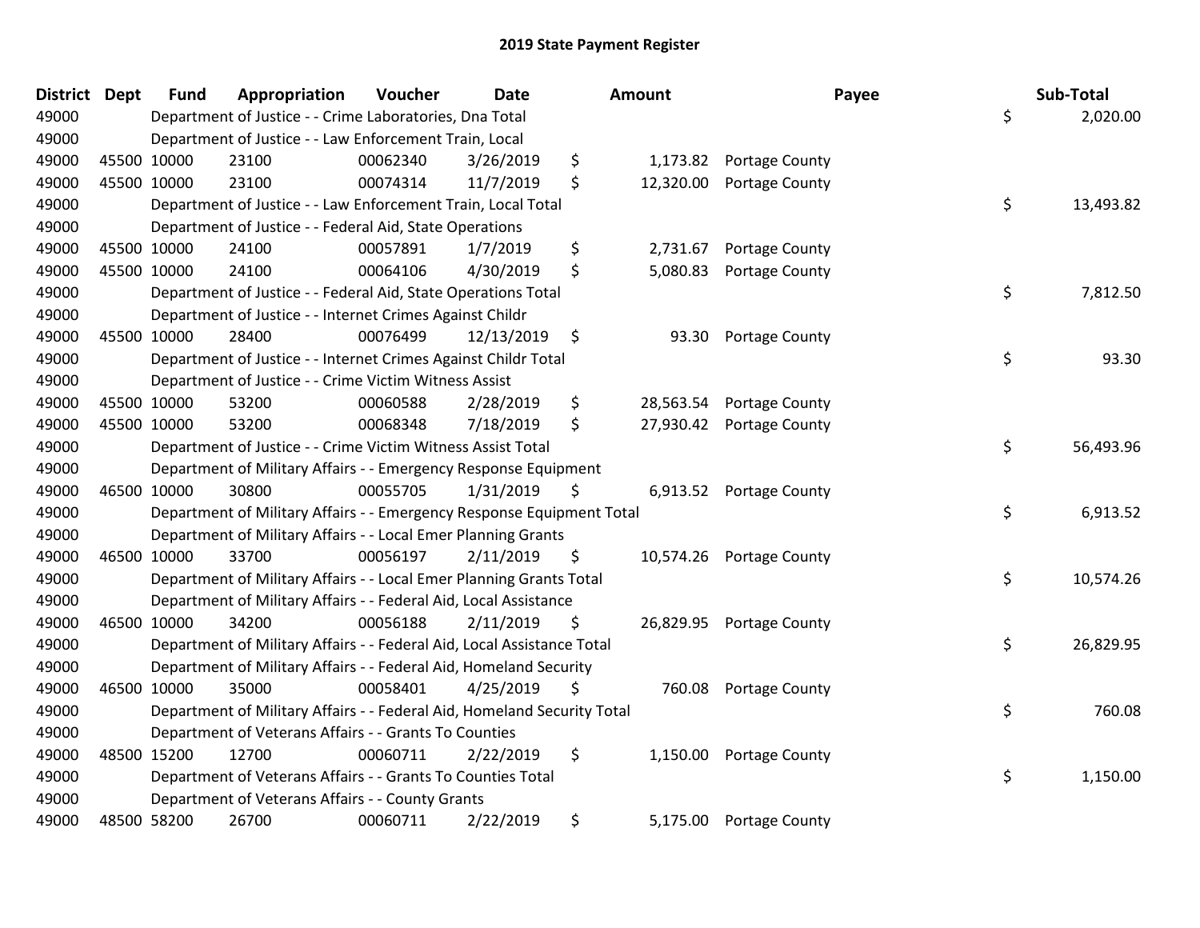# 2019 State Payment Register

| District | Dept | Fund | Appropriation | Voucher | Date | Amount | Payee | Sub-Total |
|---|---|---|---|---|---|---|---|---|
| 49000 | | Department of Justice - - Crime Laboratories, Dna Total | | | | | | $ 2,020.00 |
| 49000 | | Department of Justice - - Law Enforcement Train, Local | | | | | | |
| 49000 | 45500 | 10000 | 23100 | 00062340 | 3/26/2019 | $ 1,173.82 | Portage County | |
| 49000 | 45500 | 10000 | 23100 | 00074314 | 11/7/2019 | $ 12,320.00 | Portage County | |
| 49000 | | Department of Justice - - Law Enforcement Train, Local Total | | | | | | $ 13,493.82 |
| 49000 | | Department of Justice - - Federal Aid, State Operations | | | | | | |
| 49000 | 45500 | 10000 | 24100 | 00057891 | 1/7/2019 | $ 2,731.67 | Portage County | |
| 49000 | 45500 | 10000 | 24100 | 00064106 | 4/30/2019 | $ 5,080.83 | Portage County | |
| 49000 | | Department of Justice - - Federal Aid, State Operations Total | | | | | | $ 7,812.50 |
| 49000 | | Department of Justice - - Internet Crimes Against Childr | | | | | | |
| 49000 | 45500 | 10000 | 28400 | 00076499 | 12/13/2019 | $ 93.30 | Portage County | |
| 49000 | | Department of Justice - - Internet Crimes Against Childr Total | | | | | | $ 93.30 |
| 49000 | | Department of Justice - - Crime Victim Witness Assist | | | | | | |
| 49000 | 45500 | 10000 | 53200 | 00060588 | 2/28/2019 | $ 28,563.54 | Portage County | |
| 49000 | 45500 | 10000 | 53200 | 00068348 | 7/18/2019 | $ 27,930.42 | Portage County | |
| 49000 | | Department of Justice - - Crime Victim Witness Assist Total | | | | | | $ 56,493.96 |
| 49000 | | Department of Military Affairs - - Emergency Response Equipment | | | | | | |
| 49000 | 46500 | 10000 | 30800 | 00055705 | 1/31/2019 | $ 6,913.52 | Portage County | |
| 49000 | | Department of Military Affairs - - Emergency Response Equipment Total | | | | | | $ 6,913.52 |
| 49000 | | Department of Military Affairs - - Local Emer Planning Grants | | | | | | |
| 49000 | 46500 | 10000 | 33700 | 00056197 | 2/11/2019 | $ 10,574.26 | Portage County | |
| 49000 | | Department of Military Affairs - - Local Emer Planning Grants Total | | | | | | $ 10,574.26 |
| 49000 | | Department of Military Affairs - - Federal Aid, Local Assistance | | | | | | |
| 49000 | 46500 | 10000 | 34200 | 00056188 | 2/11/2019 | $ 26,829.95 | Portage County | |
| 49000 | | Department of Military Affairs - - Federal Aid, Local Assistance Total | | | | | | $ 26,829.95 |
| 49000 | | Department of Military Affairs - - Federal Aid, Homeland Security | | | | | | |
| 49000 | 46500 | 10000 | 35000 | 00058401 | 4/25/2019 | $ 760.08 | Portage County | |
| 49000 | | Department of Military Affairs - - Federal Aid, Homeland Security Total | | | | | | $ 760.08 |
| 49000 | | Department of Veterans Affairs - - Grants To Counties | | | | | | |
| 49000 | 48500 | 15200 | 12700 | 00060711 | 2/22/2019 | $ 1,150.00 | Portage County | |
| 49000 | | Department of Veterans Affairs - - Grants To Counties Total | | | | | | $ 1,150.00 |
| 49000 | | Department of Veterans Affairs - - County Grants | | | | | | |
| 49000 | 48500 | 58200 | 26700 | 00060711 | 2/22/2019 | $ 5,175.00 | Portage County | |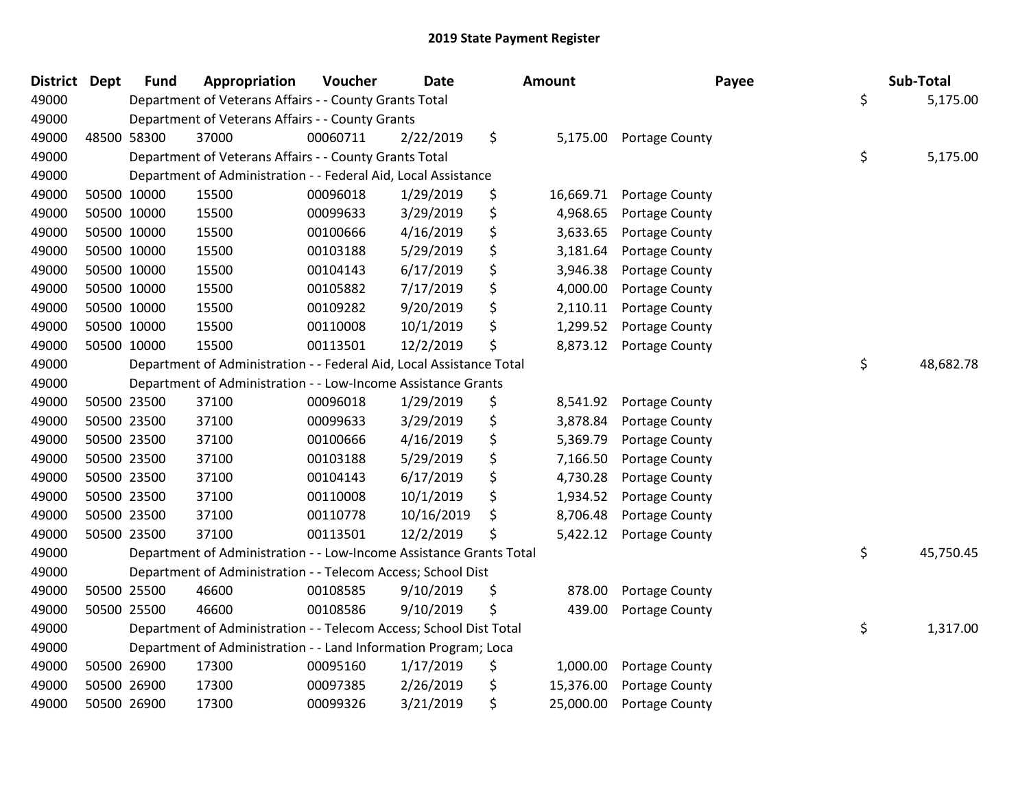# 2019 State Payment Register

| District | Dept | Fund | Appropriation | Voucher | Date | Amount | Payee | Sub-Total |
|---|---|---|---|---|---|---|---|---|
| 49000 | | Department of Veterans Affairs - - County Grants Total | | | | | | $ 5,175.00 |
| 49000 | | Department of Veterans Affairs - - County Grants | | | | | | |
| 49000 | 48500 | 58300 | 37000 | 00060711 | 2/22/2019 | $ 5,175.00 | Portage County | |
| 49000 | | Department of Veterans Affairs - - County Grants Total | | | | | | $ 5,175.00 |
| 49000 | | Department of Administration - - Federal Aid, Local Assistance | | | | | | |
| 49000 | 50500 | 10000 | 15500 | 00096018 | 1/29/2019 | $ 16,669.71 | Portage County | |
| 49000 | 50500 | 10000 | 15500 | 00099633 | 3/29/2019 | $ 4,968.65 | Portage County | |
| 49000 | 50500 | 10000 | 15500 | 00100666 | 4/16/2019 | $ 3,633.65 | Portage County | |
| 49000 | 50500 | 10000 | 15500 | 00103188 | 5/29/2019 | $ 3,181.64 | Portage County | |
| 49000 | 50500 | 10000 | 15500 | 00104143 | 6/17/2019 | $ 3,946.38 | Portage County | |
| 49000 | 50500 | 10000 | 15500 | 00105882 | 7/17/2019 | $ 4,000.00 | Portage County | |
| 49000 | 50500 | 10000 | 15500 | 00109282 | 9/20/2019 | $ 2,110.11 | Portage County | |
| 49000 | 50500 | 10000 | 15500 | 00110008 | 10/1/2019 | $ 1,299.52 | Portage County | |
| 49000 | 50500 | 10000 | 15500 | 00113501 | 12/2/2019 | $ 8,873.12 | Portage County | |
| 49000 | | Department of Administration - - Federal Aid, Local Assistance Total | | | | | | $ 48,682.78 |
| 49000 | | Department of Administration - - Low-Income Assistance Grants | | | | | | |
| 49000 | 50500 | 23500 | 37100 | 00096018 | 1/29/2019 | $ 8,541.92 | Portage County | |
| 49000 | 50500 | 23500 | 37100 | 00099633 | 3/29/2019 | $ 3,878.84 | Portage County | |
| 49000 | 50500 | 23500 | 37100 | 00100666 | 4/16/2019 | $ 5,369.79 | Portage County | |
| 49000 | 50500 | 23500 | 37100 | 00103188 | 5/29/2019 | $ 7,166.50 | Portage County | |
| 49000 | 50500 | 23500 | 37100 | 00104143 | 6/17/2019 | $ 4,730.28 | Portage County | |
| 49000 | 50500 | 23500 | 37100 | 00110008 | 10/1/2019 | $ 1,934.52 | Portage County | |
| 49000 | 50500 | 23500 | 37100 | 00110778 | 10/16/2019 | $ 8,706.48 | Portage County | |
| 49000 | 50500 | 23500 | 37100 | 00113501 | 12/2/2019 | $ 5,422.12 | Portage County | |
| 49000 | | Department of Administration - - Low-Income Assistance Grants Total | | | | | | $ 45,750.45 |
| 49000 | | Department of Administration - - Telecom Access; School Dist | | | | | | |
| 49000 | 50500 | 25500 | 46600 | 00108585 | 9/10/2019 | $ 878.00 | Portage County | |
| 49000 | 50500 | 25500 | 46600 | 00108586 | 9/10/2019 | $ 439.00 | Portage County | |
| 49000 | | Department of Administration - - Telecom Access; School Dist Total | | | | | | $ 1,317.00 |
| 49000 | | Department of Administration - - Land Information Program; Loca | | | | | | |
| 49000 | 50500 | 26900 | 17300 | 00095160 | 1/17/2019 | $ 1,000.00 | Portage County | |
| 49000 | 50500 | 26900 | 17300 | 00097385 | 2/26/2019 | $ 15,376.00 | Portage County | |
| 49000 | 50500 | 26900 | 17300 | 00099326 | 3/21/2019 | $ 25,000.00 | Portage County | |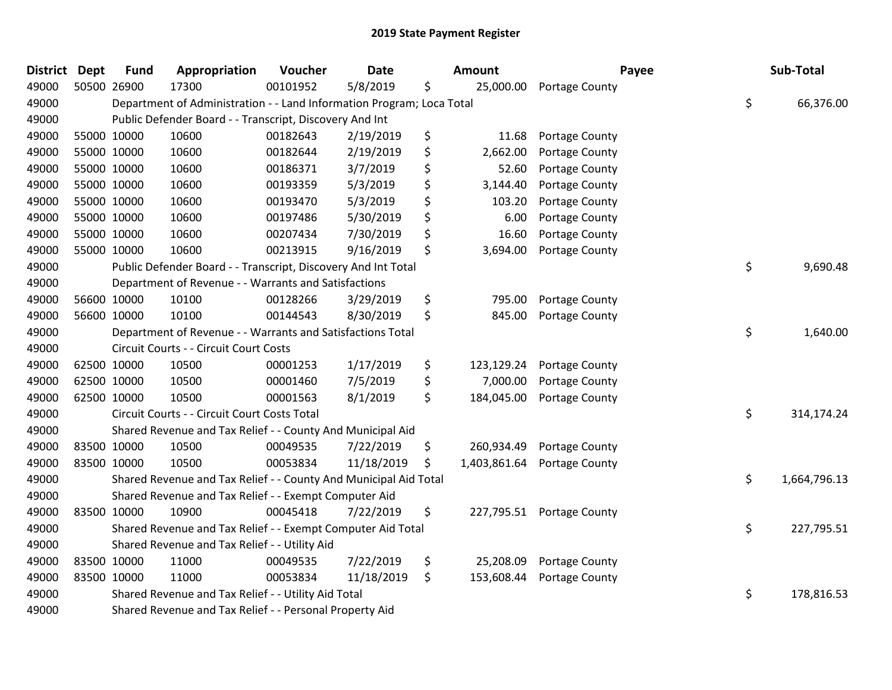# 2019 State Payment Register

| District | Dept | Fund | Appropriation | Voucher | Date | Amount | Payee | Sub-Total |
|---|---|---|---|---|---|---|---|---|
| 49000 | 50500 | 26900 | 17300 | 00101952 | 5/8/2019 | $ 25,000.00 | Portage County | |
| 49000 | | Department of Administration - - Land Information Program; Loca Total | | | | | | $ 66,376.00 |
| 49000 | | Public Defender Board - - Transcript, Discovery And Int | | | | | | |
| 49000 | 55000 | 10000 | 10600 | 00182643 | 2/19/2019 | $ 11.68 | Portage County | |
| 49000 | 55000 | 10000 | 10600 | 00182644 | 2/19/2019 | $ 2,662.00 | Portage County | |
| 49000 | 55000 | 10000 | 10600 | 00186371 | 3/7/2019 | $ 52.60 | Portage County | |
| 49000 | 55000 | 10000 | 10600 | 00193359 | 5/3/2019 | $ 3,144.40 | Portage County | |
| 49000 | 55000 | 10000 | 10600 | 00193470 | 5/3/2019 | $ 103.20 | Portage County | |
| 49000 | 55000 | 10000 | 10600 | 00197486 | 5/30/2019 | $ 6.00 | Portage County | |
| 49000 | 55000 | 10000 | 10600 | 00207434 | 7/30/2019 | $ 16.60 | Portage County | |
| 49000 | 55000 | 10000 | 10600 | 00213915 | 9/16/2019 | $ 3,694.00 | Portage County | |
| 49000 | | Public Defender Board - - Transcript, Discovery And Int Total | | | | | | $ 9,690.48 |
| 49000 | | Department of Revenue - - Warrants and Satisfactions | | | | | | |
| 49000 | 56600 | 10000 | 10100 | 00128266 | 3/29/2019 | $ 795.00 | Portage County | |
| 49000 | 56600 | 10000 | 10100 | 00144543 | 8/30/2019 | $ 845.00 | Portage County | |
| 49000 | | Department of Revenue - - Warrants and Satisfactions Total | | | | | | $ 1,640.00 |
| 49000 | | Circuit Courts - - Circuit Court Costs | | | | | | |
| 49000 | 62500 | 10000 | 10500 | 00001253 | 1/17/2019 | $ 123,129.24 | Portage County | |
| 49000 | 62500 | 10000 | 10500 | 00001460 | 7/5/2019 | $ 7,000.00 | Portage County | |
| 49000 | 62500 | 10000 | 10500 | 00001563 | 8/1/2019 | $ 184,045.00 | Portage County | |
| 49000 | | Circuit Courts - - Circuit Court Costs Total | | | | | | $ 314,174.24 |
| 49000 | | Shared Revenue and Tax Relief - - County And Municipal Aid | | | | | | |
| 49000 | 83500 | 10000 | 10500 | 00049535 | 7/22/2019 | $ 260,934.49 | Portage County | |
| 49000 | 83500 | 10000 | 10500 | 00053834 | 11/18/2019 | $ 1,403,861.64 | Portage County | |
| 49000 | | Shared Revenue and Tax Relief - - County And Municipal Aid Total | | | | | | $ 1,664,796.13 |
| 49000 | | Shared Revenue and Tax Relief - - Exempt Computer Aid | | | | | | |
| 49000 | 83500 | 10000 | 10900 | 00045418 | 7/22/2019 | $ 227,795.51 | Portage County | |
| 49000 | | Shared Revenue and Tax Relief - - Exempt Computer Aid Total | | | | | | $ 227,795.51 |
| 49000 | | Shared Revenue and Tax Relief - - Utility Aid | | | | | | |
| 49000 | 83500 | 10000 | 11000 | 00049535 | 7/22/2019 | $ 25,208.09 | Portage County | |
| 49000 | 83500 | 10000 | 11000 | 00053834 | 11/18/2019 | $ 153,608.44 | Portage County | |
| 49000 | | Shared Revenue and Tax Relief - - Utility Aid Total | | | | | | $ 178,816.53 |
| 49000 | | Shared Revenue and Tax Relief - - Personal Property Aid | | | | | | |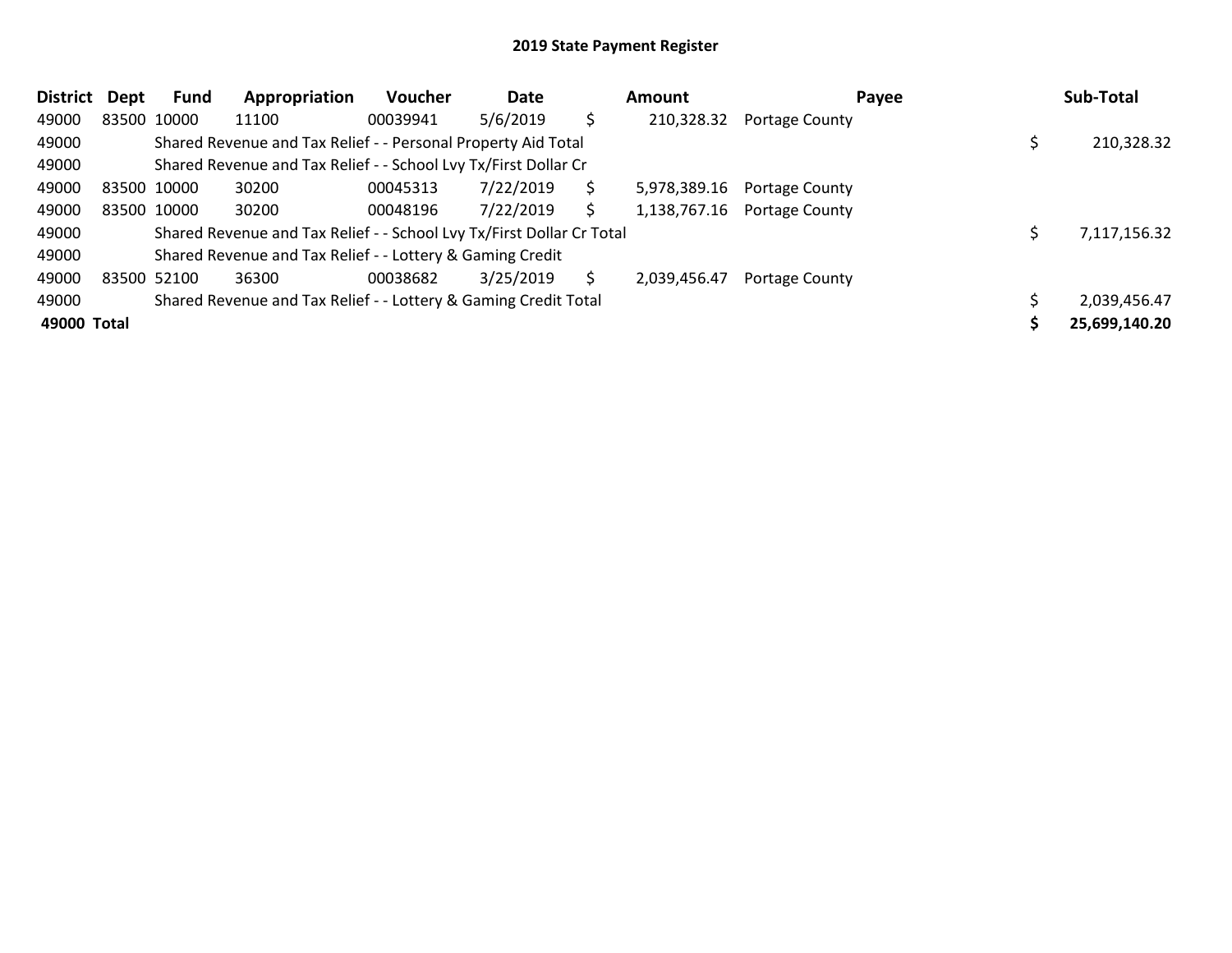# 2019 State Payment Register

| District | Dept | Fund | Appropriation | Voucher | Date | Amount | Payee | Sub-Total |
|---|---|---|---|---|---|---|---|---|
| 49000 | 83500 | 10000 | 11100 | 00039941 | 5/6/2019 | $ 210,328.32 | Portage County | |
| 49000 | | Shared Revenue and Tax Relief - - Personal Property Aid Total | | | | | | $ 210,328.32 |
| 49000 | | Shared Revenue and Tax Relief - - School Lvy Tx/First Dollar Cr | | | | | | |
| 49000 | 83500 | 10000 | 30200 | 00045313 | 7/22/2019 | $ 5,978,389.16 | Portage County | |
| 49000 | 83500 | 10000 | 30200 | 00048196 | 7/22/2019 | $ 1,138,767.16 | Portage County | |
| 49000 | | Shared Revenue and Tax Relief - - School Lvy Tx/First Dollar Cr Total | | | | | | $ 7,117,156.32 |
| 49000 | | Shared Revenue and Tax Relief - - Lottery & Gaming Credit | | | | | | |
| 49000 | 83500 | 52100 | 36300 | 00038682 | 3/25/2019 | $ 2,039,456.47 | Portage County | |
| 49000 | | Shared Revenue and Tax Relief - - Lottery & Gaming Credit Total | | | | | | $ 2,039,456.47 |
| **49000 Total** | | | | | | | | **$ 25,699,140.20** |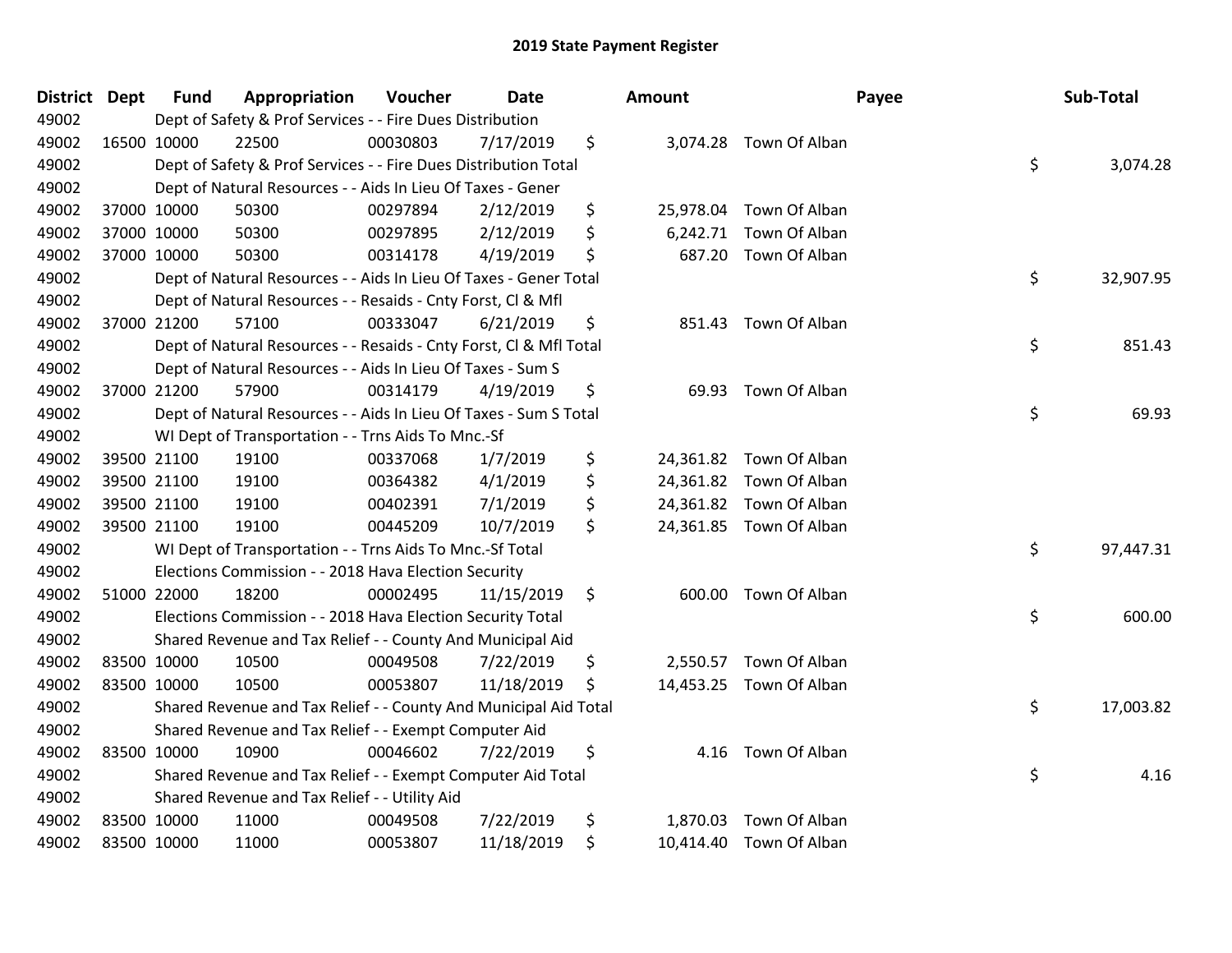# 2019 State Payment Register

| District | Dept | Fund | Appropriation | Voucher | Date | | Amount | Payee | | Sub-Total |
|---|---|---|---|---|---|---|---|---|---|---|
| 49002 | | Dept of Safety & Prof Services - - Fire Dues Distribution | | | | | | | | |
| 49002 | 16500 | 10000 | 22500 | 00030803 | 7/17/2019 | $ | 3,074.28 | Town Of Alban | | |
| 49002 | | Dept of Safety & Prof Services - - Fire Dues Distribution Total | | | | | | | $ | 3,074.28 |
| 49002 | | Dept of Natural Resources - - Aids In Lieu Of Taxes - Gener | | | | | | | | |
| 49002 | 37000 | 10000 | 50300 | 00297894 | 2/12/2019 | $ | 25,978.04 | Town Of Alban | | |
| 49002 | 37000 | 10000 | 50300 | 00297895 | 2/12/2019 | $ | 6,242.71 | Town Of Alban | | |
| 49002 | 37000 | 10000 | 50300 | 00314178 | 4/19/2019 | $ | 687.20 | Town Of Alban | | |
| 49002 | | Dept of Natural Resources - - Aids In Lieu Of Taxes - Gener Total | | | | | | | $ | 32,907.95 |
| 49002 | | Dept of Natural Resources - - Resaids - Cnty Forst, Cl & Mfl | | | | | | | | |
| 49002 | 37000 | 21200 | 57100 | 00333047 | 6/21/2019 | $ | 851.43 | Town Of Alban | | |
| 49002 | | Dept of Natural Resources - - Resaids - Cnty Forst, Cl & Mfl Total | | | | | | | $ | 851.43 |
| 49002 | | Dept of Natural Resources - - Aids In Lieu Of Taxes - Sum S | | | | | | | | |
| 49002 | 37000 | 21200 | 57900 | 00314179 | 4/19/2019 | $ | 69.93 | Town Of Alban | | |
| 49002 | | Dept of Natural Resources - - Aids In Lieu Of Taxes - Sum S Total | | | | | | | $ | 69.93 |
| 49002 | | WI Dept of Transportation - - Trns Aids To Mnc.-Sf | | | | | | | | |
| 49002 | 39500 | 21100 | 19100 | 00337068 | 1/7/2019 | $ | 24,361.82 | Town Of Alban | | |
| 49002 | 39500 | 21100 | 19100 | 00364382 | 4/1/2019 | $ | 24,361.82 | Town Of Alban | | |
| 49002 | 39500 | 21100 | 19100 | 00402391 | 7/1/2019 | $ | 24,361.82 | Town Of Alban | | |
| 49002 | 39500 | 21100 | 19100 | 00445209 | 10/7/2019 | $ | 24,361.85 | Town Of Alban | | |
| 49002 | | WI Dept of Transportation - - Trns Aids To Mnc.-Sf Total | | | | | | | $ | 97,447.31 |
| 49002 | | Elections Commission - - 2018 Hava Election Security | | | | | | | | |
| 49002 | 51000 | 22000 | 18200 | 00002495 | 11/15/2019 | $ | 600.00 | Town Of Alban | | |
| 49002 | | Elections Commission - - 2018 Hava Election Security Total | | | | | | | $ | 600.00 |
| 49002 | | Shared Revenue and Tax Relief - - County And Municipal Aid | | | | | | | | |
| 49002 | 83500 | 10000 | 10500 | 00049508 | 7/22/2019 | $ | 2,550.57 | Town Of Alban | | |
| 49002 | 83500 | 10000 | 10500 | 00053807 | 11/18/2019 | $ | 14,453.25 | Town Of Alban | | |
| 49002 | | Shared Revenue and Tax Relief - - County And Municipal Aid Total | | | | | | | $ | 17,003.82 |
| 49002 | | Shared Revenue and Tax Relief - - Exempt Computer Aid | | | | | | | | |
| 49002 | 83500 | 10000 | 10900 | 00046602 | 7/22/2019 | $ | 4.16 | Town Of Alban | | |
| 49002 | | Shared Revenue and Tax Relief - - Exempt Computer Aid Total | | | | | | | $ | 4.16 |
| 49002 | | Shared Revenue and Tax Relief - - Utility Aid | | | | | | | | |
| 49002 | 83500 | 10000 | 11000 | 00049508 | 7/22/2019 | $ | 1,870.03 | Town Of Alban | | |
| 49002 | 83500 | 10000 | 11000 | 00053807 | 11/18/2019 | $ | 10,414.40 | Town Of Alban | | |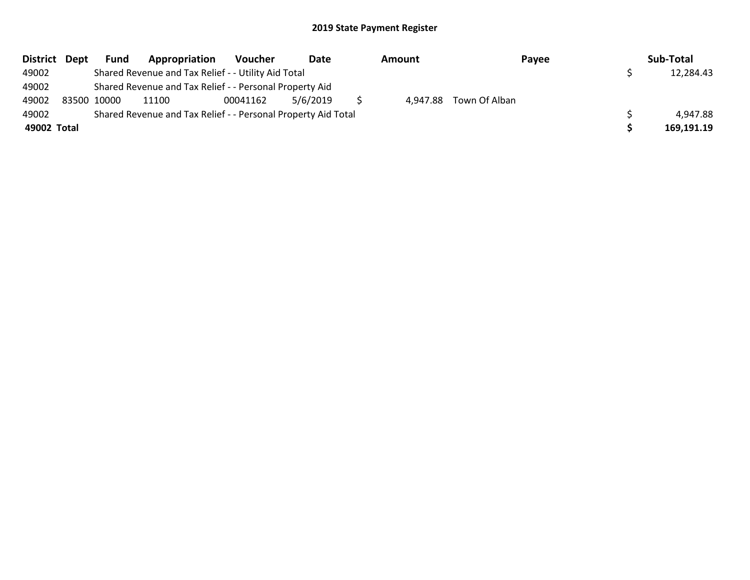# 2019 State Payment Register

| District | Dept | Fund | Appropriation | Voucher | Date | Amount | Payee | Sub-Total |
|---|---|---|---|---|---|---|---|---|
| 49002 | | Shared Revenue and Tax Relief - - Utility Aid Total | | | | | | $ 12,284.43 |
| 49002 | | Shared Revenue and Tax Relief - - Personal Property Aid | | | | | | |
| 49002 | 83500 | 10000 | 11100 | 00041162 | 5/6/2019 | $ 4,947.88 | Town Of Alban | |
| 49002 | | Shared Revenue and Tax Relief - - Personal Property Aid Total | | | | | | $ 4,947.88 |
| **49002** | **Total** | | | | | | | **$ 169,191.19** |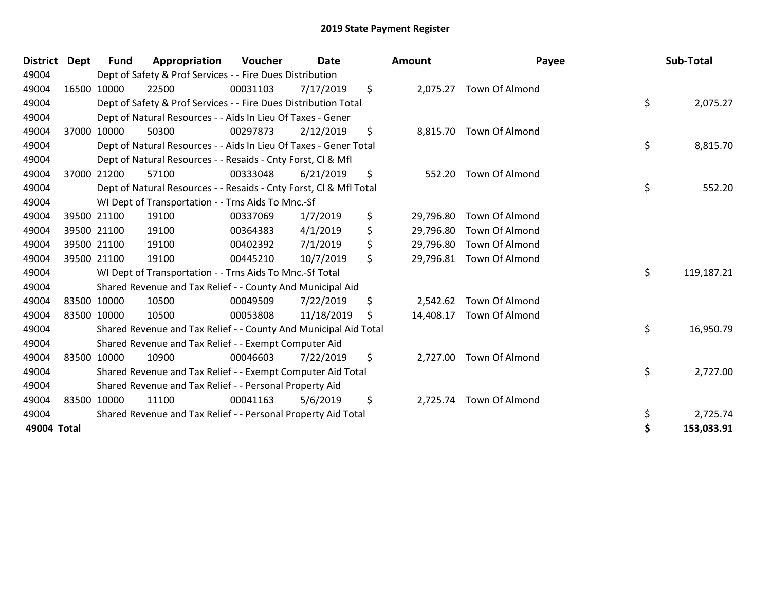# 2019 State Payment Register

| District | Dept | Fund | Appropriation | Voucher | Date | Amount | Payee | Sub-Total |
|---|---|---|---|---|---|---|---|---|
| 49004 | | Dept of Safety & Prof Services - - Fire Dues Distribution | | | | | | |
| 49004 | 16500 | 10000 | 22500 | 00031103 | 7/17/2019 | $ 2,075.27 | Town Of Almond | |
| 49004 | | Dept of Safety & Prof Services - - Fire Dues Distribution Total | | | | | | $ 2,075.27 |
| 49004 | | Dept of Natural Resources - - Aids In Lieu Of Taxes - Gener | | | | | | |
| 49004 | 37000 | 10000 | 50300 | 00297873 | 2/12/2019 | $ 8,815.70 | Town Of Almond | |
| 49004 | | Dept of Natural Resources - - Aids In Lieu Of Taxes - Gener Total | | | | | | $ 8,815.70 |
| 49004 | | Dept of Natural Resources - - Resaids - Cnty Forst, Cl & Mfl | | | | | | |
| 49004 | 37000 | 21200 | 57100 | 00333048 | 6/21/2019 | $ 552.20 | Town Of Almond | |
| 49004 | | Dept of Natural Resources - - Resaids - Cnty Forst, Cl & Mfl Total | | | | | | $ 552.20 |
| 49004 | | WI Dept of Transportation - - Trns Aids To Mnc.-Sf | | | | | | |
| 49004 | 39500 | 21100 | 19100 | 00337069 | 1/7/2019 | $ 29,796.80 | Town Of Almond | |
| 49004 | 39500 | 21100 | 19100 | 00364383 | 4/1/2019 | $ 29,796.80 | Town Of Almond | |
| 49004 | 39500 | 21100 | 19100 | 00402392 | 7/1/2019 | $ 29,796.80 | Town Of Almond | |
| 49004 | 39500 | 21100 | 19100 | 00445210 | 10/7/2019 | $ 29,796.81 | Town Of Almond | |
| 49004 | | WI Dept of Transportation - - Trns Aids To Mnc.-Sf Total | | | | | | $ 119,187.21 |
| 49004 | | Shared Revenue and Tax Relief - - County And Municipal Aid | | | | | | |
| 49004 | 83500 | 10000 | 10500 | 00049509 | 7/22/2019 | $ 2,542.62 | Town Of Almond | |
| 49004 | 83500 | 10000 | 10500 | 00053808 | 11/18/2019 | $ 14,408.17 | Town Of Almond | |
| 49004 | | Shared Revenue and Tax Relief - - County And Municipal Aid Total | | | | | | $ 16,950.79 |
| 49004 | | Shared Revenue and Tax Relief - - Exempt Computer Aid | | | | | | |
| 49004 | 83500 | 10000 | 10900 | 00046603 | 7/22/2019 | $ 2,727.00 | Town Of Almond | |
| 49004 | | Shared Revenue and Tax Relief - - Exempt Computer Aid Total | | | | | | $ 2,727.00 |
| 49004 | | Shared Revenue and Tax Relief - - Personal Property Aid | | | | | | |
| 49004 | 83500 | 10000 | 11100 | 00041163 | 5/6/2019 | $ 2,725.74 | Town Of Almond | |
| 49004 | | Shared Revenue and Tax Relief - - Personal Property Aid Total | | | | | | $ 2,725.74 |
| **49004 Total** | | | | | | | | **$ 153,033.91** |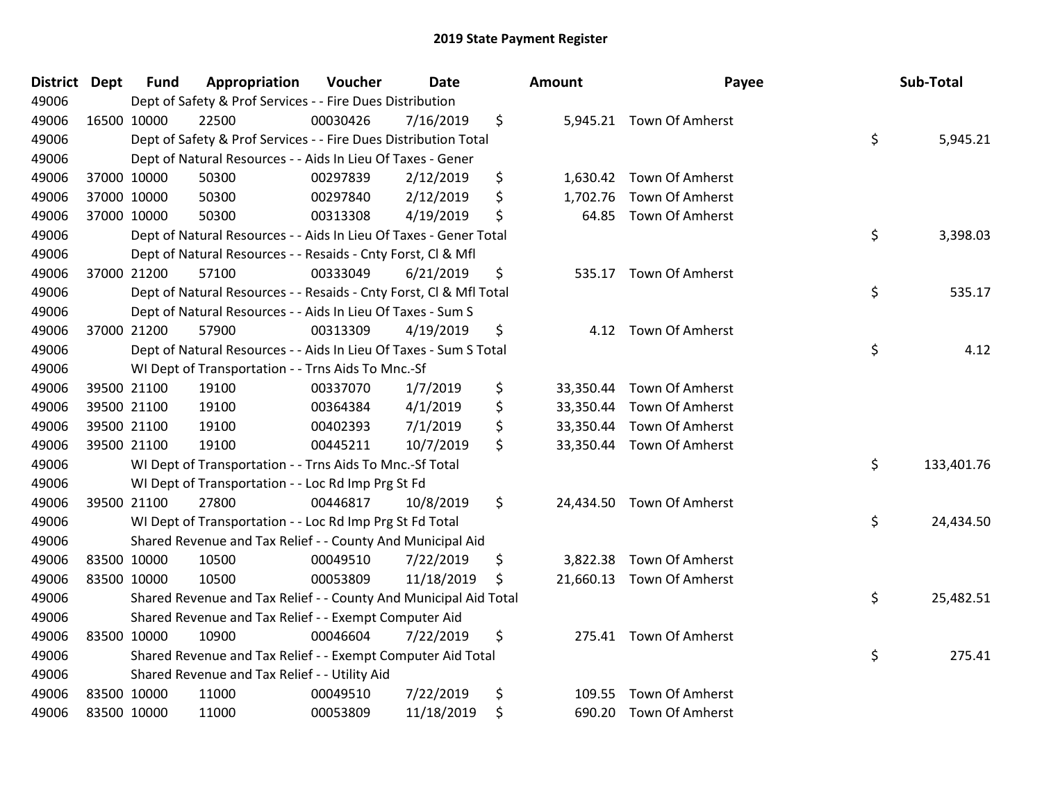# 2019 State Payment Register

| District | Dept | Fund | Appropriation | Voucher | Date | Amount | Payee | Sub-Total |
|---|---|---|---|---|---|---|---|---|
| 49006 | | Dept of Safety & Prof Services - - Fire Dues Distribution | | | | | | |
| 49006 | 16500 | 10000 | 22500 | 00030426 | 7/16/2019 | $ 5,945.21 | Town Of Amherst | |
| 49006 | | Dept of Safety & Prof Services - - Fire Dues Distribution Total | | | | | | $ 5,945.21 |
| 49006 | | Dept of Natural Resources - - Aids In Lieu Of Taxes - Gener | | | | | | |
| 49006 | 37000 | 10000 | 50300 | 00297839 | 2/12/2019 | $ 1,630.42 | Town Of Amherst | |
| 49006 | 37000 | 10000 | 50300 | 00297840 | 2/12/2019 | $ 1,702.76 | Town Of Amherst | |
| 49006 | 37000 | 10000 | 50300 | 00313308 | 4/19/2019 | $ 64.85 | Town Of Amherst | |
| 49006 | | Dept of Natural Resources - - Aids In Lieu Of Taxes - Gener Total | | | | | | $ 3,398.03 |
| 49006 | | Dept of Natural Resources - - Resaids - Cnty Forst, Cl & Mfl | | | | | | |
| 49006 | 37000 | 21200 | 57100 | 00333049 | 6/21/2019 | $ 535.17 | Town Of Amherst | |
| 49006 | | Dept of Natural Resources - - Resaids - Cnty Forst, Cl & Mfl Total | | | | | | $ 535.17 |
| 49006 | | Dept of Natural Resources - - Aids In Lieu Of Taxes - Sum S | | | | | | |
| 49006 | 37000 | 21200 | 57900 | 00313309 | 4/19/2019 | $ 4.12 | Town Of Amherst | |
| 49006 | | Dept of Natural Resources - - Aids In Lieu Of Taxes - Sum S Total | | | | | | $ 4.12 |
| 49006 | | WI Dept of Transportation - - Trns Aids To Mnc.-Sf | | | | | | |
| 49006 | 39500 | 21100 | 19100 | 00337070 | 1/7/2019 | $ 33,350.44 | Town Of Amherst | |
| 49006 | 39500 | 21100 | 19100 | 00364384 | 4/1/2019 | $ 33,350.44 | Town Of Amherst | |
| 49006 | 39500 | 21100 | 19100 | 00402393 | 7/1/2019 | $ 33,350.44 | Town Of Amherst | |
| 49006 | 39500 | 21100 | 19100 | 00445211 | 10/7/2019 | $ 33,350.44 | Town Of Amherst | |
| 49006 | | WI Dept of Transportation - - Trns Aids To Mnc.-Sf Total | | | | | | $ 133,401.76 |
| 49006 | | WI Dept of Transportation - - Loc Rd Imp Prg St Fd | | | | | | |
| 49006 | 39500 | 21100 | 27800 | 00446817 | 10/8/2019 | $ 24,434.50 | Town Of Amherst | |
| 49006 | | WI Dept of Transportation - - Loc Rd Imp Prg St Fd Total | | | | | | $ 24,434.50 |
| 49006 | | Shared Revenue and Tax Relief - - County And Municipal Aid | | | | | | |
| 49006 | 83500 | 10000 | 10500 | 00049510 | 7/22/2019 | $ 3,822.38 | Town Of Amherst | |
| 49006 | 83500 | 10000 | 10500 | 00053809 | 11/18/2019 | $ 21,660.13 | Town Of Amherst | |
| 49006 | | Shared Revenue and Tax Relief - - County And Municipal Aid Total | | | | | | $ 25,482.51 |
| 49006 | | Shared Revenue and Tax Relief - - Exempt Computer Aid | | | | | | |
| 49006 | 83500 | 10000 | 10900 | 00046604 | 7/22/2019 | $ 275.41 | Town Of Amherst | |
| 49006 | | Shared Revenue and Tax Relief - - Exempt Computer Aid Total | | | | | | $ 275.41 |
| 49006 | | Shared Revenue and Tax Relief - - Utility Aid | | | | | | |
| 49006 | 83500 | 10000 | 11000 | 00049510 | 7/22/2019 | $ 109.55 | Town Of Amherst | |
| 49006 | 83500 | 10000 | 11000 | 00053809 | 11/18/2019 | $ 690.20 | Town Of Amherst | |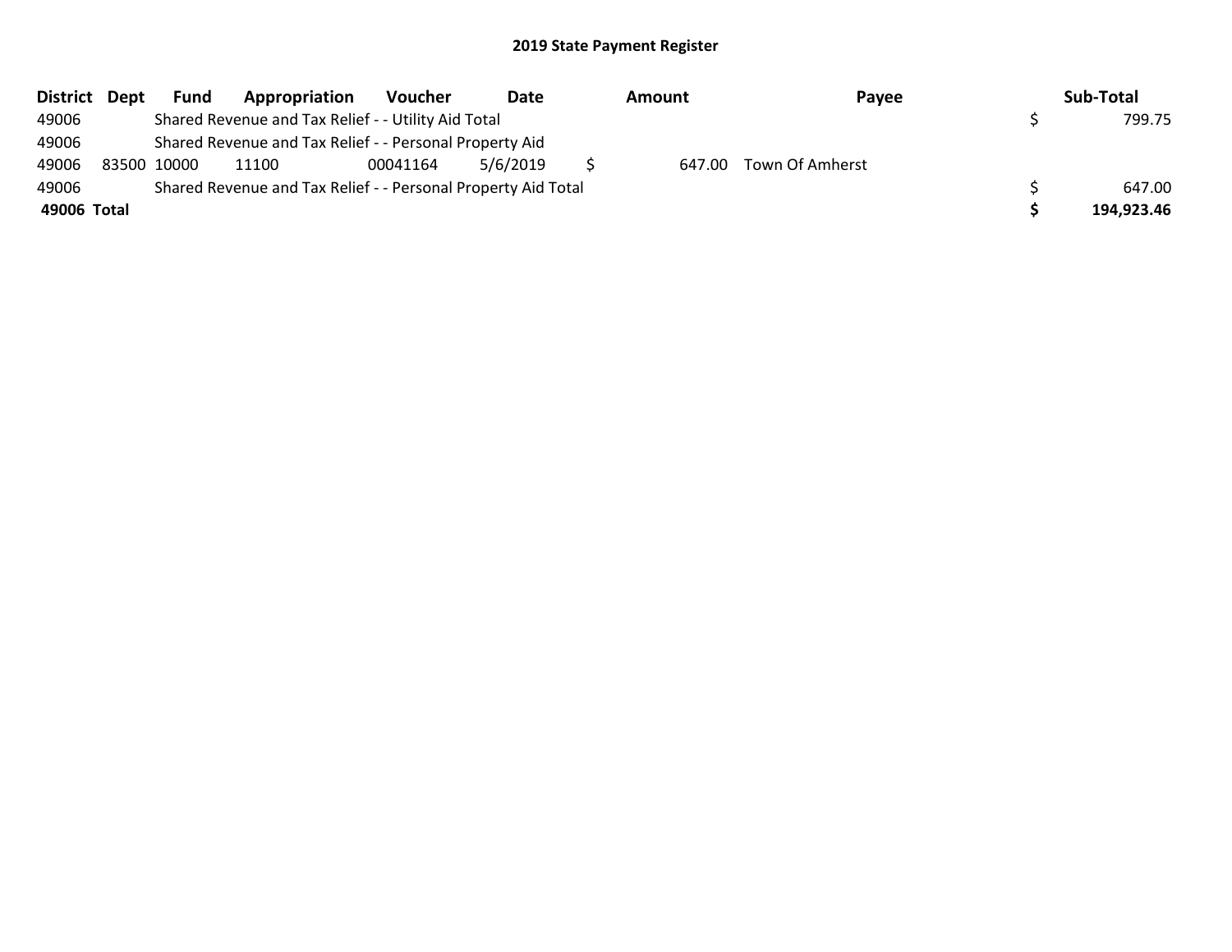# 2019 State Payment Register

| District | Dept | Fund | Appropriation | Voucher | Date | Amount | Payee | Sub-Total |
|---|---|---|---|---|---|---|---|---|
| 49006 | | Shared Revenue and Tax Relief - - Utility Aid Total | | | | | | $ 799.75 |
| 49006 | | Shared Revenue and Tax Relief - - Personal Property Aid | | | | | | |
| 49006 | 83500 | 10000 | 11100 | 00041164 | 5/6/2019 | $ 647.00 | Town Of Amherst | |
| 49006 | | Shared Revenue and Tax Relief - - Personal Property Aid Total | | | | | | $ 647.00 |
| **49006 Total** | | | | | | | | **$ 194,923.46** |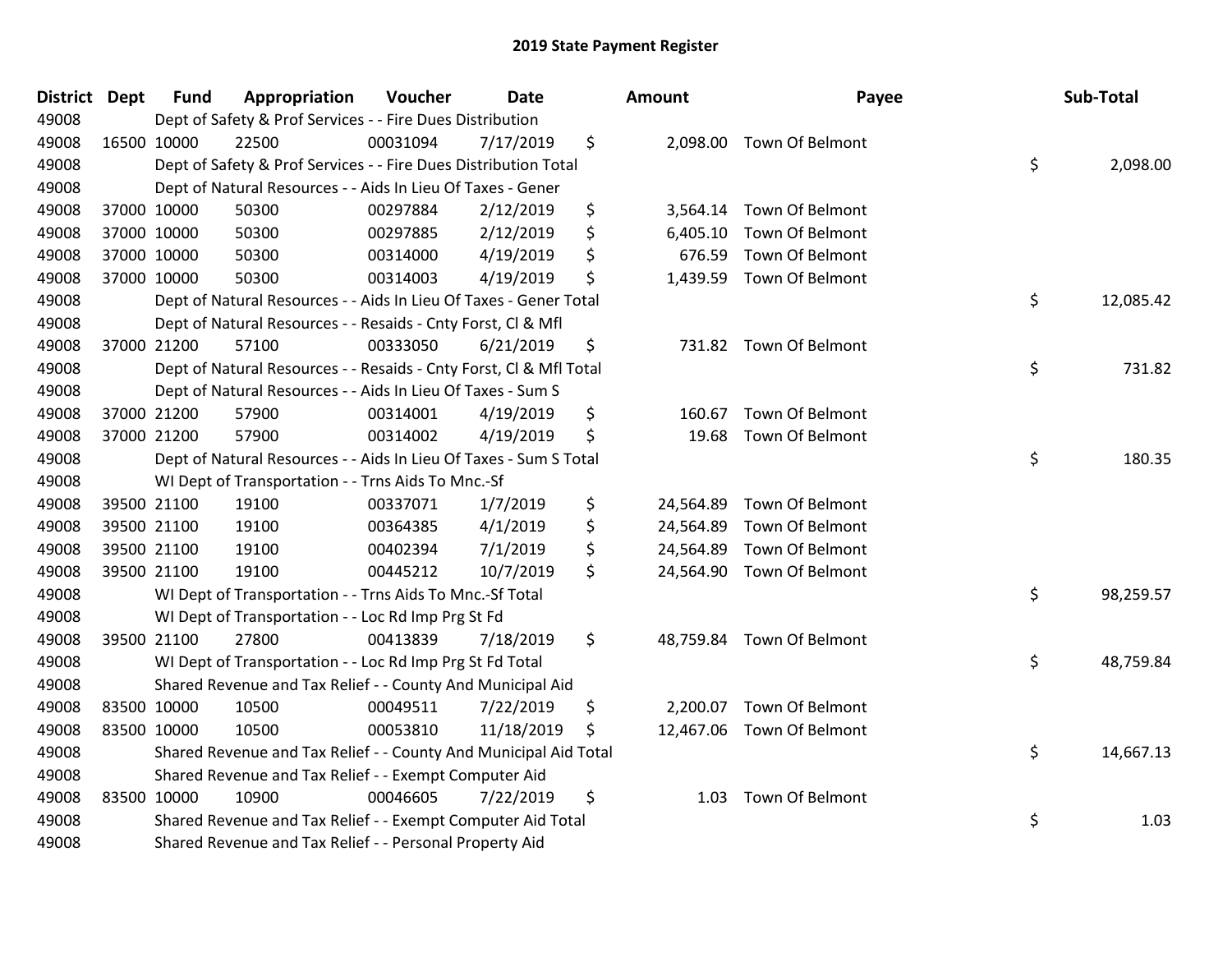# 2019 State Payment Register

| District | Dept | Fund | Appropriation | Voucher | Date | Amount | Payee | Sub-Total |
|---|---|---|---|---|---|---|---|---|
| 49008 | | Dept of Safety & Prof Services - - Fire Dues Distribution | | | | | | |
| 49008 | 16500 | 10000 | 22500 | 00031094 | 7/17/2019 | $ 2,098.00 | Town Of Belmont | |
| 49008 | | Dept of Safety & Prof Services - - Fire Dues Distribution Total | | | | | | $ 2,098.00 |
| 49008 | | Dept of Natural Resources - - Aids In Lieu Of Taxes - Gener | | | | | | |
| 49008 | 37000 | 10000 | 50300 | 00297884 | 2/12/2019 | $ 3,564.14 | Town Of Belmont | |
| 49008 | 37000 | 10000 | 50300 | 00297885 | 2/12/2019 | $ 6,405.10 | Town Of Belmont | |
| 49008 | 37000 | 10000 | 50300 | 00314000 | 4/19/2019 | $ 676.59 | Town Of Belmont | |
| 49008 | 37000 | 10000 | 50300 | 00314003 | 4/19/2019 | $ 1,439.59 | Town Of Belmont | |
| 49008 | | Dept of Natural Resources - - Aids In Lieu Of Taxes - Gener Total | | | | | | $ 12,085.42 |
| 49008 | | Dept of Natural Resources - - Resaids - Cnty Forst, Cl & Mfl | | | | | | |
| 49008 | 37000 | 21200 | 57100 | 00333050 | 6/21/2019 | $ 731.82 | Town Of Belmont | |
| 49008 | | Dept of Natural Resources - - Resaids - Cnty Forst, Cl & Mfl Total | | | | | | $ 731.82 |
| 49008 | | Dept of Natural Resources - - Aids In Lieu Of Taxes - Sum S | | | | | | |
| 49008 | 37000 | 21200 | 57900 | 00314001 | 4/19/2019 | $ 160.67 | Town Of Belmont | |
| 49008 | 37000 | 21200 | 57900 | 00314002 | 4/19/2019 | $ 19.68 | Town Of Belmont | |
| 49008 | | Dept of Natural Resources - - Aids In Lieu Of Taxes - Sum S Total | | | | | | $ 180.35 |
| 49008 | | WI Dept of Transportation - - Trns Aids To Mnc.-Sf | | | | | | |
| 49008 | 39500 | 21100 | 19100 | 00337071 | 1/7/2019 | $ 24,564.89 | Town Of Belmont | |
| 49008 | 39500 | 21100 | 19100 | 00364385 | 4/1/2019 | $ 24,564.89 | Town Of Belmont | |
| 49008 | 39500 | 21100 | 19100 | 00402394 | 7/1/2019 | $ 24,564.89 | Town Of Belmont | |
| 49008 | 39500 | 21100 | 19100 | 00445212 | 10/7/2019 | $ 24,564.90 | Town Of Belmont | |
| 49008 | | WI Dept of Transportation - - Trns Aids To Mnc.-Sf Total | | | | | | $ 98,259.57 |
| 49008 | | WI Dept of Transportation - - Loc Rd Imp Prg St Fd | | | | | | |
| 49008 | 39500 | 21100 | 27800 | 00413839 | 7/18/2019 | $ 48,759.84 | Town Of Belmont | |
| 49008 | | WI Dept of Transportation - - Loc Rd Imp Prg St Fd Total | | | | | | $ 48,759.84 |
| 49008 | | Shared Revenue and Tax Relief - - County And Municipal Aid | | | | | | |
| 49008 | 83500 | 10000 | 10500 | 00049511 | 7/22/2019 | $ 2,200.07 | Town Of Belmont | |
| 49008 | 83500 | 10000 | 10500 | 00053810 | 11/18/2019 | $ 12,467.06 | Town Of Belmont | |
| 49008 | | Shared Revenue and Tax Relief - - County And Municipal Aid Total | | | | | | $ 14,667.13 |
| 49008 | | Shared Revenue and Tax Relief - - Exempt Computer Aid | | | | | | |
| 49008 | 83500 | 10000 | 10900 | 00046605 | 7/22/2019 | $ 1.03 | Town Of Belmont | |
| 49008 | | Shared Revenue and Tax Relief - - Exempt Computer Aid Total | | | | | | $ 1.03 |
| 49008 | | Shared Revenue and Tax Relief - - Personal Property Aid | | | | | | |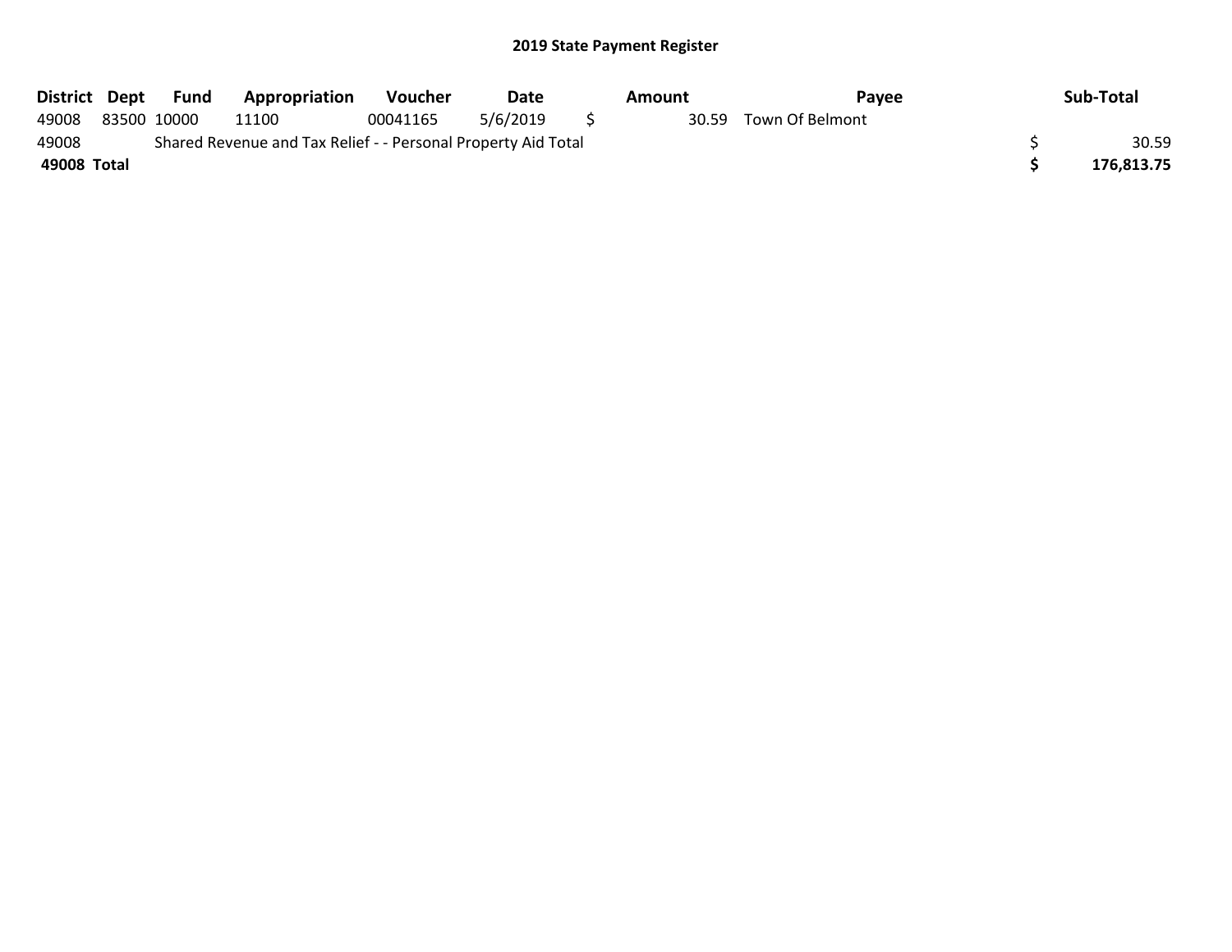# 2019 State Payment Register

| District | Dept | Fund | Appropriation | Voucher | Date | Amount | Payee | Sub-Total |
|---|---|---|---|---|---|---|---|---|
| 49008 | 83500 | 10000 | 11100 | 00041165 | 5/6/2019 | $ 30.59 | Town Of Belmont | |
| 49008 | Shared Revenue and Tax Relief - - Personal Property Aid Total | | | | | | | $ 30.59 |
| **49008 Total** | | | | | | | | **$ 176,813.75** |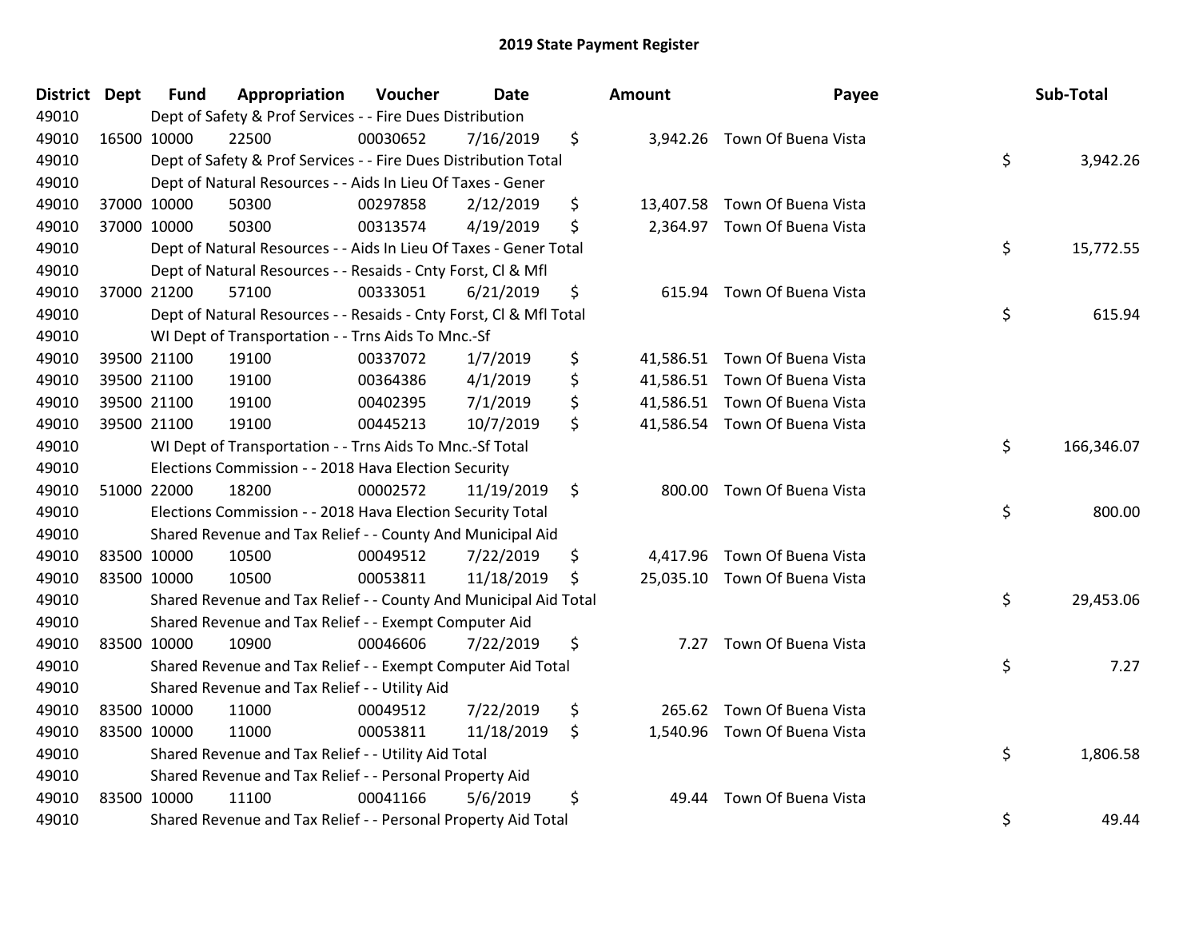# 2019 State Payment Register

| District | Dept | Fund | Appropriation | Voucher | Date | Amount | Payee | Sub-Total |
|---|---|---|---|---|---|---|---|---|
| 49010 | | Dept of Safety & Prof Services - - Fire Dues Distribution | | | | | | |
| 49010 | 16500 | 10000 | 22500 | 00030652 | 7/16/2019 | $ 3,942.26 | Town Of Buena Vista | |
| 49010 | | Dept of Safety & Prof Services - - Fire Dues Distribution Total | | | | | | $ 3,942.26 |
| 49010 | | Dept of Natural Resources - - Aids In Lieu Of Taxes - Gener | | | | | | |
| 49010 | 37000 | 10000 | 50300 | 00297858 | 2/12/2019 | $ 13,407.58 | Town Of Buena Vista | |
| 49010 | 37000 | 10000 | 50300 | 00313574 | 4/19/2019 | $ 2,364.97 | Town Of Buena Vista | |
| 49010 | | Dept of Natural Resources - - Aids In Lieu Of Taxes - Gener Total | | | | | | $ 15,772.55 |
| 49010 | | Dept of Natural Resources - - Resaids - Cnty Forst, Cl & Mfl | | | | | | |
| 49010 | 37000 | 21200 | 57100 | 00333051 | 6/21/2019 | $ 615.94 | Town Of Buena Vista | |
| 49010 | | Dept of Natural Resources - - Resaids - Cnty Forst, Cl & Mfl Total | | | | | | $ 615.94 |
| 49010 | | WI Dept of Transportation - - Trns Aids To Mnc.-Sf | | | | | | |
| 49010 | 39500 | 21100 | 19100 | 00337072 | 1/7/2019 | $ 41,586.51 | Town Of Buena Vista | |
| 49010 | 39500 | 21100 | 19100 | 00364386 | 4/1/2019 | $ 41,586.51 | Town Of Buena Vista | |
| 49010 | 39500 | 21100 | 19100 | 00402395 | 7/1/2019 | $ 41,586.51 | Town Of Buena Vista | |
| 49010 | 39500 | 21100 | 19100 | 00445213 | 10/7/2019 | $ 41,586.54 | Town Of Buena Vista | |
| 49010 | | WI Dept of Transportation - - Trns Aids To Mnc.-Sf Total | | | | | | $ 166,346.07 |
| 49010 | | Elections Commission - - 2018 Hava Election Security | | | | | | |
| 49010 | 51000 | 22000 | 18200 | 00002572 | 11/19/2019 | $ 800.00 | Town Of Buena Vista | |
| 49010 | | Elections Commission - - 2018 Hava Election Security Total | | | | | | $ 800.00 |
| 49010 | | Shared Revenue and Tax Relief - - County And Municipal Aid | | | | | | |
| 49010 | 83500 | 10000 | 10500 | 00049512 | 7/22/2019 | $ 4,417.96 | Town Of Buena Vista | |
| 49010 | 83500 | 10000 | 10500 | 00053811 | 11/18/2019 | $ 25,035.10 | Town Of Buena Vista | |
| 49010 | | Shared Revenue and Tax Relief - - County And Municipal Aid Total | | | | | | $ 29,453.06 |
| 49010 | | Shared Revenue and Tax Relief - - Exempt Computer Aid | | | | | | |
| 49010 | 83500 | 10000 | 10900 | 00046606 | 7/22/2019 | $ 7.27 | Town Of Buena Vista | |
| 49010 | | Shared Revenue and Tax Relief - - Exempt Computer Aid Total | | | | | | $ 7.27 |
| 49010 | | Shared Revenue and Tax Relief - - Utility Aid | | | | | | |
| 49010 | 83500 | 10000 | 11000 | 00049512 | 7/22/2019 | $ 265.62 | Town Of Buena Vista | |
| 49010 | 83500 | 10000 | 11000 | 00053811 | 11/18/2019 | $ 1,540.96 | Town Of Buena Vista | |
| 49010 | | Shared Revenue and Tax Relief - - Utility Aid Total | | | | | | $ 1,806.58 |
| 49010 | | Shared Revenue and Tax Relief - - Personal Property Aid | | | | | | |
| 49010 | 83500 | 10000 | 11100 | 00041166 | 5/6/2019 | $ 49.44 | Town Of Buena Vista | |
| 49010 | | Shared Revenue and Tax Relief - - Personal Property Aid Total | | | | | | $ 49.44 |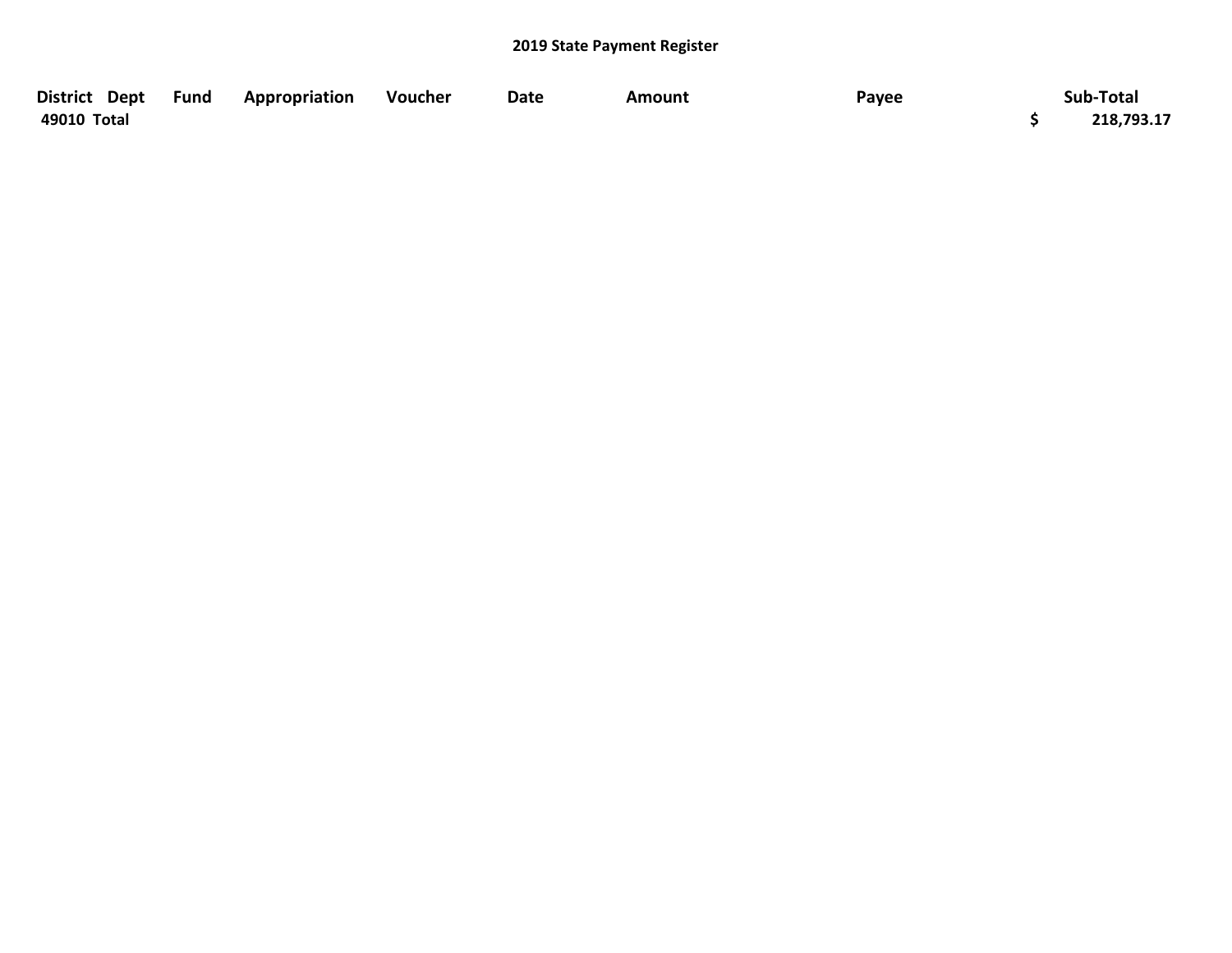**2019 State Payment Register**

| District | Dept | Fund | Appropriation | Voucher | Date | Amount | Payee | | Sub-Total |
|---|---|---|---|---|---|---|---|---|---|
| 49010 Total | | | | | | | | $ | 218,793.17 |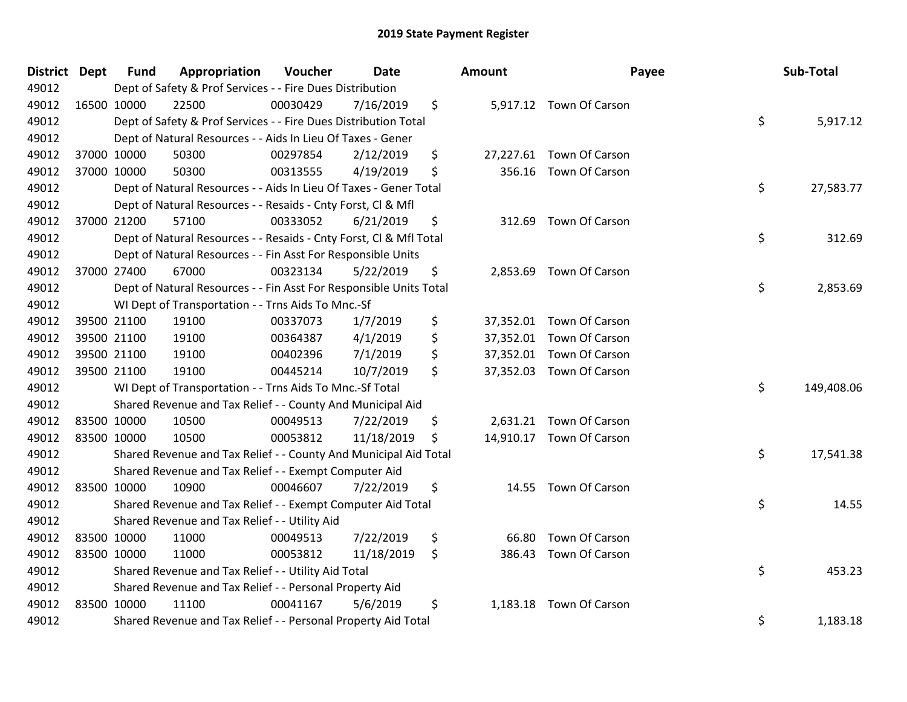# 2019 State Payment Register

| District | Dept | Fund | Appropriation | Voucher | Date | Amount | Payee | Sub-Total |
|---|---|---|---|---|---|---|---|---|
| 49012 | Dept of Safety & Prof Services - - Fire Dues Distribution | | | | | | | |
| 49012 | 16500 | 10000 | 22500 | 00030429 | 7/16/2019 | $ 5,917.12 | Town Of Carson | |
| 49012 | Dept of Safety & Prof Services - - Fire Dues Distribution Total | | | | | | | $ 5,917.12 |
| 49012 | Dept of Natural Resources - - Aids In Lieu Of Taxes - Gener | | | | | | | |
| 49012 | 37000 | 10000 | 50300 | 00297854 | 2/12/2019 | $ 27,227.61 | Town Of Carson | |
| 49012 | 37000 | 10000 | 50300 | 00313555 | 4/19/2019 | $ 356.16 | Town Of Carson | |
| 49012 | Dept of Natural Resources - - Aids In Lieu Of Taxes - Gener Total | | | | | | | $ 27,583.77 |
| 49012 | Dept of Natural Resources - - Resaids - Cnty Forst, Cl & Mfl | | | | | | | |
| 49012 | 37000 | 21200 | 57100 | 00333052 | 6/21/2019 | $ 312.69 | Town Of Carson | |
| 49012 | Dept of Natural Resources - - Resaids - Cnty Forst, Cl & Mfl Total | | | | | | | $ 312.69 |
| 49012 | Dept of Natural Resources - - Fin Asst For Responsible Units | | | | | | | |
| 49012 | 37000 | 27400 | 67000 | 00323134 | 5/22/2019 | $ 2,853.69 | Town Of Carson | |
| 49012 | Dept of Natural Resources - - Fin Asst For Responsible Units Total | | | | | | | $ 2,853.69 |
| 49012 | WI Dept of Transportation - - Trns Aids To Mnc.-Sf | | | | | | | |
| 49012 | 39500 | 21100 | 19100 | 00337073 | 1/7/2019 | $ 37,352.01 | Town Of Carson | |
| 49012 | 39500 | 21100 | 19100 | 00364387 | 4/1/2019 | $ 37,352.01 | Town Of Carson | |
| 49012 | 39500 | 21100 | 19100 | 00402396 | 7/1/2019 | $ 37,352.01 | Town Of Carson | |
| 49012 | 39500 | 21100 | 19100 | 00445214 | 10/7/2019 | $ 37,352.03 | Town Of Carson | |
| 49012 | WI Dept of Transportation - - Trns Aids To Mnc.-Sf Total | | | | | | | $ 149,408.06 |
| 49012 | Shared Revenue and Tax Relief - - County And Municipal Aid | | | | | | | |
| 49012 | 83500 | 10000 | 10500 | 00049513 | 7/22/2019 | $ 2,631.21 | Town Of Carson | |
| 49012 | 83500 | 10000 | 10500 | 00053812 | 11/18/2019 | $ 14,910.17 | Town Of Carson | |
| 49012 | Shared Revenue and Tax Relief - - County And Municipal Aid Total | | | | | | | $ 17,541.38 |
| 49012 | Shared Revenue and Tax Relief - - Exempt Computer Aid | | | | | | | |
| 49012 | 83500 | 10000 | 10900 | 00046607 | 7/22/2019 | $ 14.55 | Town Of Carson | |
| 49012 | Shared Revenue and Tax Relief - - Exempt Computer Aid Total | | | | | | | $ 14.55 |
| 49012 | Shared Revenue and Tax Relief - - Utility Aid | | | | | | | |
| 49012 | 83500 | 10000 | 11000 | 00049513 | 7/22/2019 | $ 66.80 | Town Of Carson | |
| 49012 | 83500 | 10000 | 11000 | 00053812 | 11/18/2019 | $ 386.43 | Town Of Carson | |
| 49012 | Shared Revenue and Tax Relief - - Utility Aid Total | | | | | | | $ 453.23 |
| 49012 | Shared Revenue and Tax Relief - - Personal Property Aid | | | | | | | |
| 49012 | 83500 | 10000 | 11100 | 00041167 | 5/6/2019 | $ 1,183.18 | Town Of Carson | |
| 49012 | Shared Revenue and Tax Relief - - Personal Property Aid Total | | | | | | | $ 1,183.18 |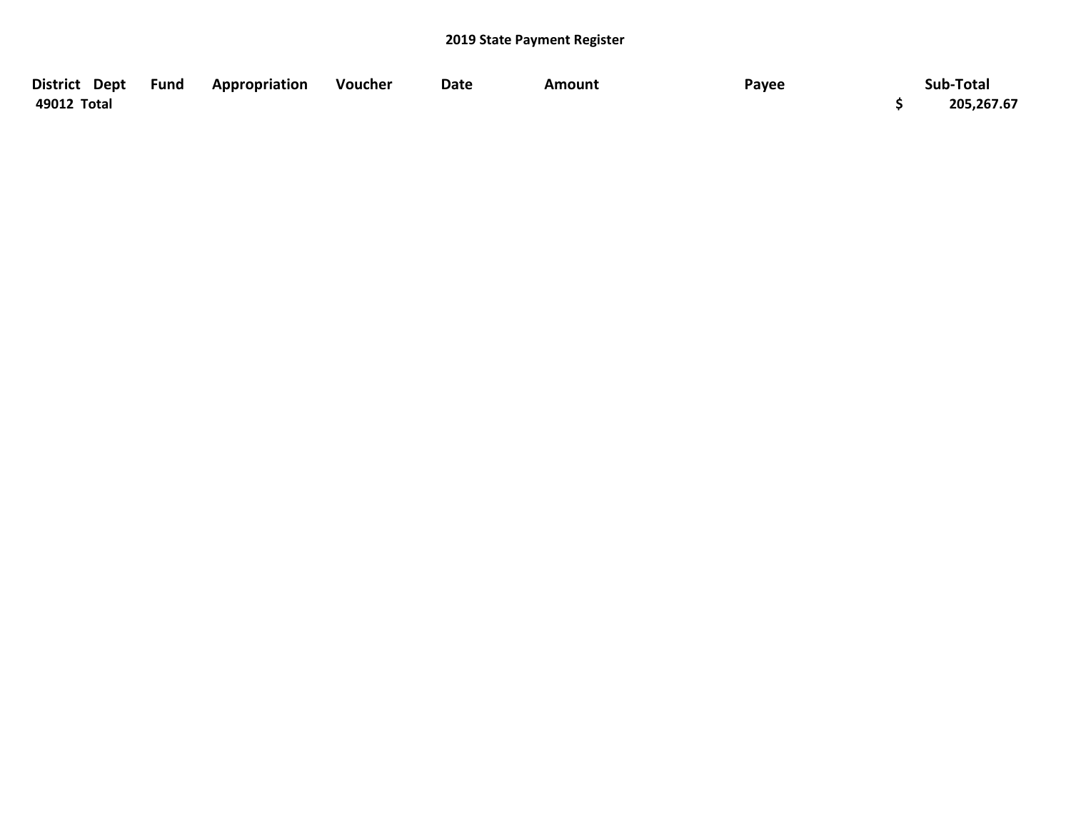**2019 State Payment Register**

| District | Dept | Fund | Appropriation | Voucher | Date | Amount | Payee | Sub-Total |
|---|---|---|---|---|---|---|---|---|
| **49012 Total** | | | | | | | | **$ 205,267.67** |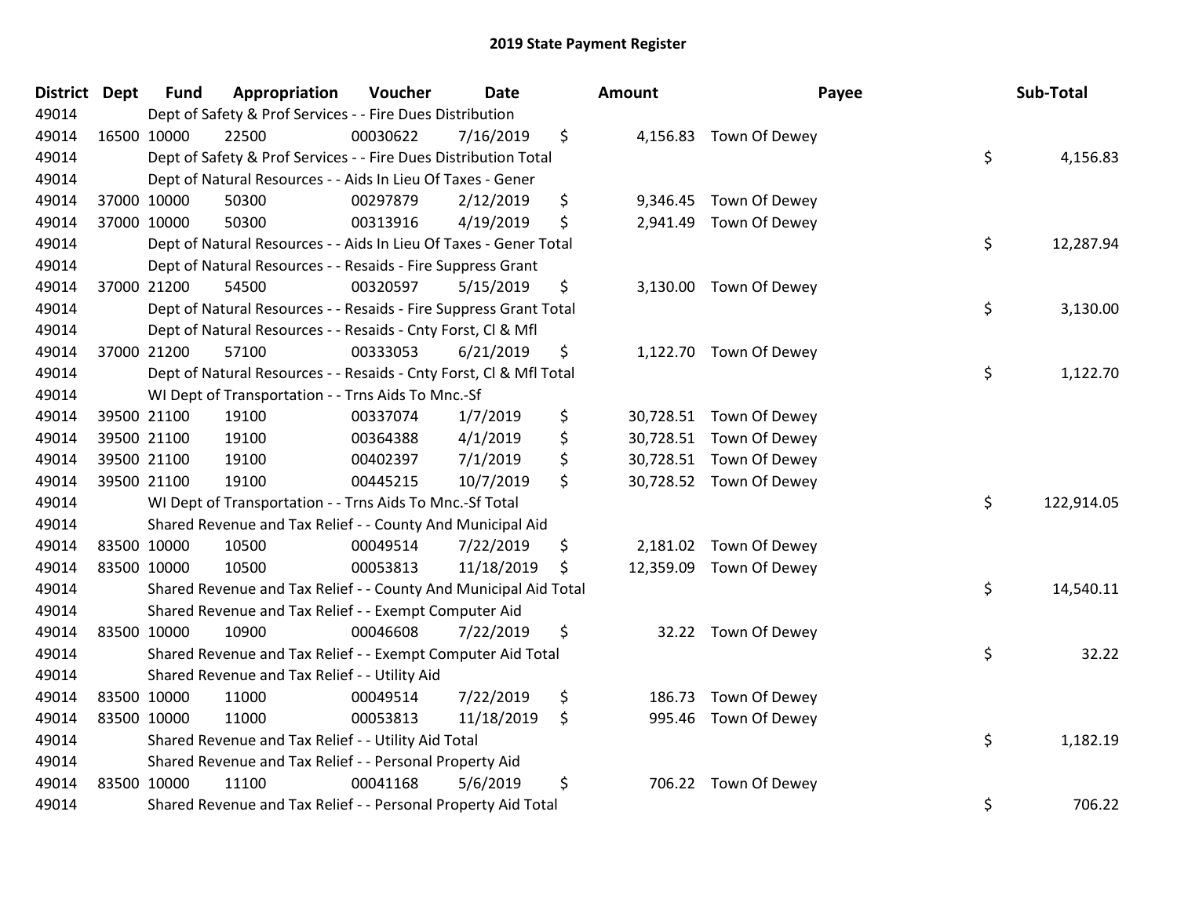# 2019 State Payment Register

| District | Dept | Fund | Appropriation | Voucher | Date | Amount | Payee | Sub-Total |
|---|---|---|---|---|---|---|---|---|
| 49014 | Dept of Safety & Prof Services - - Fire Dues Distribution | | | | | | | |
| 49014 | 16500 | 10000 | 22500 | 00030622 | 7/16/2019 | $ 4,156.83 | Town Of Dewey | |
| 49014 | Dept of Safety & Prof Services - - Fire Dues Distribution Total | | | | | | | $ 4,156.83 |
| 49014 | Dept of Natural Resources - - Aids In Lieu Of Taxes - Gener | | | | | | | |
| 49014 | 37000 | 10000 | 50300 | 00297879 | 2/12/2019 | $ 9,346.45 | Town Of Dewey | |
| 49014 | 37000 | 10000 | 50300 | 00313916 | 4/19/2019 | $ 2,941.49 | Town Of Dewey | |
| 49014 | Dept of Natural Resources - - Aids In Lieu Of Taxes - Gener Total | | | | | | | $ 12,287.94 |
| 49014 | Dept of Natural Resources - - Resaids - Fire Suppress Grant | | | | | | | |
| 49014 | 37000 | 21200 | 54500 | 00320597 | 5/15/2019 | $ 3,130.00 | Town Of Dewey | |
| 49014 | Dept of Natural Resources - - Resaids - Fire Suppress Grant Total | | | | | | | $ 3,130.00 |
| 49014 | Dept of Natural Resources - - Resaids - Cnty Forst, Cl & Mfl | | | | | | | |
| 49014 | 37000 | 21200 | 57100 | 00333053 | 6/21/2019 | $ 1,122.70 | Town Of Dewey | |
| 49014 | Dept of Natural Resources - - Resaids - Cnty Forst, Cl & Mfl Total | | | | | | | $ 1,122.70 |
| 49014 | WI Dept of Transportation - - Trns Aids To Mnc.-Sf | | | | | | | |
| 49014 | 39500 | 21100 | 19100 | 00337074 | 1/7/2019 | $ 30,728.51 | Town Of Dewey | |
| 49014 | 39500 | 21100 | 19100 | 00364388 | 4/1/2019 | $ 30,728.51 | Town Of Dewey | |
| 49014 | 39500 | 21100 | 19100 | 00402397 | 7/1/2019 | $ 30,728.51 | Town Of Dewey | |
| 49014 | 39500 | 21100 | 19100 | 00445215 | 10/7/2019 | $ 30,728.52 | Town Of Dewey | |
| 49014 | WI Dept of Transportation - - Trns Aids To Mnc.-Sf Total | | | | | | | $ 122,914.05 |
| 49014 | Shared Revenue and Tax Relief - - County And Municipal Aid | | | | | | | |
| 49014 | 83500 | 10000 | 10500 | 00049514 | 7/22/2019 | $ 2,181.02 | Town Of Dewey | |
| 49014 | 83500 | 10000 | 10500 | 00053813 | 11/18/2019 | $ 12,359.09 | Town Of Dewey | |
| 49014 | Shared Revenue and Tax Relief - - County And Municipal Aid Total | | | | | | | $ 14,540.11 |
| 49014 | Shared Revenue and Tax Relief - - Exempt Computer Aid | | | | | | | |
| 49014 | 83500 | 10000 | 10900 | 00046608 | 7/22/2019 | $ 32.22 | Town Of Dewey | |
| 49014 | Shared Revenue and Tax Relief - - Exempt Computer Aid Total | | | | | | | $ 32.22 |
| 49014 | Shared Revenue and Tax Relief - - Utility Aid | | | | | | | |
| 49014 | 83500 | 10000 | 11000 | 00049514 | 7/22/2019 | $ 186.73 | Town Of Dewey | |
| 49014 | 83500 | 10000 | 11000 | 00053813 | 11/18/2019 | $ 995.46 | Town Of Dewey | |
| 49014 | Shared Revenue and Tax Relief - - Utility Aid Total | | | | | | | $ 1,182.19 |
| 49014 | Shared Revenue and Tax Relief - - Personal Property Aid | | | | | | | |
| 49014 | 83500 | 10000 | 11100 | 00041168 | 5/6/2019 | $ 706.22 | Town Of Dewey | |
| 49014 | Shared Revenue and Tax Relief - - Personal Property Aid Total | | | | | | | $ 706.22 |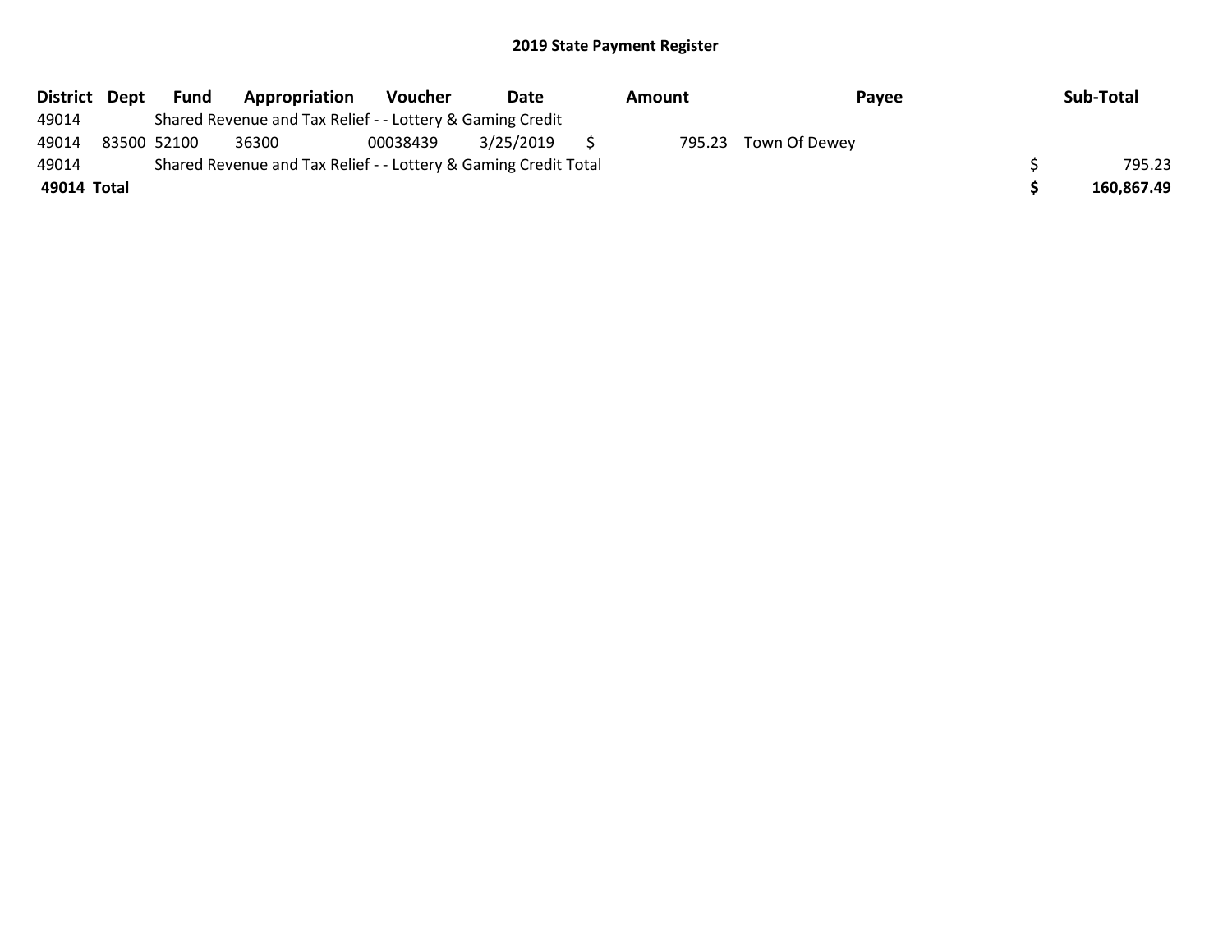## 2019 State Payment Register

| District | Dept | Fund | Appropriation | Voucher | Date | Amount | Payee | Sub-Total |
|---|---|---|---|---|---|---|---|---|
| 49014 | | Shared Revenue and Tax Relief - - Lottery & Gaming Credit | | | | | | |
| 49014 | 83500 | 52100 | 36300 | 00038439 | 3/25/2019 | $ 795.23 | Town Of Dewey | |
| 49014 | | Shared Revenue and Tax Relief - - Lottery & Gaming Credit Total | | | | | | $ 795.23 |
| **49014 Total** | | | | | | | | **$ 160,867.49** |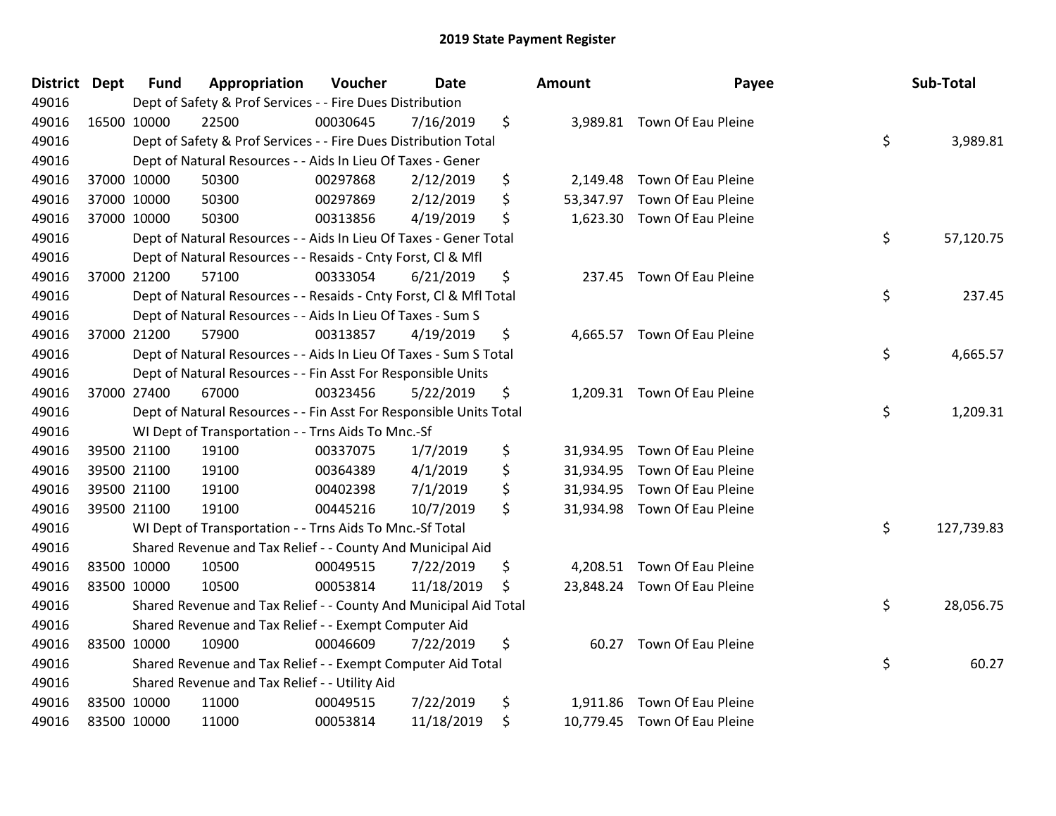# 2019 State Payment Register

| District | Dept | Fund | Appropriation | Voucher | Date | Amount | Payee | Sub-Total |
|---|---|---|---|---|---|---|---|---|
| 49016 | | Dept of Safety & Prof Services - - Fire Dues Distribution | | | | | | |
| 49016 | 16500 | 10000 | 22500 | 00030645 | 7/16/2019 | $ 3,989.81 | Town Of Eau Pleine | |
| 49016 | | Dept of Safety & Prof Services - - Fire Dues Distribution Total | | | | | | $ 3,989.81 |
| 49016 | | Dept of Natural Resources - - Aids In Lieu Of Taxes - Gener | | | | | | |
| 49016 | 37000 | 10000 | 50300 | 00297868 | 2/12/2019 | $ 2,149.48 | Town Of Eau Pleine | |
| 49016 | 37000 | 10000 | 50300 | 00297869 | 2/12/2019 | $ 53,347.97 | Town Of Eau Pleine | |
| 49016 | 37000 | 10000 | 50300 | 00313856 | 4/19/2019 | $ 1,623.30 | Town Of Eau Pleine | |
| 49016 | | Dept of Natural Resources - - Aids In Lieu Of Taxes - Gener Total | | | | | | $ 57,120.75 |
| 49016 | | Dept of Natural Resources - - Resaids - Cnty Forst, Cl & Mfl | | | | | | |
| 49016 | 37000 | 21200 | 57100 | 00333054 | 6/21/2019 | $ 237.45 | Town Of Eau Pleine | |
| 49016 | | Dept of Natural Resources - - Resaids - Cnty Forst, Cl & Mfl Total | | | | | | $ 237.45 |
| 49016 | | Dept of Natural Resources - - Aids In Lieu Of Taxes - Sum S | | | | | | |
| 49016 | 37000 | 21200 | 57900 | 00313857 | 4/19/2019 | $ 4,665.57 | Town Of Eau Pleine | |
| 49016 | | Dept of Natural Resources - - Aids In Lieu Of Taxes - Sum S Total | | | | | | $ 4,665.57 |
| 49016 | | Dept of Natural Resources - - Fin Asst For Responsible Units | | | | | | |
| 49016 | 37000 | 27400 | 67000 | 00323456 | 5/22/2019 | $ 1,209.31 | Town Of Eau Pleine | |
| 49016 | | Dept of Natural Resources - - Fin Asst For Responsible Units Total | | | | | | $ 1,209.31 |
| 49016 | | WI Dept of Transportation - - Trns Aids To Mnc.-Sf | | | | | | |
| 49016 | 39500 | 21100 | 19100 | 00337075 | 1/7/2019 | $ 31,934.95 | Town Of Eau Pleine | |
| 49016 | 39500 | 21100 | 19100 | 00364389 | 4/1/2019 | $ 31,934.95 | Town Of Eau Pleine | |
| 49016 | 39500 | 21100 | 19100 | 00402398 | 7/1/2019 | $ 31,934.95 | Town Of Eau Pleine | |
| 49016 | 39500 | 21100 | 19100 | 00445216 | 10/7/2019 | $ 31,934.98 | Town Of Eau Pleine | |
| 49016 | | WI Dept of Transportation - - Trns Aids To Mnc.-Sf Total | | | | | | $ 127,739.83 |
| 49016 | | Shared Revenue and Tax Relief - - County And Municipal Aid | | | | | | |
| 49016 | 83500 | 10000 | 10500 | 00049515 | 7/22/2019 | $ 4,208.51 | Town Of Eau Pleine | |
| 49016 | 83500 | 10000 | 10500 | 00053814 | 11/18/2019 | $ 23,848.24 | Town Of Eau Pleine | |
| 49016 | | Shared Revenue and Tax Relief - - County And Municipal Aid Total | | | | | | $ 28,056.75 |
| 49016 | | Shared Revenue and Tax Relief - - Exempt Computer Aid | | | | | | |
| 49016 | 83500 | 10000 | 10900 | 00046609 | 7/22/2019 | $ 60.27 | Town Of Eau Pleine | |
| 49016 | | Shared Revenue and Tax Relief - - Exempt Computer Aid Total | | | | | | $ 60.27 |
| 49016 | | Shared Revenue and Tax Relief - - Utility Aid | | | | | | |
| 49016 | 83500 | 10000 | 11000 | 00049515 | 7/22/2019 | $ 1,911.86 | Town Of Eau Pleine | |
| 49016 | 83500 | 10000 | 11000 | 00053814 | 11/18/2019 | $ 10,779.45 | Town Of Eau Pleine | |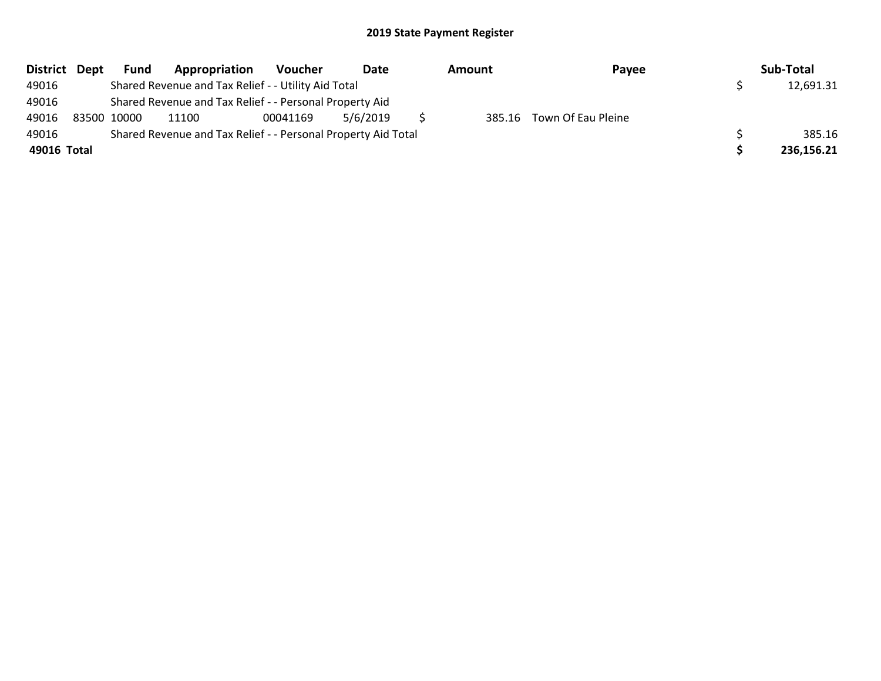## 2019 State Payment Register

| District | Dept | Fund | Appropriation | Voucher | Date | Amount | Payee | Sub-Total |
|---|---|---|---|---|---|---|---|---|
| 49016 | | Shared Revenue and Tax Relief - - Utility Aid Total | | | | | | $ 12,691.31 |
| 49016 | | Shared Revenue and Tax Relief - - Personal Property Aid | | | | | | |
| 49016 | 83500 | 10000 | 11100 | 00041169 | 5/6/2019 | $ 385.16 | Town Of Eau Pleine | |
| 49016 | | Shared Revenue and Tax Relief - - Personal Property Aid Total | | | | | | $ 385.16 |
| **49016 Total** | | | | | | | | **$ 236,156.21** |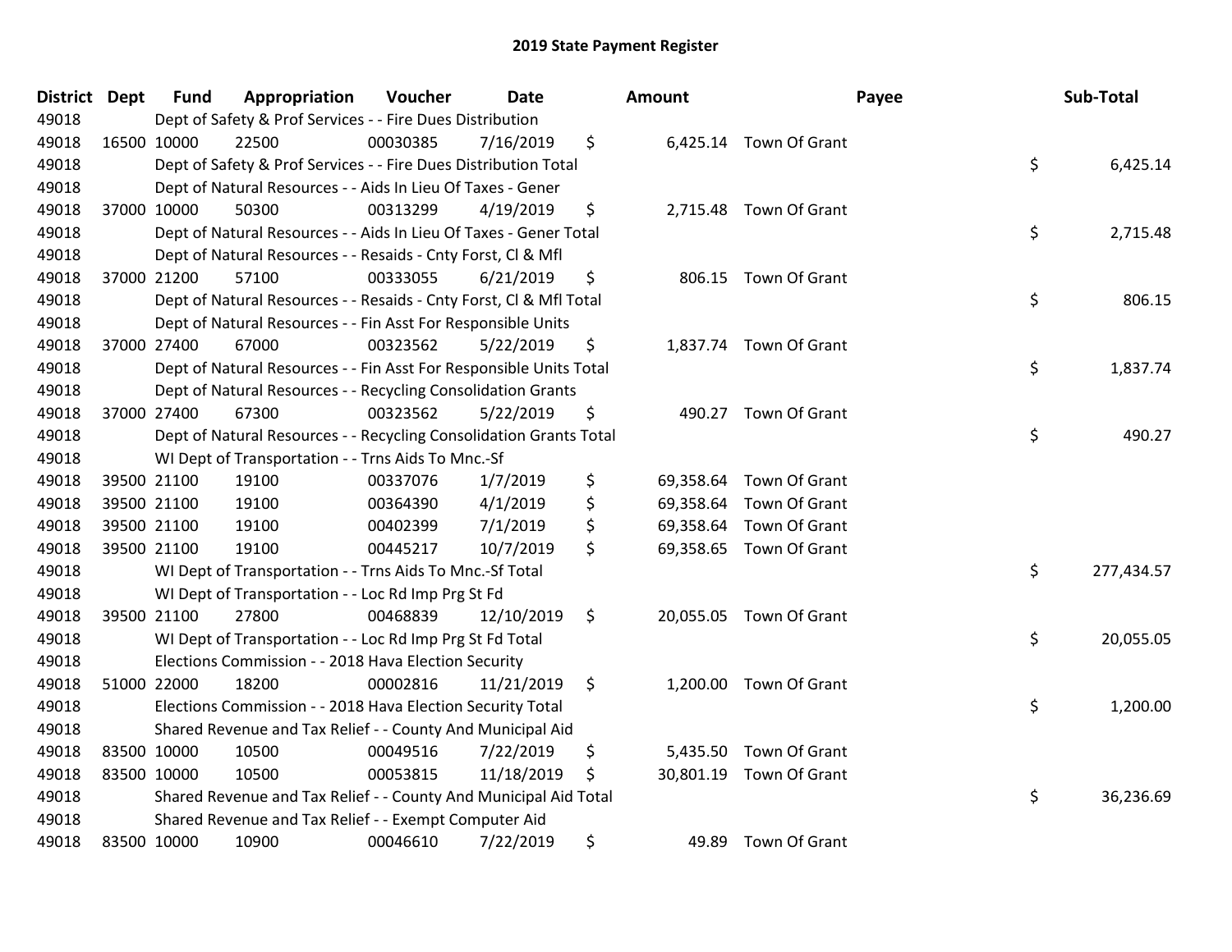## 2019 State Payment Register

| District | Dept | Fund | Appropriation | Voucher | Date | Amount | Payee | Sub-Total |
|---|---|---|---|---|---|---|---|---|
| 49018 | | Dept of Safety & Prof Services - - Fire Dues Distribution | | | | | | |
| 49018 | 16500 | 10000 | 22500 | 00030385 | 7/16/2019 | $ 6,425.14 | Town Of Grant | |
| 49018 | | Dept of Safety & Prof Services - - Fire Dues Distribution Total | | | | | | $ 6,425.14 |
| 49018 | | Dept of Natural Resources - - Aids In Lieu Of Taxes - Gener | | | | | | |
| 49018 | 37000 | 10000 | 50300 | 00313299 | 4/19/2019 | $ 2,715.48 | Town Of Grant | |
| 49018 | | Dept of Natural Resources - - Aids In Lieu Of Taxes - Gener Total | | | | | | $ 2,715.48 |
| 49018 | | Dept of Natural Resources - - Resaids - Cnty Forst, Cl & Mfl | | | | | | |
| 49018 | 37000 | 21200 | 57100 | 00333055 | 6/21/2019 | $ 806.15 | Town Of Grant | |
| 49018 | | Dept of Natural Resources - - Resaids - Cnty Forst, Cl & Mfl Total | | | | | | $ 806.15 |
| 49018 | | Dept of Natural Resources - - Fin Asst For Responsible Units | | | | | | |
| 49018 | 37000 | 27400 | 67000 | 00323562 | 5/22/2019 | $ 1,837.74 | Town Of Grant | |
| 49018 | | Dept of Natural Resources - - Fin Asst For Responsible Units Total | | | | | | $ 1,837.74 |
| 49018 | | Dept of Natural Resources - - Recycling Consolidation Grants | | | | | | |
| 49018 | 37000 | 27400 | 67300 | 00323562 | 5/22/2019 | $ 490.27 | Town Of Grant | |
| 49018 | | Dept of Natural Resources - - Recycling Consolidation Grants Total | | | | | | $ 490.27 |
| 49018 | | WI Dept of Transportation - - Trns Aids To Mnc.-Sf | | | | | | |
| 49018 | 39500 | 21100 | 19100 | 00337076 | 1/7/2019 | $ 69,358.64 | Town Of Grant | |
| 49018 | 39500 | 21100 | 19100 | 00364390 | 4/1/2019 | $ 69,358.64 | Town Of Grant | |
| 49018 | 39500 | 21100 | 19100 | 00402399 | 7/1/2019 | $ 69,358.64 | Town Of Grant | |
| 49018 | 39500 | 21100 | 19100 | 00445217 | 10/7/2019 | $ 69,358.65 | Town Of Grant | |
| 49018 | | WI Dept of Transportation - - Trns Aids To Mnc.-Sf Total | | | | | | $ 277,434.57 |
| 49018 | | WI Dept of Transportation - - Loc Rd Imp Prg St Fd | | | | | | |
| 49018 | 39500 | 21100 | 27800 | 00468839 | 12/10/2019 | $ 20,055.05 | Town Of Grant | |
| 49018 | | WI Dept of Transportation - - Loc Rd Imp Prg St Fd Total | | | | | | $ 20,055.05 |
| 49018 | | Elections Commission - - 2018 Hava Election Security | | | | | | |
| 49018 | 51000 | 22000 | 18200 | 00002816 | 11/21/2019 | $ 1,200.00 | Town Of Grant | |
| 49018 | | Elections Commission - - 2018 Hava Election Security Total | | | | | | $ 1,200.00 |
| 49018 | | Shared Revenue and Tax Relief - - County And Municipal Aid | | | | | | |
| 49018 | 83500 | 10000 | 10500 | 00049516 | 7/22/2019 | $ 5,435.50 | Town Of Grant | |
| 49018 | 83500 | 10000 | 10500 | 00053815 | 11/18/2019 | $ 30,801.19 | Town Of Grant | |
| 49018 | | Shared Revenue and Tax Relief - - County And Municipal Aid Total | | | | | | $ 36,236.69 |
| 49018 | | Shared Revenue and Tax Relief - - Exempt Computer Aid | | | | | | |
| 49018 | 83500 | 10000 | 10900 | 00046610 | 7/22/2019 | $ 49.89 | Town Of Grant | |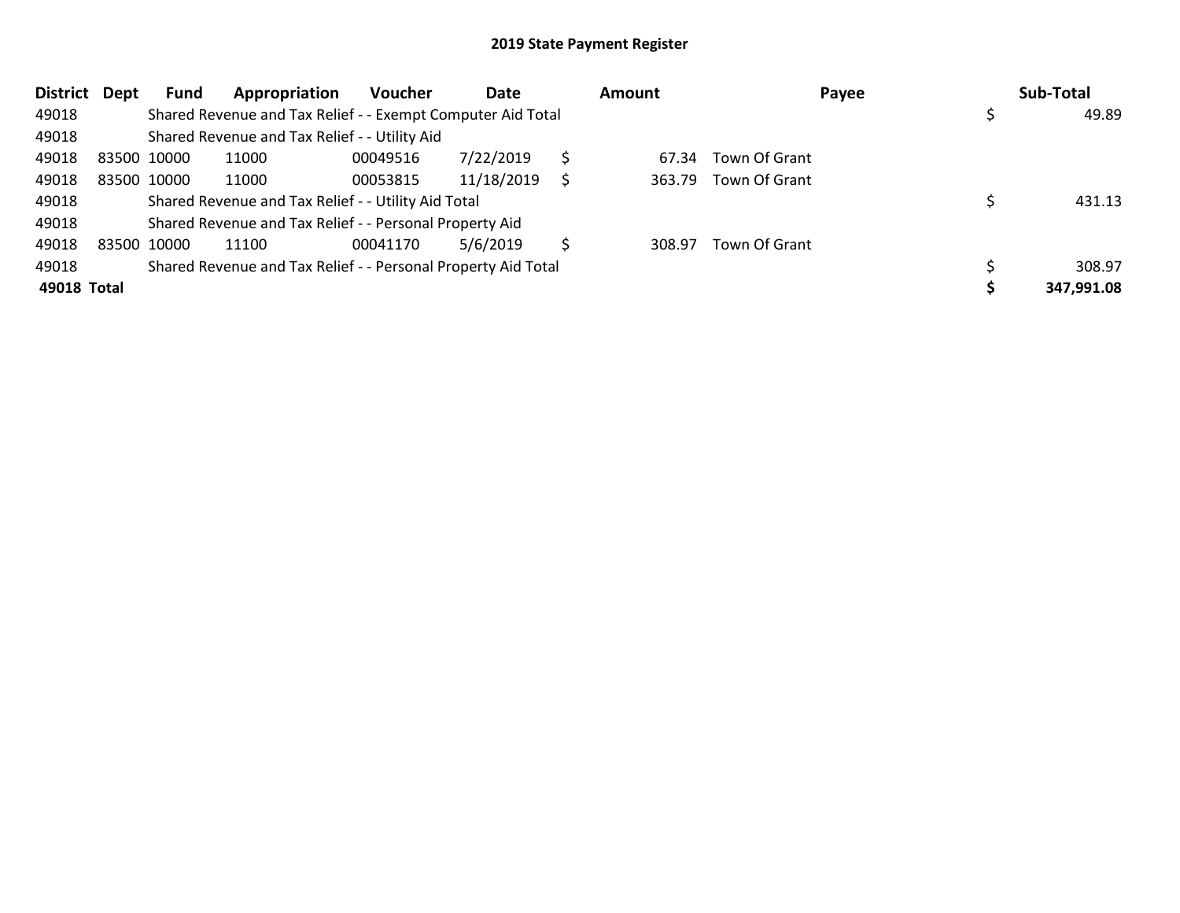## 2019 State Payment Register

| District | Dept | Fund | Appropriation | Voucher | Date | Amount | Payee | Sub-Total |
|---|---|---|---|---|---|---|---|---|
| 49018 | | Shared Revenue and Tax Relief - - Exempt Computer Aid Total | | | | | | $ 49.89 |
| 49018 | | Shared Revenue and Tax Relief - - Utility Aid | | | | | | |
| 49018 | 83500 | 10000 | 11000 | 00049516 | 7/22/2019 | $ 67.34 | Town Of Grant | |
| 49018 | 83500 | 10000 | 11000 | 00053815 | 11/18/2019 | $ 363.79 | Town Of Grant | |
| 49018 | | Shared Revenue and Tax Relief - - Utility Aid Total | | | | | | $ 431.13 |
| 49018 | | Shared Revenue and Tax Relief - - Personal Property Aid | | | | | | |
| 49018 | 83500 | 10000 | 11100 | 00041170 | 5/6/2019 | $ 308.97 | Town Of Grant | |
| 49018 | | Shared Revenue and Tax Relief - - Personal Property Aid Total | | | | | | $ 308.97 |
| **49018** | **Total** | | | | | | | **$ 347,991.08** |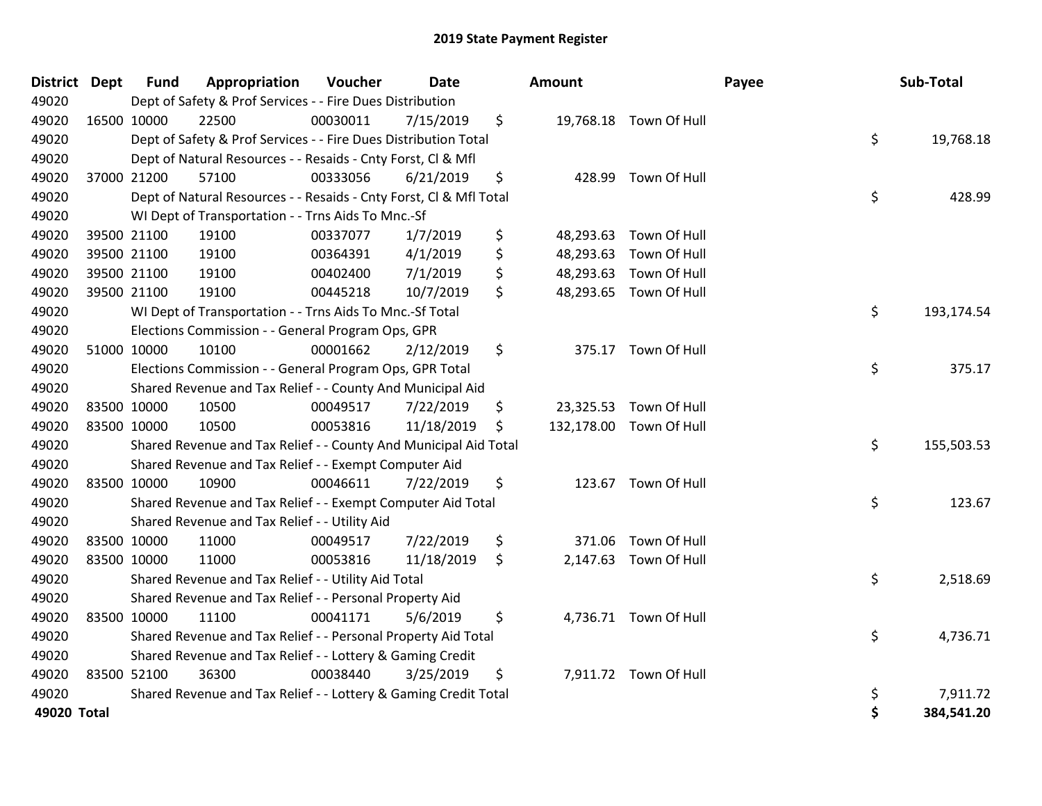# 2019 State Payment Register

| District | Dept | Fund | Appropriation | Voucher | Date | Amount | Payee | Sub-Total |
|---|---|---|---|---|---|---|---|---|
| 49020 | | Dept of Safety & Prof Services - - Fire Dues Distribution | | | | | | |
| 49020 | 16500 | 10000 | 22500 | 00030011 | 7/15/2019 | $ 19,768.18 | Town Of Hull | |
| 49020 | | Dept of Safety & Prof Services - - Fire Dues Distribution Total | | | | | | $ 19,768.18 |
| 49020 | | Dept of Natural Resources - - Resaids - Cnty Forst, Cl & Mfl | | | | | | |
| 49020 | 37000 | 21200 | 57100 | 00333056 | 6/21/2019 | $ 428.99 | Town Of Hull | |
| 49020 | | Dept of Natural Resources - - Resaids - Cnty Forst, Cl & Mfl Total | | | | | | $ 428.99 |
| 49020 | | WI Dept of Transportation - - Trns Aids To Mnc.-Sf | | | | | | |
| 49020 | 39500 | 21100 | 19100 | 00337077 | 1/7/2019 | $ 48,293.63 | Town Of Hull | |
| 49020 | 39500 | 21100 | 19100 | 00364391 | 4/1/2019 | $ 48,293.63 | Town Of Hull | |
| 49020 | 39500 | 21100 | 19100 | 00402400 | 7/1/2019 | $ 48,293.63 | Town Of Hull | |
| 49020 | 39500 | 21100 | 19100 | 00445218 | 10/7/2019 | $ 48,293.65 | Town Of Hull | |
| 49020 | | WI Dept of Transportation - - Trns Aids To Mnc.-Sf Total | | | | | | $ 193,174.54 |
| 49020 | | Elections Commission - - General Program Ops, GPR | | | | | | |
| 49020 | 51000 | 10000 | 10100 | 00001662 | 2/12/2019 | $ 375.17 | Town Of Hull | |
| 49020 | | Elections Commission - - General Program Ops, GPR Total | | | | | | $ 375.17 |
| 49020 | | Shared Revenue and Tax Relief - - County And Municipal Aid | | | | | | |
| 49020 | 83500 | 10000 | 10500 | 00049517 | 7/22/2019 | $ 23,325.53 | Town Of Hull | |
| 49020 | 83500 | 10000 | 10500 | 00053816 | 11/18/2019 | $ 132,178.00 | Town Of Hull | |
| 49020 | | Shared Revenue and Tax Relief - - County And Municipal Aid Total | | | | | | $ 155,503.53 |
| 49020 | | Shared Revenue and Tax Relief - - Exempt Computer Aid | | | | | | |
| 49020 | 83500 | 10000 | 10900 | 00046611 | 7/22/2019 | $ 123.67 | Town Of Hull | |
| 49020 | | Shared Revenue and Tax Relief - - Exempt Computer Aid Total | | | | | | $ 123.67 |
| 49020 | | Shared Revenue and Tax Relief - - Utility Aid | | | | | | |
| 49020 | 83500 | 10000 | 11000 | 00049517 | 7/22/2019 | $ 371.06 | Town Of Hull | |
| 49020 | 83500 | 10000 | 11000 | 00053816 | 11/18/2019 | $ 2,147.63 | Town Of Hull | |
| 49020 | | Shared Revenue and Tax Relief - - Utility Aid Total | | | | | | $ 2,518.69 |
| 49020 | | Shared Revenue and Tax Relief - - Personal Property Aid | | | | | | |
| 49020 | 83500 | 10000 | 11100 | 00041171 | 5/6/2019 | $ 4,736.71 | Town Of Hull | |
| 49020 | | Shared Revenue and Tax Relief - - Personal Property Aid Total | | | | | | $ 4,736.71 |
| 49020 | | Shared Revenue and Tax Relief - - Lottery & Gaming Credit | | | | | | |
| 49020 | 83500 | 52100 | 36300 | 00038440 | 3/25/2019 | $ 7,911.72 | Town Of Hull | |
| 49020 | | Shared Revenue and Tax Relief - - Lottery & Gaming Credit Total | | | | | | $ 7,911.72 |
| **49020 Total** | | | | | | | | **$ 384,541.20** |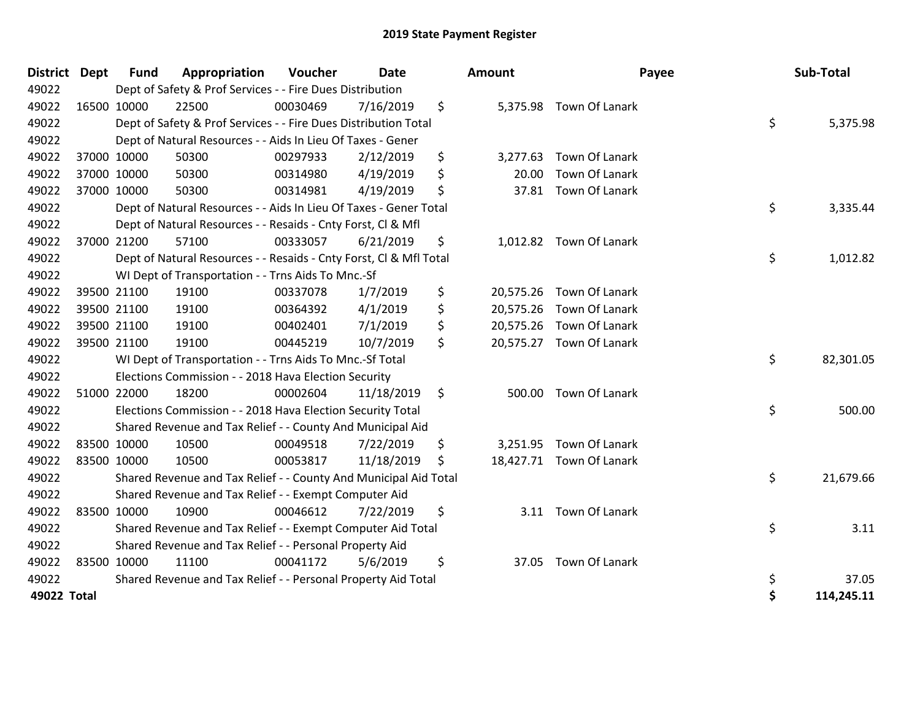# 2019 State Payment Register

| District | Dept | Fund | Appropriation | Voucher | Date | Amount | Payee | Sub-Total |
|---|---|---|---|---|---|---|---|---|
| 49022 | | Dept of Safety & Prof Services - - Fire Dues Distribution | | | | | | |
| 49022 | 16500 | 10000 | 22500 | 00030469 | 7/16/2019 | $ 5,375.98 | Town Of Lanark | |
| 49022 | | Dept of Safety & Prof Services - - Fire Dues Distribution Total | | | | | | $ 5,375.98 |
| 49022 | | Dept of Natural Resources - - Aids In Lieu Of Taxes - Gener | | | | | | |
| 49022 | 37000 | 10000 | 50300 | 00297933 | 2/12/2019 | $ 3,277.63 | Town Of Lanark | |
| 49022 | 37000 | 10000 | 50300 | 00314980 | 4/19/2019 | $ 20.00 | Town Of Lanark | |
| 49022 | 37000 | 10000 | 50300 | 00314981 | 4/19/2019 | $ 37.81 | Town Of Lanark | |
| 49022 | | Dept of Natural Resources - - Aids In Lieu Of Taxes - Gener Total | | | | | | $ 3,335.44 |
| 49022 | | Dept of Natural Resources - - Resaids - Cnty Forst, Cl & Mfl | | | | | | |
| 49022 | 37000 | 21200 | 57100 | 00333057 | 6/21/2019 | $ 1,012.82 | Town Of Lanark | |
| 49022 | | Dept of Natural Resources - - Resaids - Cnty Forst, Cl & Mfl Total | | | | | | $ 1,012.82 |
| 49022 | | WI Dept of Transportation - - Trns Aids To Mnc.-Sf | | | | | | |
| 49022 | 39500 | 21100 | 19100 | 00337078 | 1/7/2019 | $ 20,575.26 | Town Of Lanark | |
| 49022 | 39500 | 21100 | 19100 | 00364392 | 4/1/2019 | $ 20,575.26 | Town Of Lanark | |
| 49022 | 39500 | 21100 | 19100 | 00402401 | 7/1/2019 | $ 20,575.26 | Town Of Lanark | |
| 49022 | 39500 | 21100 | 19100 | 00445219 | 10/7/2019 | $ 20,575.27 | Town Of Lanark | |
| 49022 | | WI Dept of Transportation - - Trns Aids To Mnc.-Sf Total | | | | | | $ 82,301.05 |
| 49022 | | Elections Commission - - 2018 Hava Election Security | | | | | | |
| 49022 | 51000 | 22000 | 18200 | 00002604 | 11/18/2019 | $ 500.00 | Town Of Lanark | |
| 49022 | | Elections Commission - - 2018 Hava Election Security Total | | | | | | $ 500.00 |
| 49022 | | Shared Revenue and Tax Relief - - County And Municipal Aid | | | | | | |
| 49022 | 83500 | 10000 | 10500 | 00049518 | 7/22/2019 | $ 3,251.95 | Town Of Lanark | |
| 49022 | 83500 | 10000 | 10500 | 00053817 | 11/18/2019 | $ 18,427.71 | Town Of Lanark | |
| 49022 | | Shared Revenue and Tax Relief - - County And Municipal Aid Total | | | | | | $ 21,679.66 |
| 49022 | | Shared Revenue and Tax Relief - - Exempt Computer Aid | | | | | | |
| 49022 | 83500 | 10000 | 10900 | 00046612 | 7/22/2019 | $ 3.11 | Town Of Lanark | |
| 49022 | | Shared Revenue and Tax Relief - - Exempt Computer Aid Total | | | | | | $ 3.11 |
| 49022 | | Shared Revenue and Tax Relief - - Personal Property Aid | | | | | | |
| 49022 | 83500 | 10000 | 11100 | 00041172 | 5/6/2019 | $ 37.05 | Town Of Lanark | |
| 49022 | | Shared Revenue and Tax Relief - - Personal Property Aid Total | | | | | | $ 37.05 |
| **49022 Total** | | | | | | | | **$ 114,245.11** |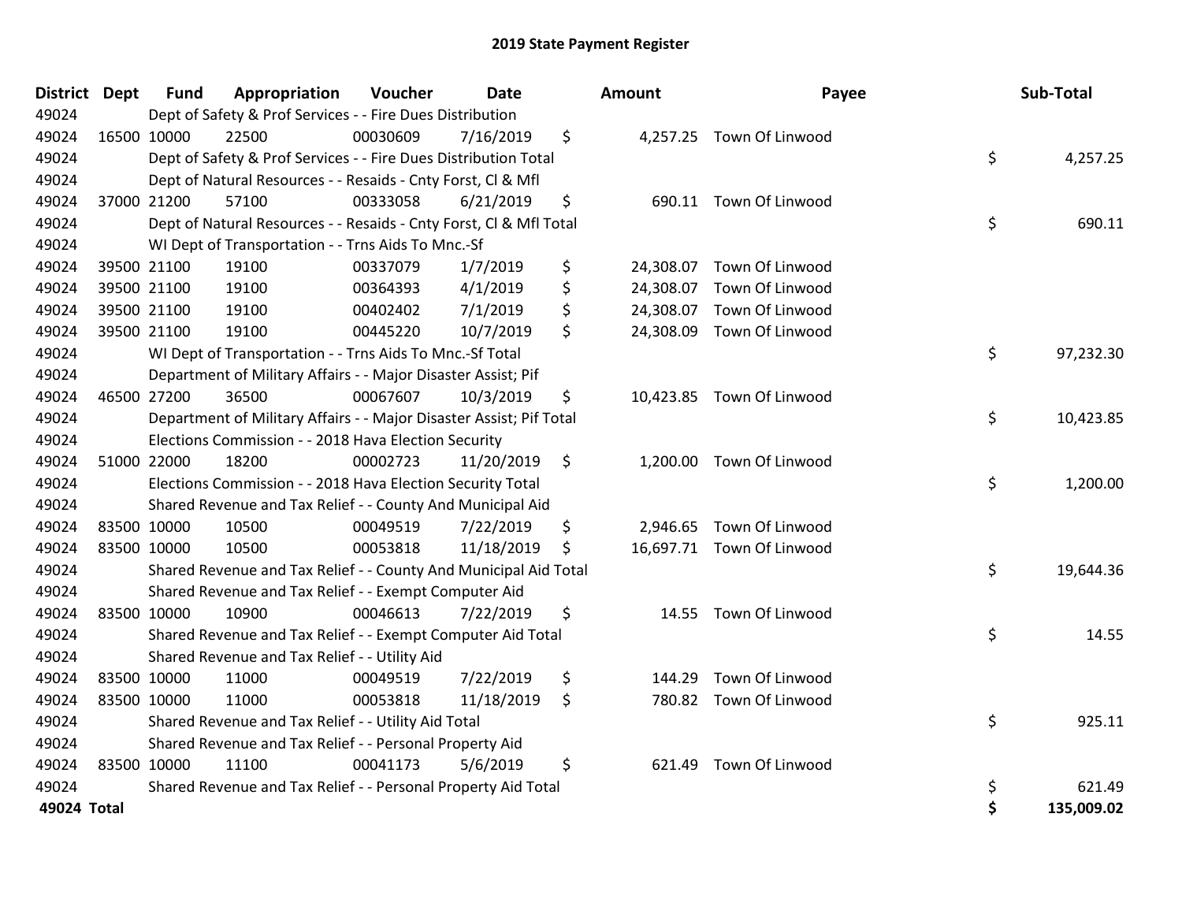# 2019 State Payment Register

| District | Dept | Fund | Appropriation | Voucher | Date | Amount | Payee | Sub-Total |
|---|---|---|---|---|---|---|---|---|
| 49024 | | Dept of Safety & Prof Services - - Fire Dues Distribution | | | | | | |
| 49024 | 16500 | 10000 | 22500 | 00030609 | 7/16/2019 | $ 4,257.25 | Town Of Linwood | |
| 49024 | | Dept of Safety & Prof Services - - Fire Dues Distribution Total | | | | | | $ 4,257.25 |
| 49024 | | Dept of Natural Resources - - Resaids - Cnty Forst, Cl & Mfl | | | | | | |
| 49024 | 37000 | 21200 | 57100 | 00333058 | 6/21/2019 | $ 690.11 | Town Of Linwood | |
| 49024 | | Dept of Natural Resources - - Resaids - Cnty Forst, Cl & Mfl Total | | | | | | $ 690.11 |
| 49024 | | WI Dept of Transportation - - Trns Aids To Mnc.-Sf | | | | | | |
| 49024 | 39500 | 21100 | 19100 | 00337079 | 1/7/2019 | $ 24,308.07 | Town Of Linwood | |
| 49024 | 39500 | 21100 | 19100 | 00364393 | 4/1/2019 | $ 24,308.07 | Town Of Linwood | |
| 49024 | 39500 | 21100 | 19100 | 00402402 | 7/1/2019 | $ 24,308.07 | Town Of Linwood | |
| 49024 | 39500 | 21100 | 19100 | 00445220 | 10/7/2019 | $ 24,308.09 | Town Of Linwood | |
| 49024 | | WI Dept of Transportation - - Trns Aids To Mnc.-Sf Total | | | | | | $ 97,232.30 |
| 49024 | | Department of Military Affairs - - Major Disaster Assist; Pif | | | | | | |
| 49024 | 46500 | 27200 | 36500 | 00067607 | 10/3/2019 | $ 10,423.85 | Town Of Linwood | |
| 49024 | | Department of Military Affairs - - Major Disaster Assist; Pif Total | | | | | | $ 10,423.85 |
| 49024 | | Elections Commission - - 2018 Hava Election Security | | | | | | |
| 49024 | 51000 | 22000 | 18200 | 00002723 | 11/20/2019 | $ 1,200.00 | Town Of Linwood | |
| 49024 | | Elections Commission - - 2018 Hava Election Security Total | | | | | | $ 1,200.00 |
| 49024 | | Shared Revenue and Tax Relief - - County And Municipal Aid | | | | | | |
| 49024 | 83500 | 10000 | 10500 | 00049519 | 7/22/2019 | $ 2,946.65 | Town Of Linwood | |
| 49024 | 83500 | 10000 | 10500 | 00053818 | 11/18/2019 | $ 16,697.71 | Town Of Linwood | |
| 49024 | | Shared Revenue and Tax Relief - - County And Municipal Aid Total | | | | | | $ 19,644.36 |
| 49024 | | Shared Revenue and Tax Relief - - Exempt Computer Aid | | | | | | |
| 49024 | 83500 | 10000 | 10900 | 00046613 | 7/22/2019 | $ 14.55 | Town Of Linwood | |
| 49024 | | Shared Revenue and Tax Relief - - Exempt Computer Aid Total | | | | | | $ 14.55 |
| 49024 | | Shared Revenue and Tax Relief - - Utility Aid | | | | | | |
| 49024 | 83500 | 10000 | 11000 | 00049519 | 7/22/2019 | $ 144.29 | Town Of Linwood | |
| 49024 | 83500 | 10000 | 11000 | 00053818 | 11/18/2019 | $ 780.82 | Town Of Linwood | |
| 49024 | | Shared Revenue and Tax Relief - - Utility Aid Total | | | | | | $ 925.11 |
| 49024 | | Shared Revenue and Tax Relief - - Personal Property Aid | | | | | | |
| 49024 | 83500 | 10000 | 11100 | 00041173 | 5/6/2019 | $ 621.49 | Town Of Linwood | |
| 49024 | | Shared Revenue and Tax Relief - - Personal Property Aid Total | | | | | | $ 621.49 |
| **49024 Total** | | | | | | | | **$ 135,009.02** |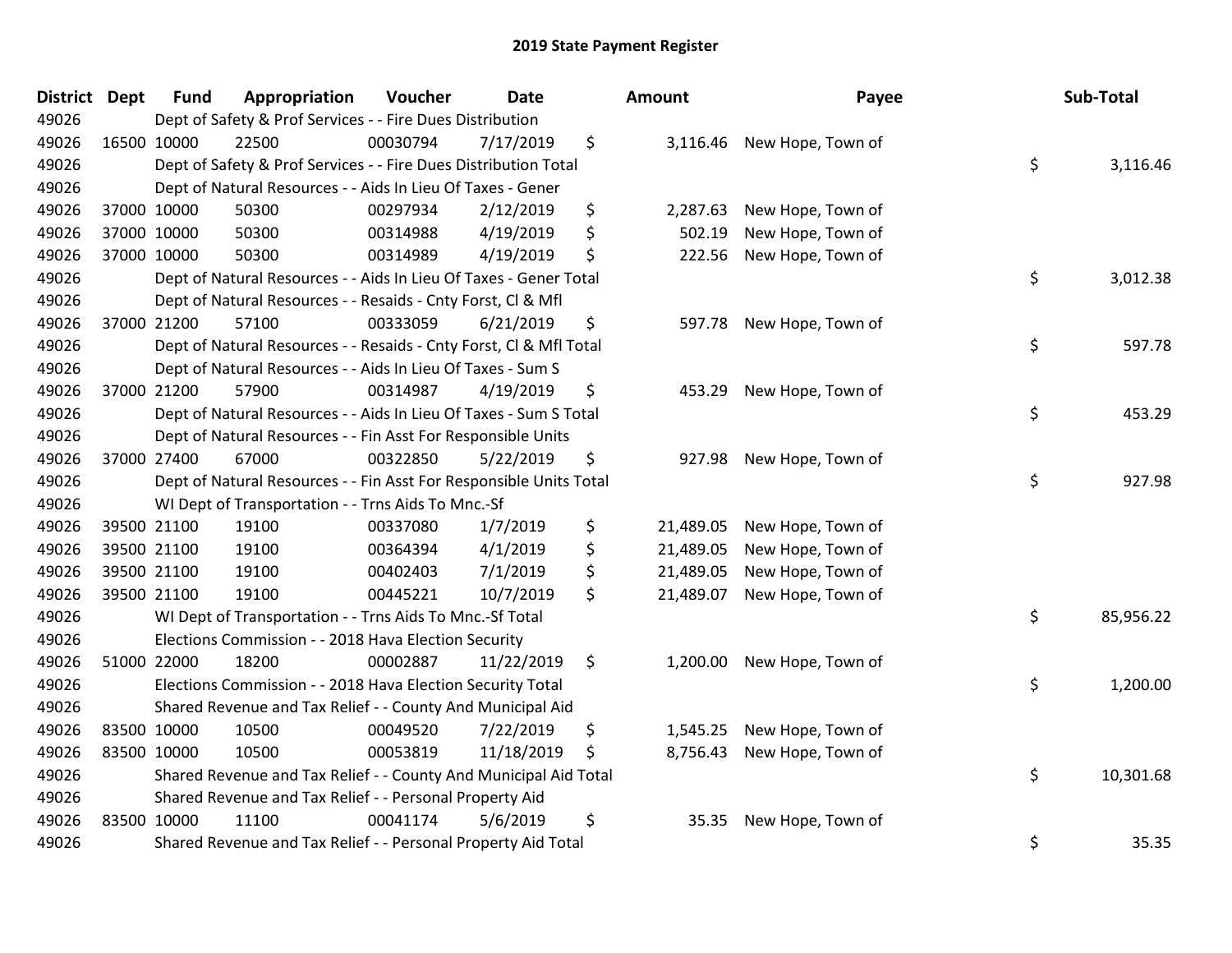# 2019 State Payment Register

| District | Dept | Fund | Appropriation | Voucher | Date | Amount | Payee | Sub-Total |
|---|---|---|---|---|---|---|---|---|
| 49026 | Dept of Safety & Prof Services - - Fire Dues Distribution | | | | | | | |
| 49026 | 16500 | 10000 | 22500 | 00030794 | 7/17/2019 | $ 3,116.46 | New Hope, Town of | |
| 49026 | Dept of Safety & Prof Services - - Fire Dues Distribution Total | | | | | | | $ 3,116.46 |
| 49026 | Dept of Natural Resources - - Aids In Lieu Of Taxes - Gener | | | | | | | |
| 49026 | 37000 | 10000 | 50300 | 00297934 | 2/12/2019 | $ 2,287.63 | New Hope, Town of | |
| 49026 | 37000 | 10000 | 50300 | 00314988 | 4/19/2019 | $ 502.19 | New Hope, Town of | |
| 49026 | 37000 | 10000 | 50300 | 00314989 | 4/19/2019 | $ 222.56 | New Hope, Town of | |
| 49026 | Dept of Natural Resources - - Aids In Lieu Of Taxes - Gener Total | | | | | | | $ 3,012.38 |
| 49026 | Dept of Natural Resources - - Resaids - Cnty Forst, Cl & Mfl | | | | | | | |
| 49026 | 37000 | 21200 | 57100 | 00333059 | 6/21/2019 | $ 597.78 | New Hope, Town of | |
| 49026 | Dept of Natural Resources - - Resaids - Cnty Forst, Cl & Mfl Total | | | | | | | $ 597.78 |
| 49026 | Dept of Natural Resources - - Aids In Lieu Of Taxes - Sum S | | | | | | | |
| 49026 | 37000 | 21200 | 57900 | 00314987 | 4/19/2019 | $ 453.29 | New Hope, Town of | |
| 49026 | Dept of Natural Resources - - Aids In Lieu Of Taxes - Sum S Total | | | | | | | $ 453.29 |
| 49026 | Dept of Natural Resources - - Fin Asst For Responsible Units | | | | | | | |
| 49026 | 37000 | 27400 | 67000 | 00322850 | 5/22/2019 | $ 927.98 | New Hope, Town of | |
| 49026 | Dept of Natural Resources - - Fin Asst For Responsible Units Total | | | | | | | $ 927.98 |
| 49026 | WI Dept of Transportation - - Trns Aids To Mnc.-Sf | | | | | | | |
| 49026 | 39500 | 21100 | 19100 | 00337080 | 1/7/2019 | $ 21,489.05 | New Hope, Town of | |
| 49026 | 39500 | 21100 | 19100 | 00364394 | 4/1/2019 | $ 21,489.05 | New Hope, Town of | |
| 49026 | 39500 | 21100 | 19100 | 00402403 | 7/1/2019 | $ 21,489.05 | New Hope, Town of | |
| 49026 | 39500 | 21100 | 19100 | 00445221 | 10/7/2019 | $ 21,489.07 | New Hope, Town of | |
| 49026 | WI Dept of Transportation - - Trns Aids To Mnc.-Sf Total | | | | | | | $ 85,956.22 |
| 49026 | Elections Commission - - 2018 Hava Election Security | | | | | | | |
| 49026 | 51000 | 22000 | 18200 | 00002887 | 11/22/2019 | $ 1,200.00 | New Hope, Town of | |
| 49026 | Elections Commission - - 2018 Hava Election Security Total | | | | | | | $ 1,200.00 |
| 49026 | Shared Revenue and Tax Relief - - County And Municipal Aid | | | | | | | |
| 49026 | 83500 | 10000 | 10500 | 00049520 | 7/22/2019 | $ 1,545.25 | New Hope, Town of | |
| 49026 | 83500 | 10000 | 10500 | 00053819 | 11/18/2019 | $ 8,756.43 | New Hope, Town of | |
| 49026 | Shared Revenue and Tax Relief - - County And Municipal Aid Total | | | | | | | $ 10,301.68 |
| 49026 | Shared Revenue and Tax Relief - - Personal Property Aid | | | | | | | |
| 49026 | 83500 | 10000 | 11100 | 00041174 | 5/6/2019 | $ 35.35 | New Hope, Town of | |
| 49026 | Shared Revenue and Tax Relief - - Personal Property Aid Total | | | | | | | $ 35.35 |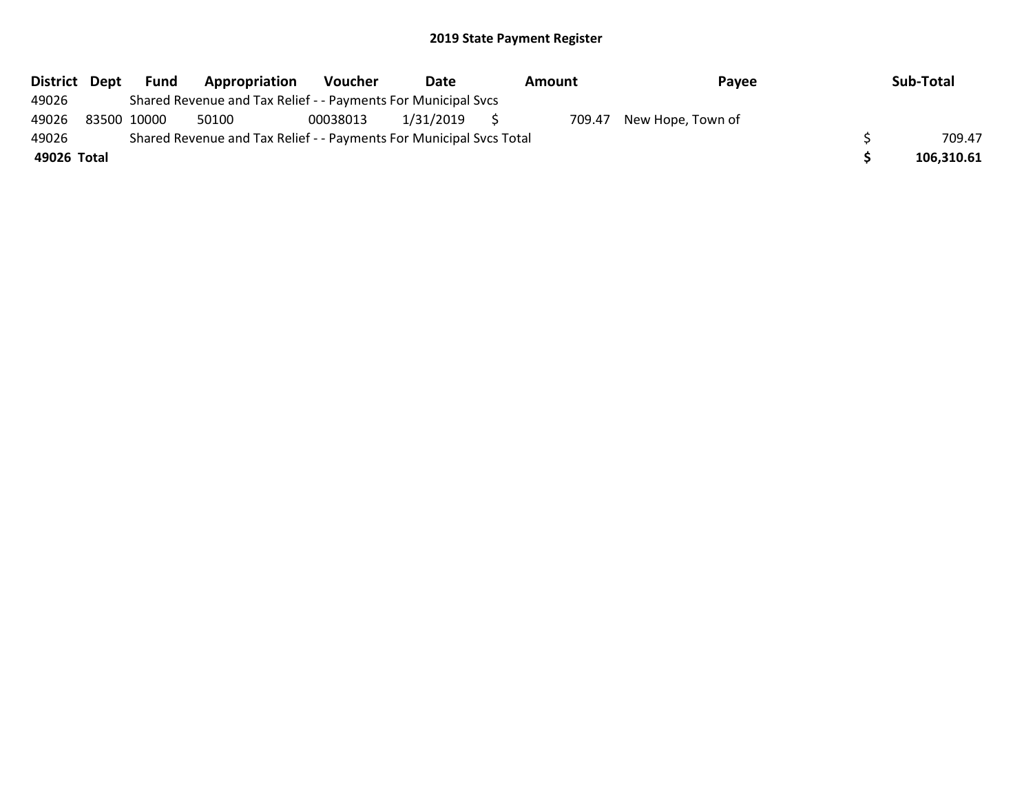## 2019 State Payment Register

| District | Dept | Fund | Appropriation | Voucher | Date | Amount | Payee | Sub-Total |
|---|---|---|---|---|---|---|---|---|
| 49026 | | Shared Revenue and Tax Relief - - Payments For Municipal Svcs | | | | | | |
| 49026 | 83500 | 10000 | 50100 | 00038013 | 1/31/2019 | $ 709.47 | New Hope, Town of | |
| 49026 | | Shared Revenue and Tax Relief - - Payments For Municipal Svcs Total | | | | | | $ 709.47 |
| **49026** | **Total** | | | | | | | **$ 106,310.61** |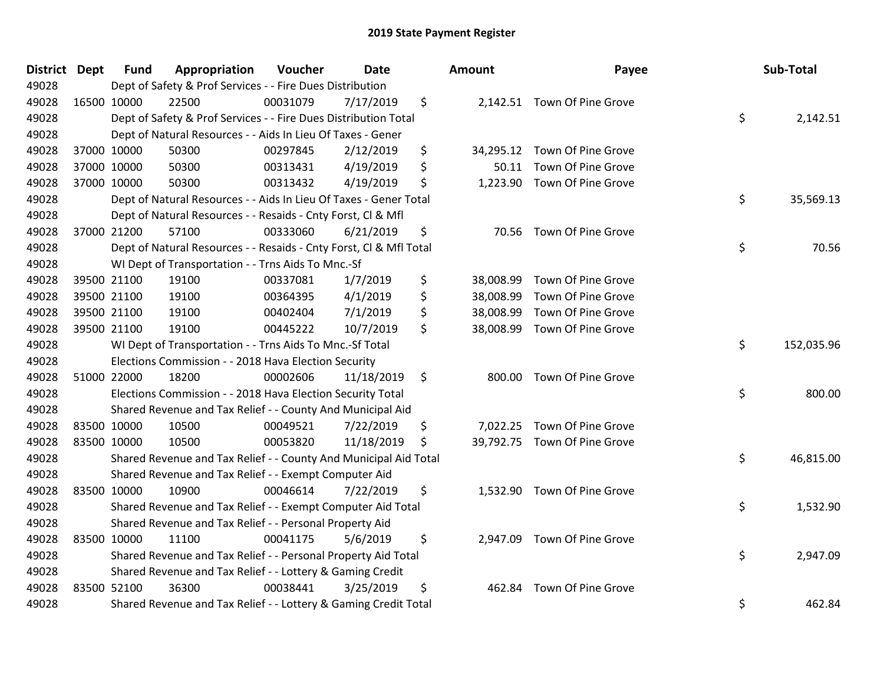# 2019 State Payment Register

| District | Dept | Fund | Appropriation | Voucher | Date | Amount | Payee | Sub-Total |
|---|---|---|---|---|---|---|---|---|
| 49028 | | Dept of Safety & Prof Services - - Fire Dues Distribution | | | | | | |
| 49028 | 16500 | 10000 | 22500 | 00031079 | 7/17/2019 | $ 2,142.51 | Town Of Pine Grove | |
| 49028 | | Dept of Safety & Prof Services - - Fire Dues Distribution Total | | | | | | $ 2,142.51 |
| 49028 | | Dept of Natural Resources - - Aids In Lieu Of Taxes - Gener | | | | | | |
| 49028 | 37000 | 10000 | 50300 | 00297845 | 2/12/2019 | $ 34,295.12 | Town Of Pine Grove | |
| 49028 | 37000 | 10000 | 50300 | 00313431 | 4/19/2019 | $ 50.11 | Town Of Pine Grove | |
| 49028 | 37000 | 10000 | 50300 | 00313432 | 4/19/2019 | $ 1,223.90 | Town Of Pine Grove | |
| 49028 | | Dept of Natural Resources - - Aids In Lieu Of Taxes - Gener Total | | | | | | $ 35,569.13 |
| 49028 | | Dept of Natural Resources - - Resaids - Cnty Forst, Cl & Mfl | | | | | | |
| 49028 | 37000 | 21200 | 57100 | 00333060 | 6/21/2019 | $ 70.56 | Town Of Pine Grove | |
| 49028 | | Dept of Natural Resources - - Resaids - Cnty Forst, Cl & Mfl Total | | | | | | $ 70.56 |
| 49028 | | WI Dept of Transportation - - Trns Aids To Mnc.-Sf | | | | | | |
| 49028 | 39500 | 21100 | 19100 | 00337081 | 1/7/2019 | $ 38,008.99 | Town Of Pine Grove | |
| 49028 | 39500 | 21100 | 19100 | 00364395 | 4/1/2019 | $ 38,008.99 | Town Of Pine Grove | |
| 49028 | 39500 | 21100 | 19100 | 00402404 | 7/1/2019 | $ 38,008.99 | Town Of Pine Grove | |
| 49028 | 39500 | 21100 | 19100 | 00445222 | 10/7/2019 | $ 38,008.99 | Town Of Pine Grove | |
| 49028 | | WI Dept of Transportation - - Trns Aids To Mnc.-Sf Total | | | | | | $ 152,035.96 |
| 49028 | | Elections Commission - - 2018 Hava Election Security | | | | | | |
| 49028 | 51000 | 22000 | 18200 | 00002606 | 11/18/2019 | $ 800.00 | Town Of Pine Grove | |
| 49028 | | Elections Commission - - 2018 Hava Election Security Total | | | | | | $ 800.00 |
| 49028 | | Shared Revenue and Tax Relief - - County And Municipal Aid | | | | | | |
| 49028 | 83500 | 10000 | 10500 | 00049521 | 7/22/2019 | $ 7,022.25 | Town Of Pine Grove | |
| 49028 | 83500 | 10000 | 10500 | 00053820 | 11/18/2019 | $ 39,792.75 | Town Of Pine Grove | |
| 49028 | | Shared Revenue and Tax Relief - - County And Municipal Aid Total | | | | | | $ 46,815.00 |
| 49028 | | Shared Revenue and Tax Relief - - Exempt Computer Aid | | | | | | |
| 49028 | 83500 | 10000 | 10900 | 00046614 | 7/22/2019 | $ 1,532.90 | Town Of Pine Grove | |
| 49028 | | Shared Revenue and Tax Relief - - Exempt Computer Aid Total | | | | | | $ 1,532.90 |
| 49028 | | Shared Revenue and Tax Relief - - Personal Property Aid | | | | | | |
| 49028 | 83500 | 10000 | 11100 | 00041175 | 5/6/2019 | $ 2,947.09 | Town Of Pine Grove | |
| 49028 | | Shared Revenue and Tax Relief - - Personal Property Aid Total | | | | | | $ 2,947.09 |
| 49028 | | Shared Revenue and Tax Relief - - Lottery & Gaming Credit | | | | | | |
| 49028 | 83500 | 52100 | 36300 | 00038441 | 3/25/2019 | $ 462.84 | Town Of Pine Grove | |
| 49028 | | Shared Revenue and Tax Relief - - Lottery & Gaming Credit Total | | | | | | $ 462.84 |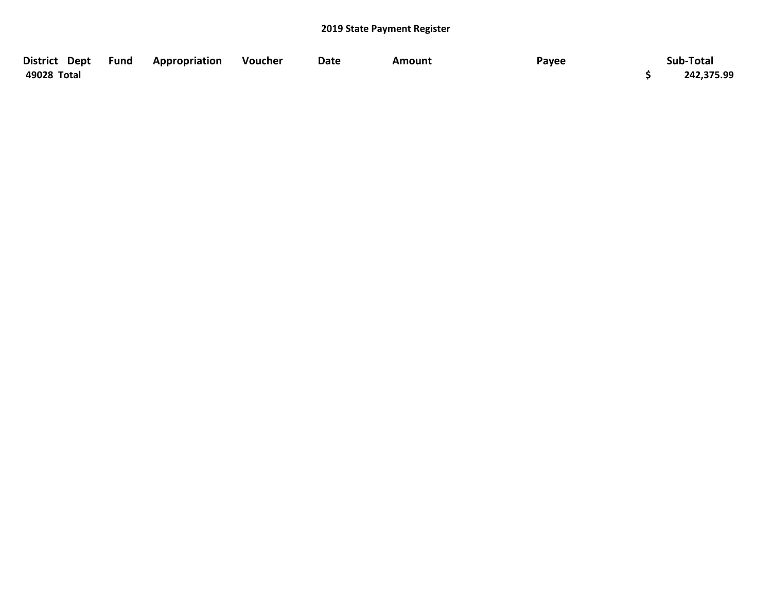# 2019 State Payment Register

| District | Dept | Fund | Appropriation | Voucher | Date | Amount | Payee | Sub-Total |
|---|---|---|---|---|---|---|---|---|
| **49028 Total** | | | | | | | | **$ 242,375.99** |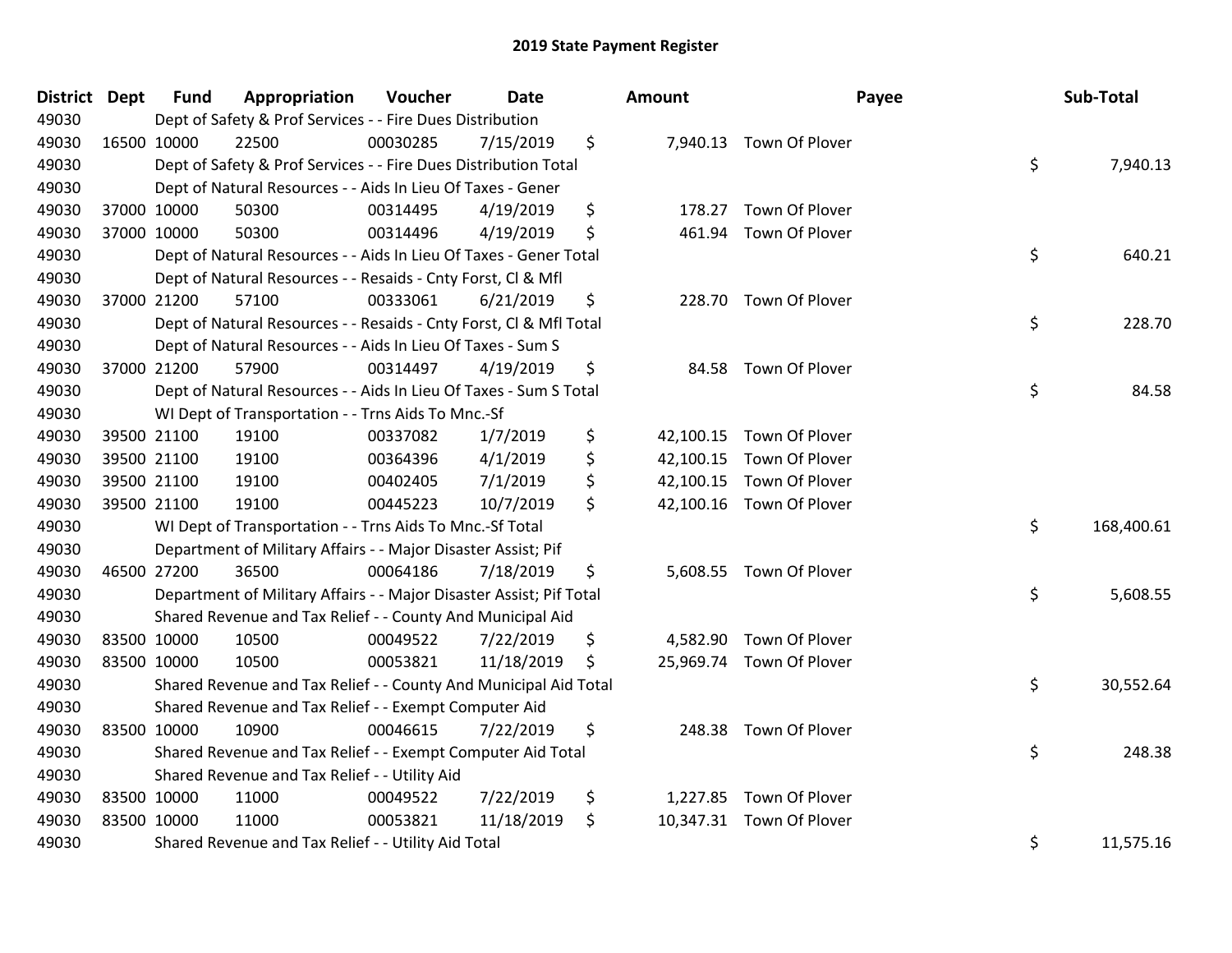# 2019 State Payment Register

| District | Dept | Fund | Appropriation | Voucher | Date | Amount | Payee | Sub-Total |
|---|---|---|---|---|---|---|---|---|
| 49030 | Dept of Safety & Prof Services - - Fire Dues Distribution | | | | | | | |
| 49030 | 16500 | 10000 | 22500 | 00030285 | 7/15/2019 | $ 7,940.13 | Town Of Plover | |
| 49030 | Dept of Safety & Prof Services - - Fire Dues Distribution Total | | | | | | | $ 7,940.13 |
| 49030 | Dept of Natural Resources - - Aids In Lieu Of Taxes - Gener | | | | | | | |
| 49030 | 37000 | 10000 | 50300 | 00314495 | 4/19/2019 | $ 178.27 | Town Of Plover | |
| 49030 | 37000 | 10000 | 50300 | 00314496 | 4/19/2019 | $ 461.94 | Town Of Plover | |
| 49030 | Dept of Natural Resources - - Aids In Lieu Of Taxes - Gener Total | | | | | | | $ 640.21 |
| 49030 | Dept of Natural Resources - - Resaids - Cnty Forst, Cl & Mfl | | | | | | | |
| 49030 | 37000 | 21200 | 57100 | 00333061 | 6/21/2019 | $ 228.70 | Town Of Plover | |
| 49030 | Dept of Natural Resources - - Resaids - Cnty Forst, Cl & Mfl Total | | | | | | | $ 228.70 |
| 49030 | Dept of Natural Resources - - Aids In Lieu Of Taxes - Sum S | | | | | | | |
| 49030 | 37000 | 21200 | 57900 | 00314497 | 4/19/2019 | $ 84.58 | Town Of Plover | |
| 49030 | Dept of Natural Resources - - Aids In Lieu Of Taxes - Sum S Total | | | | | | | $ 84.58 |
| 49030 | WI Dept of Transportation - - Trns Aids To Mnc.-Sf | | | | | | | |
| 49030 | 39500 | 21100 | 19100 | 00337082 | 1/7/2019 | $ 42,100.15 | Town Of Plover | |
| 49030 | 39500 | 21100 | 19100 | 00364396 | 4/1/2019 | $ 42,100.15 | Town Of Plover | |
| 49030 | 39500 | 21100 | 19100 | 00402405 | 7/1/2019 | $ 42,100.15 | Town Of Plover | |
| 49030 | 39500 | 21100 | 19100 | 00445223 | 10/7/2019 | $ 42,100.16 | Town Of Plover | |
| 49030 | WI Dept of Transportation - - Trns Aids To Mnc.-Sf Total | | | | | | | $ 168,400.61 |
| 49030 | Department of Military Affairs - - Major Disaster Assist; Pif | | | | | | | |
| 49030 | 46500 | 27200 | 36500 | 00064186 | 7/18/2019 | $ 5,608.55 | Town Of Plover | |
| 49030 | Department of Military Affairs - - Major Disaster Assist; Pif Total | | | | | | | $ 5,608.55 |
| 49030 | Shared Revenue and Tax Relief - - County And Municipal Aid | | | | | | | |
| 49030 | 83500 | 10000 | 10500 | 00049522 | 7/22/2019 | $ 4,582.90 | Town Of Plover | |
| 49030 | 83500 | 10000 | 10500 | 00053821 | 11/18/2019 | $ 25,969.74 | Town Of Plover | |
| 49030 | Shared Revenue and Tax Relief - - County And Municipal Aid Total | | | | | | | $ 30,552.64 |
| 49030 | Shared Revenue and Tax Relief - - Exempt Computer Aid | | | | | | | |
| 49030 | 83500 | 10000 | 10900 | 00046615 | 7/22/2019 | $ 248.38 | Town Of Plover | |
| 49030 | Shared Revenue and Tax Relief - - Exempt Computer Aid Total | | | | | | | $ 248.38 |
| 49030 | Shared Revenue and Tax Relief - - Utility Aid | | | | | | | |
| 49030 | 83500 | 10000 | 11000 | 00049522 | 7/22/2019 | $ 1,227.85 | Town Of Plover | |
| 49030 | 83500 | 10000 | 11000 | 00053821 | 11/18/2019 | $ 10,347.31 | Town Of Plover | |
| 49030 | Shared Revenue and Tax Relief - - Utility Aid Total | | | | | | | $ 11,575.16 |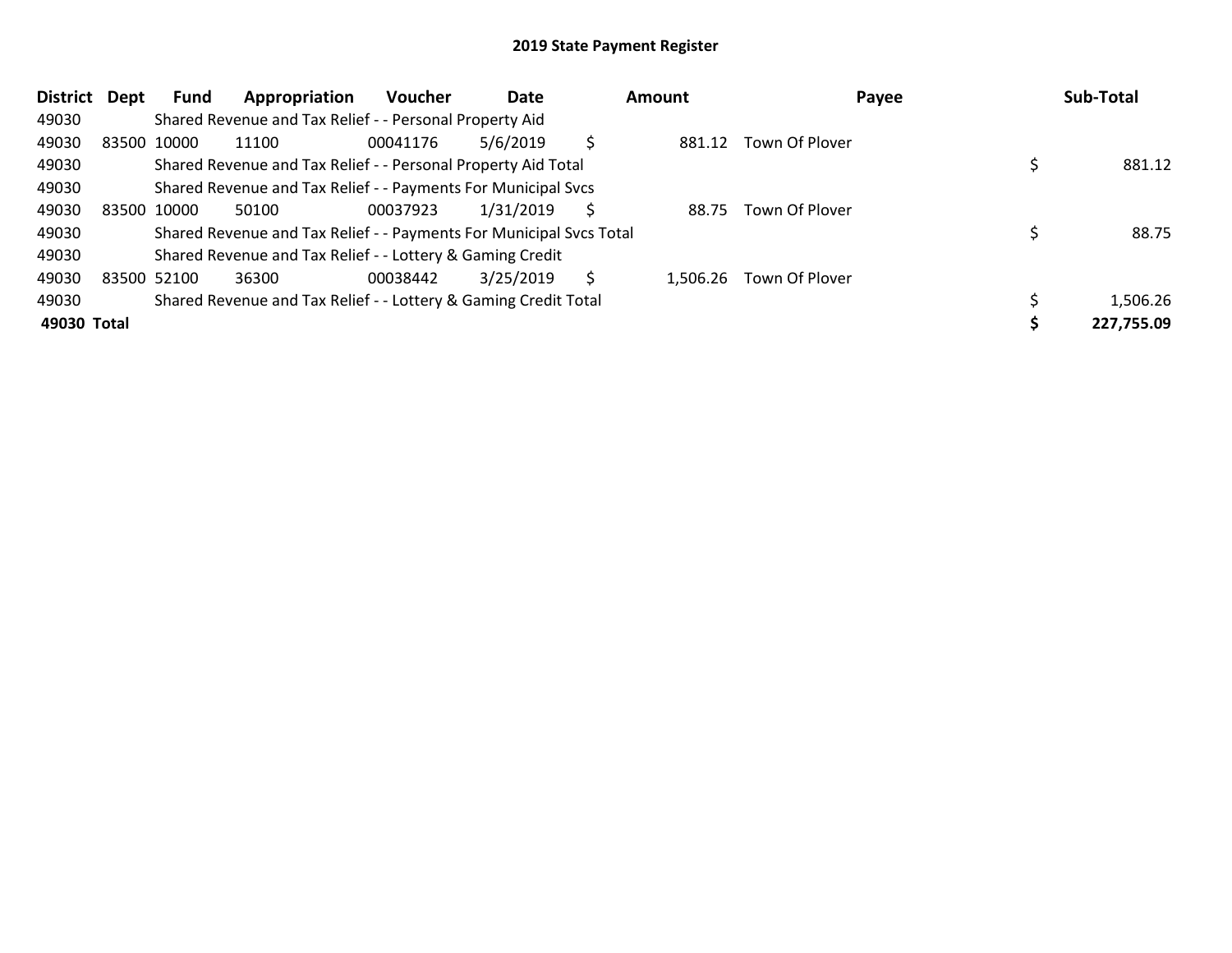# 2019 State Payment Register

| District | Dept | Fund | Appropriation | Voucher | Date | Amount | Payee | Sub-Total |
|---|---|---|---|---|---|---|---|---|
| 49030 | | Shared Revenue and Tax Relief - - Personal Property Aid | | | | | | |
| 49030 | 83500 | 10000 | 11100 | 00041176 | 5/6/2019 | $ 881.12 | Town Of Plover | |
| 49030 | | Shared Revenue and Tax Relief - - Personal Property Aid Total | | | | | | $ 881.12 |
| 49030 | | Shared Revenue and Tax Relief - - Payments For Municipal Svcs | | | | | | |
| 49030 | 83500 | 10000 | 50100 | 00037923 | 1/31/2019 | $ 88.75 | Town Of Plover | |
| 49030 | | Shared Revenue and Tax Relief - - Payments For Municipal Svcs Total | | | | | | $ 88.75 |
| 49030 | | Shared Revenue and Tax Relief - - Lottery & Gaming Credit | | | | | | |
| 49030 | 83500 | 52100 | 36300 | 00038442 | 3/25/2019 | $ 1,506.26 | Town Of Plover | |
| 49030 | | Shared Revenue and Tax Relief - - Lottery & Gaming Credit Total | | | | | | $ 1,506.26 |
| **49030 Total** | | | | | | | | **$ 227,755.09** |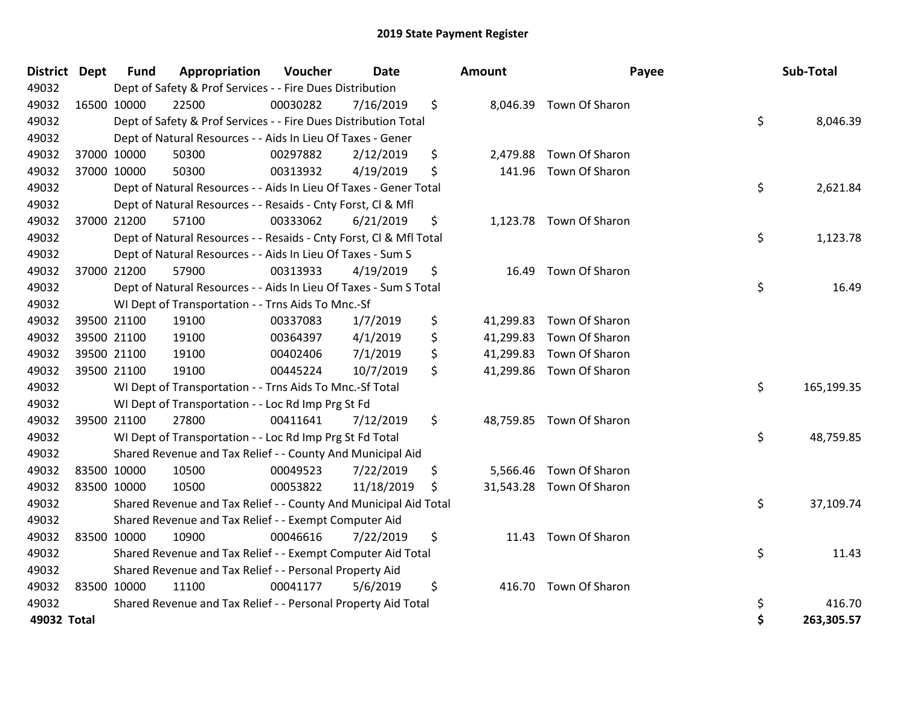# 2019 State Payment Register

| District | Dept | Fund | Appropriation | Voucher | Date | Amount | Payee | Sub-Total |
|---|---|---|---|---|---|---|---|---|
| 49032 | Dept of Safety & Prof Services - - Fire Dues Distribution | | | | | | | |
| 49032 | 16500 | 10000 | 22500 | 00030282 | 7/16/2019 | $ 8,046.39 | Town Of Sharon | |
| 49032 | Dept of Safety & Prof Services - - Fire Dues Distribution Total | | | | | | | $ 8,046.39 |
| 49032 | Dept of Natural Resources - - Aids In Lieu Of Taxes - Gener | | | | | | | |
| 49032 | 37000 | 10000 | 50300 | 00297882 | 2/12/2019 | $ 2,479.88 | Town Of Sharon | |
| 49032 | 37000 | 10000 | 50300 | 00313932 | 4/19/2019 | $ 141.96 | Town Of Sharon | |
| 49032 | Dept of Natural Resources - - Aids In Lieu Of Taxes - Gener Total | | | | | | | $ 2,621.84 |
| 49032 | Dept of Natural Resources - - Resaids - Cnty Forst, Cl & Mfl | | | | | | | |
| 49032 | 37000 | 21200 | 57100 | 00333062 | 6/21/2019 | $ 1,123.78 | Town Of Sharon | |
| 49032 | Dept of Natural Resources - - Resaids - Cnty Forst, Cl & Mfl Total | | | | | | | $ 1,123.78 |
| 49032 | Dept of Natural Resources - - Aids In Lieu Of Taxes - Sum S | | | | | | | |
| 49032 | 37000 | 21200 | 57900 | 00313933 | 4/19/2019 | $ 16.49 | Town Of Sharon | |
| 49032 | Dept of Natural Resources - - Aids In Lieu Of Taxes - Sum S Total | | | | | | | $ 16.49 |
| 49032 | WI Dept of Transportation - - Trns Aids To Mnc.-Sf | | | | | | | |
| 49032 | 39500 | 21100 | 19100 | 00337083 | 1/7/2019 | $ 41,299.83 | Town Of Sharon | |
| 49032 | 39500 | 21100 | 19100 | 00364397 | 4/1/2019 | $ 41,299.83 | Town Of Sharon | |
| 49032 | 39500 | 21100 | 19100 | 00402406 | 7/1/2019 | $ 41,299.83 | Town Of Sharon | |
| 49032 | 39500 | 21100 | 19100 | 00445224 | 10/7/2019 | $ 41,299.86 | Town Of Sharon | |
| 49032 | WI Dept of Transportation - - Trns Aids To Mnc.-Sf Total | | | | | | | $ 165,199.35 |
| 49032 | WI Dept of Transportation - - Loc Rd Imp Prg St Fd | | | | | | | |
| 49032 | 39500 | 21100 | 27800 | 00411641 | 7/12/2019 | $ 48,759.85 | Town Of Sharon | |
| 49032 | WI Dept of Transportation - - Loc Rd Imp Prg St Fd Total | | | | | | | $ 48,759.85 |
| 49032 | Shared Revenue and Tax Relief - - County And Municipal Aid | | | | | | | |
| 49032 | 83500 | 10000 | 10500 | 00049523 | 7/22/2019 | $ 5,566.46 | Town Of Sharon | |
| 49032 | 83500 | 10000 | 10500 | 00053822 | 11/18/2019 | $ 31,543.28 | Town Of Sharon | |
| 49032 | Shared Revenue and Tax Relief - - County And Municipal Aid Total | | | | | | | $ 37,109.74 |
| 49032 | Shared Revenue and Tax Relief - - Exempt Computer Aid | | | | | | | |
| 49032 | 83500 | 10000 | 10900 | 00046616 | 7/22/2019 | $ 11.43 | Town Of Sharon | |
| 49032 | Shared Revenue and Tax Relief - - Exempt Computer Aid Total | | | | | | | $ 11.43 |
| 49032 | Shared Revenue and Tax Relief - - Personal Property Aid | | | | | | | |
| 49032 | 83500 | 10000 | 11100 | 00041177 | 5/6/2019 | $ 416.70 | Town Of Sharon | |
| 49032 | Shared Revenue and Tax Relief - - Personal Property Aid Total | | | | | | | $ 416.70 |
| **49032 Total** | | | | | | | | **$ 263,305.57** |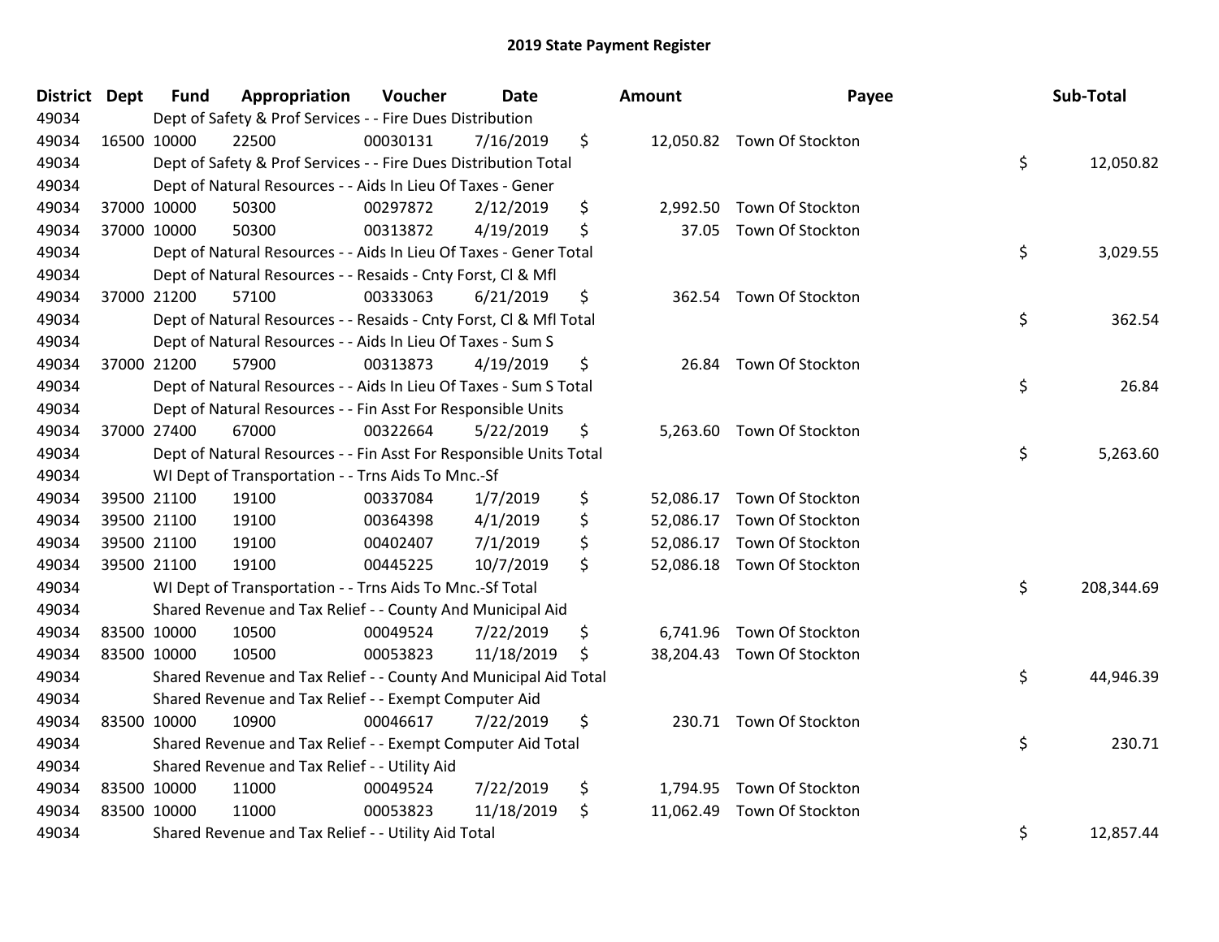## 2019 State Payment Register

| District | Dept | Fund | Appropriation | Voucher | Date | Amount | Payee | Sub-Total |
|---|---|---|---|---|---|---|---|---|
| 49034 | | Dept of Safety & Prof Services - - Fire Dues Distribution | | | | | | |
| 49034 | 16500 | 10000 | 22500 | 00030131 | 7/16/2019 | $ 12,050.82 | Town Of Stockton | |
| 49034 | | Dept of Safety & Prof Services - - Fire Dues Distribution Total | | | | | | $ 12,050.82 |
| 49034 | | Dept of Natural Resources - - Aids In Lieu Of Taxes - Gener | | | | | | |
| 49034 | 37000 | 10000 | 50300 | 00297872 | 2/12/2019 | $ 2,992.50 | Town Of Stockton | |
| 49034 | 37000 | 10000 | 50300 | 00313872 | 4/19/2019 | $ 37.05 | Town Of Stockton | |
| 49034 | | Dept of Natural Resources - - Aids In Lieu Of Taxes - Gener Total | | | | | | $ 3,029.55 |
| 49034 | | Dept of Natural Resources - - Resaids - Cnty Forst, Cl & Mfl | | | | | | |
| 49034 | 37000 | 21200 | 57100 | 00333063 | 6/21/2019 | $ 362.54 | Town Of Stockton | |
| 49034 | | Dept of Natural Resources - - Resaids - Cnty Forst, Cl & Mfl Total | | | | | | $ 362.54 |
| 49034 | | Dept of Natural Resources - - Aids In Lieu Of Taxes - Sum S | | | | | | |
| 49034 | 37000 | 21200 | 57900 | 00313873 | 4/19/2019 | $ 26.84 | Town Of Stockton | |
| 49034 | | Dept of Natural Resources - - Aids In Lieu Of Taxes - Sum S Total | | | | | | $ 26.84 |
| 49034 | | Dept of Natural Resources - - Fin Asst For Responsible Units | | | | | | |
| 49034 | 37000 | 27400 | 67000 | 00322664 | 5/22/2019 | $ 5,263.60 | Town Of Stockton | |
| 49034 | | Dept of Natural Resources - - Fin Asst For Responsible Units Total | | | | | | $ 5,263.60 |
| 49034 | | WI Dept of Transportation - - Trns Aids To Mnc.-Sf | | | | | | |
| 49034 | 39500 | 21100 | 19100 | 00337084 | 1/7/2019 | $ 52,086.17 | Town Of Stockton | |
| 49034 | 39500 | 21100 | 19100 | 00364398 | 4/1/2019 | $ 52,086.17 | Town Of Stockton | |
| 49034 | 39500 | 21100 | 19100 | 00402407 | 7/1/2019 | $ 52,086.17 | Town Of Stockton | |
| 49034 | 39500 | 21100 | 19100 | 00445225 | 10/7/2019 | $ 52,086.18 | Town Of Stockton | |
| 49034 | | WI Dept of Transportation - - Trns Aids To Mnc.-Sf Total | | | | | | $ 208,344.69 |
| 49034 | | Shared Revenue and Tax Relief - - County And Municipal Aid | | | | | | |
| 49034 | 83500 | 10000 | 10500 | 00049524 | 7/22/2019 | $ 6,741.96 | Town Of Stockton | |
| 49034 | 83500 | 10000 | 10500 | 00053823 | 11/18/2019 | $ 38,204.43 | Town Of Stockton | |
| 49034 | | Shared Revenue and Tax Relief - - County And Municipal Aid Total | | | | | | $ 44,946.39 |
| 49034 | | Shared Revenue and Tax Relief - - Exempt Computer Aid | | | | | | |
| 49034 | 83500 | 10000 | 10900 | 00046617 | 7/22/2019 | $ 230.71 | Town Of Stockton | |
| 49034 | | Shared Revenue and Tax Relief - - Exempt Computer Aid Total | | | | | | $ 230.71 |
| 49034 | | Shared Revenue and Tax Relief - - Utility Aid | | | | | | |
| 49034 | 83500 | 10000 | 11000 | 00049524 | 7/22/2019 | $ 1,794.95 | Town Of Stockton | |
| 49034 | 83500 | 10000 | 11000 | 00053823 | 11/18/2019 | $ 11,062.49 | Town Of Stockton | |
| 49034 | | Shared Revenue and Tax Relief - - Utility Aid Total | | | | | | $ 12,857.44 |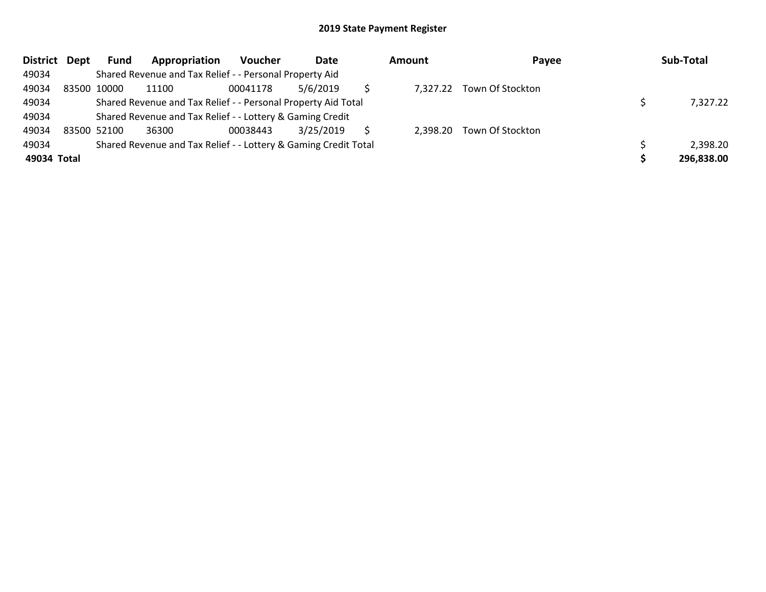# 2019 State Payment Register

| District | Dept | Fund | Appropriation | Voucher | Date | Amount | Payee | Sub-Total |
|---|---|---|---|---|---|---|---|---|
| 49034 | | Shared Revenue and Tax Relief - - Personal Property Aid | | | | | | |
| 49034 | 83500 | 10000 | 11100 | 00041178 | 5/6/2019 | $ 7,327.22 | Town Of Stockton | |
| 49034 | | Shared Revenue and Tax Relief - - Personal Property Aid Total | | | | | | $ 7,327.22 |
| 49034 | | Shared Revenue and Tax Relief - - Lottery & Gaming Credit | | | | | | |
| 49034 | 83500 | 52100 | 36300 | 00038443 | 3/25/2019 | $ 2,398.20 | Town Of Stockton | |
| 49034 | | Shared Revenue and Tax Relief - - Lottery & Gaming Credit Total | | | | | | $ 2,398.20 |
| **49034 Total** | | | | | | | | **$ 296,838.00** |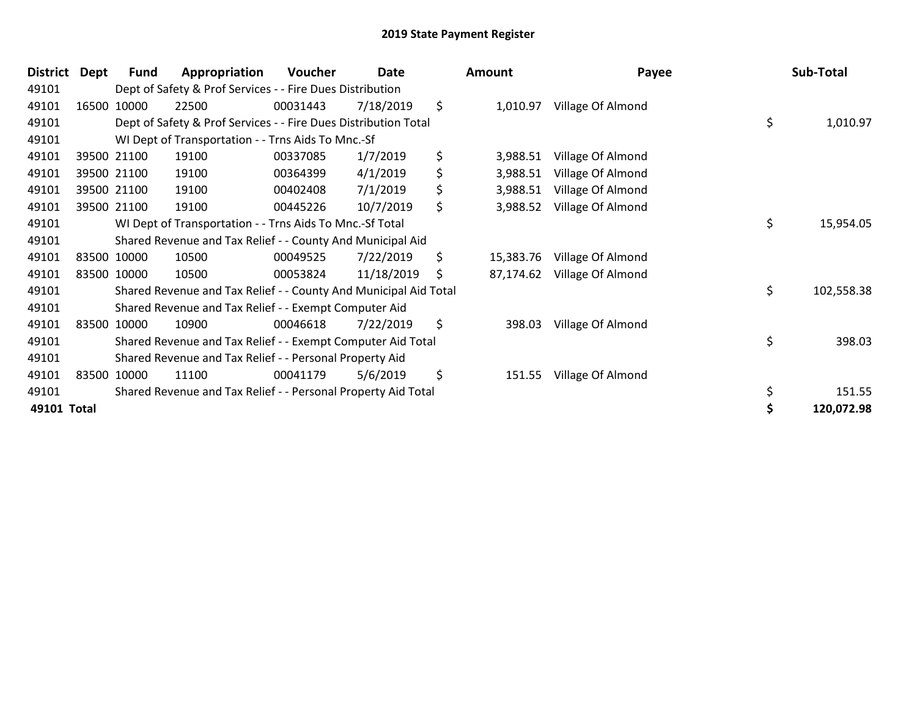# 2019 State Payment Register

| District | Dept | Fund | Appropriation | Voucher | Date | Amount | Payee | Sub-Total |
|---|---|---|---|---|---|---|---|---|
| 49101 | | Dept of Safety & Prof Services - - Fire Dues Distribution | | | | | | |
| 49101 | 16500 | 10000 | 22500 | 00031443 | 7/18/2019 | $ 1,010.97 | Village Of Almond | |
| 49101 | | Dept of Safety & Prof Services - - Fire Dues Distribution Total | | | | | | $ 1,010.97 |
| 49101 | | WI Dept of Transportation - - Trns Aids To Mnc.-Sf | | | | | | |
| 49101 | 39500 | 21100 | 19100 | 00337085 | 1/7/2019 | $ 3,988.51 | Village Of Almond | |
| 49101 | 39500 | 21100 | 19100 | 00364399 | 4/1/2019 | $ 3,988.51 | Village Of Almond | |
| 49101 | 39500 | 21100 | 19100 | 00402408 | 7/1/2019 | $ 3,988.51 | Village Of Almond | |
| 49101 | 39500 | 21100 | 19100 | 00445226 | 10/7/2019 | $ 3,988.52 | Village Of Almond | |
| 49101 | | WI Dept of Transportation - - Trns Aids To Mnc.-Sf Total | | | | | | $ 15,954.05 |
| 49101 | | Shared Revenue and Tax Relief - - County And Municipal Aid | | | | | | |
| 49101 | 83500 | 10000 | 10500 | 00049525 | 7/22/2019 | $ 15,383.76 | Village Of Almond | |
| 49101 | 83500 | 10000 | 10500 | 00053824 | 11/18/2019 | $ 87,174.62 | Village Of Almond | |
| 49101 | | Shared Revenue and Tax Relief - - County And Municipal Aid Total | | | | | | $ 102,558.38 |
| 49101 | | Shared Revenue and Tax Relief - - Exempt Computer Aid | | | | | | |
| 49101 | 83500 | 10000 | 10900 | 00046618 | 7/22/2019 | $ 398.03 | Village Of Almond | |
| 49101 | | Shared Revenue and Tax Relief - - Exempt Computer Aid Total | | | | | | $ 398.03 |
| 49101 | | Shared Revenue and Tax Relief - - Personal Property Aid | | | | | | |
| 49101 | 83500 | 10000 | 11100 | 00041179 | 5/6/2019 | $ 151.55 | Village Of Almond | |
| 49101 | | Shared Revenue and Tax Relief - - Personal Property Aid Total | | | | | | $ 151.55 |
| **49101 Total** | | | | | | | | **$ 120,072.98** |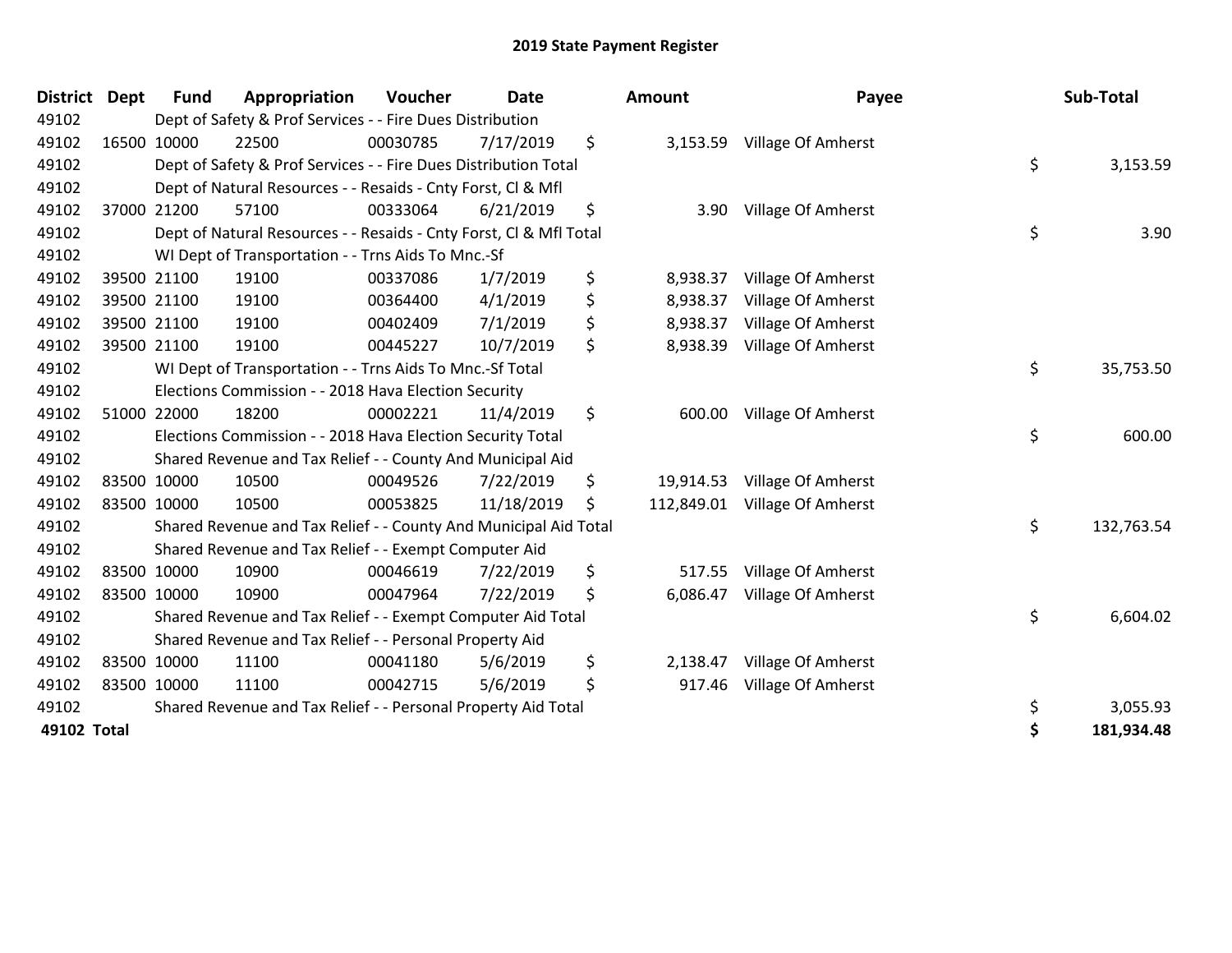# 2019 State Payment Register

| District | Dept | Fund | Appropriation | Voucher | Date | Amount | Payee | Sub-Total |
|---|---|---|---|---|---|---|---|---|
| 49102 | | Dept of Safety & Prof Services - - Fire Dues Distribution | | | | | | |
| 49102 | 16500 | 10000 | 22500 | 00030785 | 7/17/2019 | $ 3,153.59 | Village Of Amherst | |
| 49102 | | Dept of Safety & Prof Services - - Fire Dues Distribution Total | | | | | | $ 3,153.59 |
| 49102 | | Dept of Natural Resources - - Resaids - Cnty Forst, Cl & Mfl | | | | | | |
| 49102 | 37000 | 21200 | 57100 | 00333064 | 6/21/2019 | $ 3.90 | Village Of Amherst | |
| 49102 | | Dept of Natural Resources - - Resaids - Cnty Forst, Cl & Mfl Total | | | | | | $ 3.90 |
| 49102 | | WI Dept of Transportation - - Trns Aids To Mnc.-Sf | | | | | | |
| 49102 | 39500 | 21100 | 19100 | 00337086 | 1/7/2019 | $ 8,938.37 | Village Of Amherst | |
| 49102 | 39500 | 21100 | 19100 | 00364400 | 4/1/2019 | $ 8,938.37 | Village Of Amherst | |
| 49102 | 39500 | 21100 | 19100 | 00402409 | 7/1/2019 | $ 8,938.37 | Village Of Amherst | |
| 49102 | 39500 | 21100 | 19100 | 00445227 | 10/7/2019 | $ 8,938.39 | Village Of Amherst | |
| 49102 | | WI Dept of Transportation - - Trns Aids To Mnc.-Sf Total | | | | | | $ 35,753.50 |
| 49102 | | Elections Commission - - 2018 Hava Election Security | | | | | | |
| 49102 | 51000 | 22000 | 18200 | 00002221 | 11/4/2019 | $ 600.00 | Village Of Amherst | |
| 49102 | | Elections Commission - - 2018 Hava Election Security Total | | | | | | $ 600.00 |
| 49102 | | Shared Revenue and Tax Relief - - County And Municipal Aid | | | | | | |
| 49102 | 83500 | 10000 | 10500 | 00049526 | 7/22/2019 | $ 19,914.53 | Village Of Amherst | |
| 49102 | 83500 | 10000 | 10500 | 00053825 | 11/18/2019 | $ 112,849.01 | Village Of Amherst | |
| 49102 | | Shared Revenue and Tax Relief - - County And Municipal Aid Total | | | | | | $ 132,763.54 |
| 49102 | | Shared Revenue and Tax Relief - - Exempt Computer Aid | | | | | | |
| 49102 | 83500 | 10000 | 10900 | 00046619 | 7/22/2019 | $ 517.55 | Village Of Amherst | |
| 49102 | 83500 | 10000 | 10900 | 00047964 | 7/22/2019 | $ 6,086.47 | Village Of Amherst | |
| 49102 | | Shared Revenue and Tax Relief - - Exempt Computer Aid Total | | | | | | $ 6,604.02 |
| 49102 | | Shared Revenue and Tax Relief - - Personal Property Aid | | | | | | |
| 49102 | 83500 | 10000 | 11100 | 00041180 | 5/6/2019 | $ 2,138.47 | Village Of Amherst | |
| 49102 | 83500 | 10000 | 11100 | 00042715 | 5/6/2019 | $ 917.46 | Village Of Amherst | |
| 49102 | | Shared Revenue and Tax Relief - - Personal Property Aid Total | | | | | | $ 3,055.93 |
| **49102 Total** | | | | | | | | **$ 181,934.48** |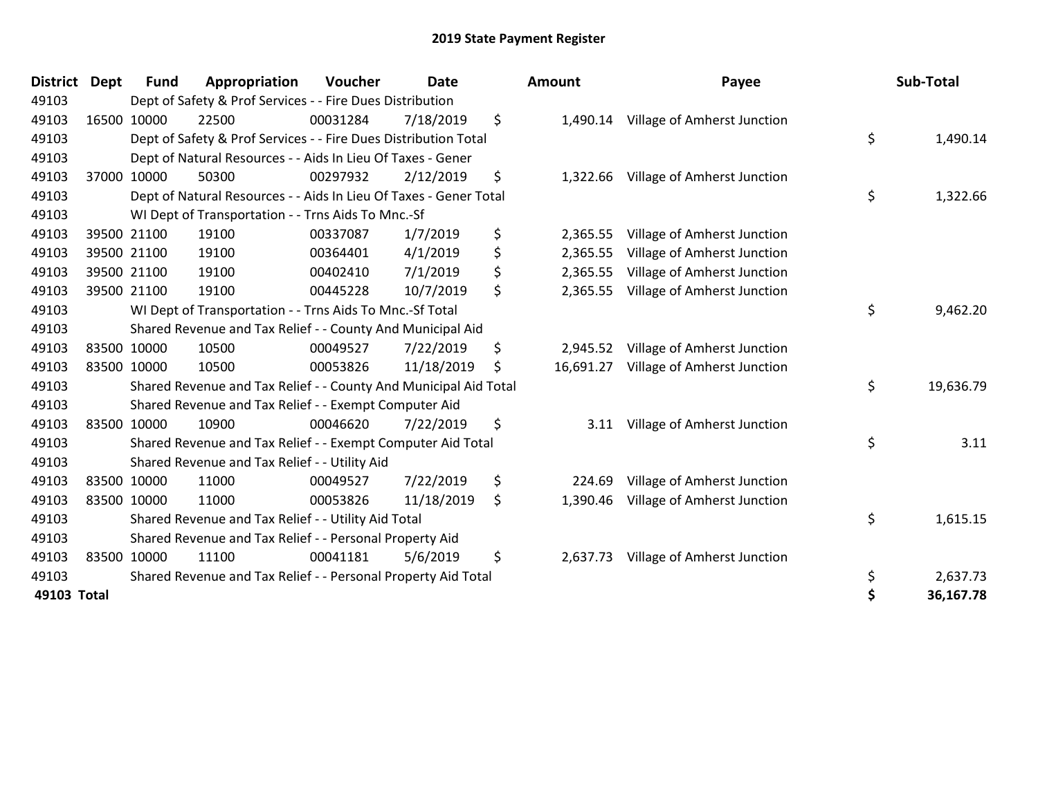# 2019 State Payment Register

| District | Dept | Fund | Appropriation | Voucher | Date | Amount | Payee | Sub-Total |
|---|---|---|---|---|---|---|---|---|
| 49103 | | Dept of Safety & Prof Services - - Fire Dues Distribution | | | | | | |
| 49103 | 16500 | 10000 | 22500 | 00031284 | 7/18/2019 | $ 1,490.14 | Village of Amherst Junction | |
| 49103 | | Dept of Safety & Prof Services - - Fire Dues Distribution Total | | | | | | $ 1,490.14 |
| 49103 | | Dept of Natural Resources - - Aids In Lieu Of Taxes - Gener | | | | | | |
| 49103 | 37000 | 10000 | 50300 | 00297932 | 2/12/2019 | $ 1,322.66 | Village of Amherst Junction | |
| 49103 | | Dept of Natural Resources - - Aids In Lieu Of Taxes - Gener Total | | | | | | $ 1,322.66 |
| 49103 | | WI Dept of Transportation - - Trns Aids To Mnc.-Sf | | | | | | |
| 49103 | 39500 | 21100 | 19100 | 00337087 | 1/7/2019 | $ 2,365.55 | Village of Amherst Junction | |
| 49103 | 39500 | 21100 | 19100 | 00364401 | 4/1/2019 | $ 2,365.55 | Village of Amherst Junction | |
| 49103 | 39500 | 21100 | 19100 | 00402410 | 7/1/2019 | $ 2,365.55 | Village of Amherst Junction | |
| 49103 | 39500 | 21100 | 19100 | 00445228 | 10/7/2019 | $ 2,365.55 | Village of Amherst Junction | |
| 49103 | | WI Dept of Transportation - - Trns Aids To Mnc.-Sf Total | | | | | | $ 9,462.20 |
| 49103 | | Shared Revenue and Tax Relief - - County And Municipal Aid | | | | | | |
| 49103 | 83500 | 10000 | 10500 | 00049527 | 7/22/2019 | $ 2,945.52 | Village of Amherst Junction | |
| 49103 | 83500 | 10000 | 10500 | 00053826 | 11/18/2019 | $ 16,691.27 | Village of Amherst Junction | |
| 49103 | | Shared Revenue and Tax Relief - - County And Municipal Aid Total | | | | | | $ 19,636.79 |
| 49103 | | Shared Revenue and Tax Relief - - Exempt Computer Aid | | | | | | |
| 49103 | 83500 | 10000 | 10900 | 00046620 | 7/22/2019 | $ 3.11 | Village of Amherst Junction | |
| 49103 | | Shared Revenue and Tax Relief - - Exempt Computer Aid Total | | | | | | $ 3.11 |
| 49103 | | Shared Revenue and Tax Relief - - Utility Aid | | | | | | |
| 49103 | 83500 | 10000 | 11000 | 00049527 | 7/22/2019 | $ 224.69 | Village of Amherst Junction | |
| 49103 | 83500 | 10000 | 11000 | 00053826 | 11/18/2019 | $ 1,390.46 | Village of Amherst Junction | |
| 49103 | | Shared Revenue and Tax Relief - - Utility Aid Total | | | | | | $ 1,615.15 |
| 49103 | | Shared Revenue and Tax Relief - - Personal Property Aid | | | | | | |
| 49103 | 83500 | 10000 | 11100 | 00041181 | 5/6/2019 | $ 2,637.73 | Village of Amherst Junction | |
| 49103 | | Shared Revenue and Tax Relief - - Personal Property Aid Total | | | | | | $ 2,637.73 |
| **49103 Total** | | | | | | | | **$ 36,167.78** |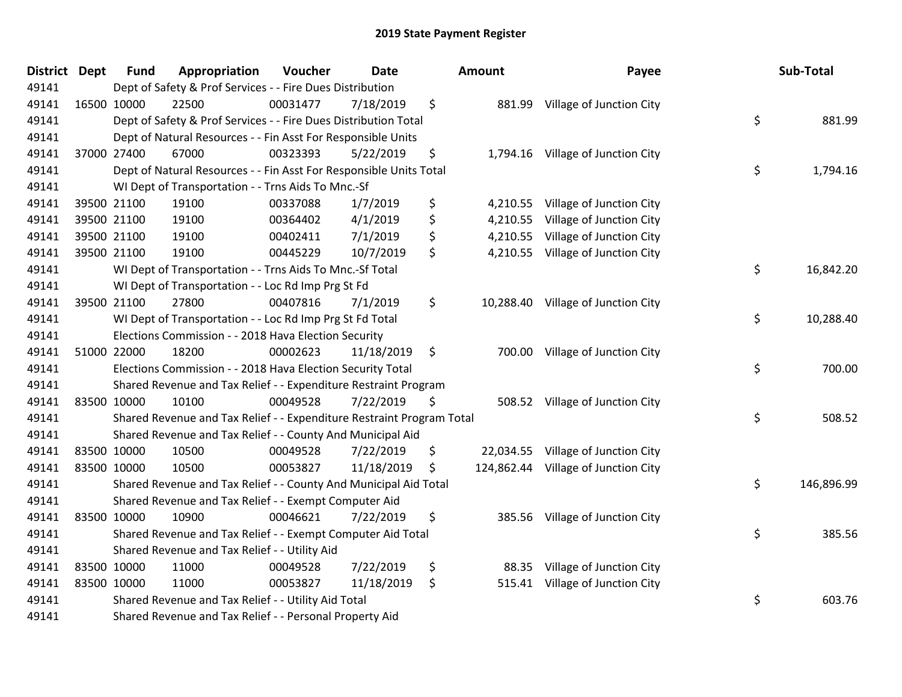# 2019 State Payment Register

| District | Dept | Fund | Appropriation | Voucher | Date | | Amount | Payee | | Sub-Total |
|---|---|---|---|---|---|---|---|---|---|---|
| 49141 | | Dept of Safety & Prof Services - - Fire Dues Distribution | | | | | | | | |
| 49141 | 16500 | 10000 | 22500 | 00031477 | 7/18/2019 | $ | 881.99 | Village of Junction City | | |
| 49141 | | Dept of Safety & Prof Services - - Fire Dues Distribution Total | | | | | | | $ | 881.99 |
| 49141 | | Dept of Natural Resources - - Fin Asst For Responsible Units | | | | | | | | |
| 49141 | 37000 | 27400 | 67000 | 00323393 | 5/22/2019 | $ | 1,794.16 | Village of Junction City | | |
| 49141 | | Dept of Natural Resources - - Fin Asst For Responsible Units Total | | | | | | | $ | 1,794.16 |
| 49141 | | WI Dept of Transportation - - Trns Aids To Mnc.-Sf | | | | | | | | |
| 49141 | 39500 | 21100 | 19100 | 00337088 | 1/7/2019 | $ | 4,210.55 | Village of Junction City | | |
| 49141 | 39500 | 21100 | 19100 | 00364402 | 4/1/2019 | $ | 4,210.55 | Village of Junction City | | |
| 49141 | 39500 | 21100 | 19100 | 00402411 | 7/1/2019 | $ | 4,210.55 | Village of Junction City | | |
| 49141 | 39500 | 21100 | 19100 | 00445229 | 10/7/2019 | $ | 4,210.55 | Village of Junction City | | |
| 49141 | | WI Dept of Transportation - - Trns Aids To Mnc.-Sf Total | | | | | | | $ | 16,842.20 |
| 49141 | | WI Dept of Transportation - - Loc Rd Imp Prg St Fd | | | | | | | | |
| 49141 | 39500 | 21100 | 27800 | 00407816 | 7/1/2019 | $ | 10,288.40 | Village of Junction City | | |
| 49141 | | WI Dept of Transportation - - Loc Rd Imp Prg St Fd Total | | | | | | | $ | 10,288.40 |
| 49141 | | Elections Commission - - 2018 Hava Election Security | | | | | | | | |
| 49141 | 51000 | 22000 | 18200 | 00002623 | 11/18/2019 | $ | 700.00 | Village of Junction City | | |
| 49141 | | Elections Commission - - 2018 Hava Election Security Total | | | | | | | $ | 700.00 |
| 49141 | | Shared Revenue and Tax Relief - - Expenditure Restraint Program | | | | | | | | |
| 49141 | 83500 | 10000 | 10100 | 00049528 | 7/22/2019 | $ | 508.52 | Village of Junction City | | |
| 49141 | | Shared Revenue and Tax Relief - - Expenditure Restraint Program Total | | | | | | | $ | 508.52 |
| 49141 | | Shared Revenue and Tax Relief - - County And Municipal Aid | | | | | | | | |
| 49141 | 83500 | 10000 | 10500 | 00049528 | 7/22/2019 | $ | 22,034.55 | Village of Junction City | | |
| 49141 | 83500 | 10000 | 10500 | 00053827 | 11/18/2019 | $ | 124,862.44 | Village of Junction City | | |
| 49141 | | Shared Revenue and Tax Relief - - County And Municipal Aid Total | | | | | | | $ | 146,896.99 |
| 49141 | | Shared Revenue and Tax Relief - - Exempt Computer Aid | | | | | | | | |
| 49141 | 83500 | 10000 | 10900 | 00046621 | 7/22/2019 | $ | 385.56 | Village of Junction City | | |
| 49141 | | Shared Revenue and Tax Relief - - Exempt Computer Aid Total | | | | | | | $ | 385.56 |
| 49141 | | Shared Revenue and Tax Relief - - Utility Aid | | | | | | | | |
| 49141 | 83500 | 10000 | 11000 | 00049528 | 7/22/2019 | $ | 88.35 | Village of Junction City | | |
| 49141 | 83500 | 10000 | 11000 | 00053827 | 11/18/2019 | $ | 515.41 | Village of Junction City | | |
| 49141 | | Shared Revenue and Tax Relief - - Utility Aid Total | | | | | | | $ | 603.76 |
| 49141 | | Shared Revenue and Tax Relief - - Personal Property Aid | | | | | | | | |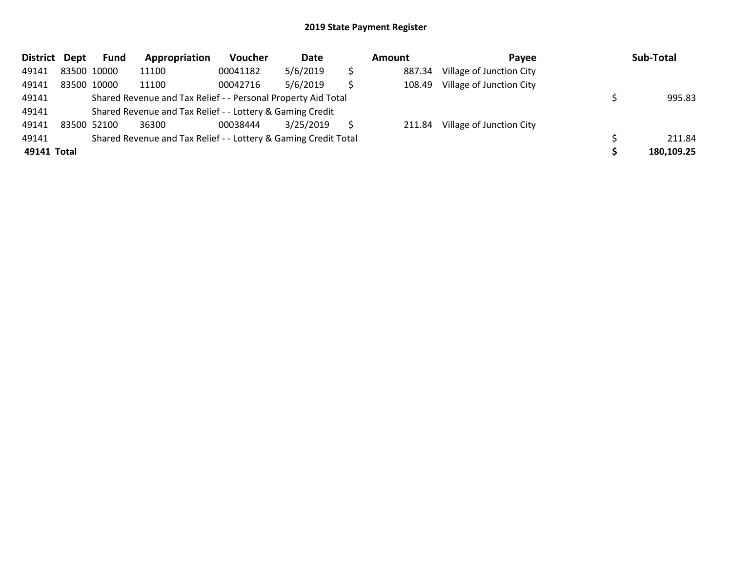## 2019 State Payment Register

| District | Dept | Fund | Appropriation | Voucher | Date | Amount | Payee | Sub-Total |
|---|---|---|---|---|---|---|---|---|
| 49141 | 83500 | 10000 | 11100 | 00041182 | 5/6/2019 | $ 887.34 | Village of Junction City | |
| 49141 | 83500 | 10000 | 11100 | 00042716 | 5/6/2019 | $ 108.49 | Village of Junction City | |
| 49141 | | Shared Revenue and Tax Relief - - Personal Property Aid Total | | | | | | $ 995.83 |
| 49141 | | Shared Revenue and Tax Relief - - Lottery & Gaming Credit | | | | | | |
| 49141 | 83500 | 52100 | 36300 | 00038444 | 3/25/2019 | $ 211.84 | Village of Junction City | |
| 49141 | | Shared Revenue and Tax Relief - - Lottery & Gaming Credit Total | | | | | | $ 211.84 |
| **49141 Total** | | | | | | | | **$ 180,109.25** |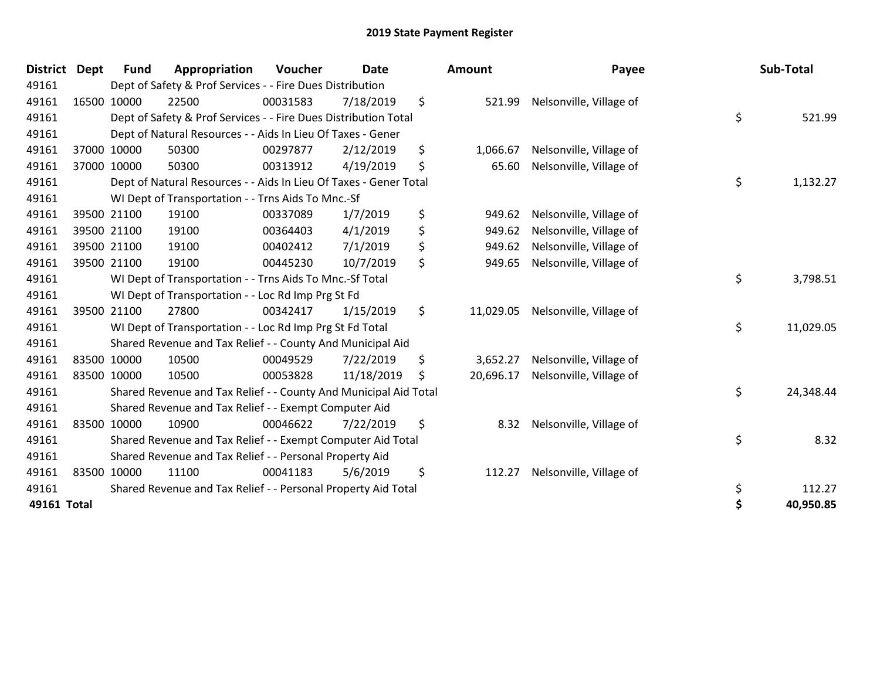# 2019 State Payment Register

| District | Dept | Fund | Appropriation | Voucher | Date | Amount | Payee | Sub-Total |
|---|---|---|---|---|---|---|---|---|
| 49161 | | Dept of Safety & Prof Services - - Fire Dues Distribution | | | | | | |
| 49161 | 16500 | 10000 | 22500 | 00031583 | 7/18/2019 | $ 521.99 | Nelsonville, Village of | |
| 49161 | | Dept of Safety & Prof Services - - Fire Dues Distribution Total | | | | | | $ 521.99 |
| 49161 | | Dept of Natural Resources - - Aids In Lieu Of Taxes - Gener | | | | | | |
| 49161 | 37000 | 10000 | 50300 | 00297877 | 2/12/2019 | $ 1,066.67 | Nelsonville, Village of | |
| 49161 | 37000 | 10000 | 50300 | 00313912 | 4/19/2019 | $ 65.60 | Nelsonville, Village of | |
| 49161 | | Dept of Natural Resources - - Aids In Lieu Of Taxes - Gener Total | | | | | | $ 1,132.27 |
| 49161 | | WI Dept of Transportation - - Trns Aids To Mnc.-Sf | | | | | | |
| 49161 | 39500 | 21100 | 19100 | 00337089 | 1/7/2019 | $ 949.62 | Nelsonville, Village of | |
| 49161 | 39500 | 21100 | 19100 | 00364403 | 4/1/2019 | $ 949.62 | Nelsonville, Village of | |
| 49161 | 39500 | 21100 | 19100 | 00402412 | 7/1/2019 | $ 949.62 | Nelsonville, Village of | |
| 49161 | 39500 | 21100 | 19100 | 00445230 | 10/7/2019 | $ 949.65 | Nelsonville, Village of | |
| 49161 | | WI Dept of Transportation - - Trns Aids To Mnc.-Sf Total | | | | | | $ 3,798.51 |
| 49161 | | WI Dept of Transportation - - Loc Rd Imp Prg St Fd | | | | | | |
| 49161 | 39500 | 21100 | 27800 | 00342417 | 1/15/2019 | $ 11,029.05 | Nelsonville, Village of | |
| 49161 | | WI Dept of Transportation - - Loc Rd Imp Prg St Fd Total | | | | | | $ 11,029.05 |
| 49161 | | Shared Revenue and Tax Relief - - County And Municipal Aid | | | | | | |
| 49161 | 83500 | 10000 | 10500 | 00049529 | 7/22/2019 | $ 3,652.27 | Nelsonville, Village of | |
| 49161 | 83500 | 10000 | 10500 | 00053828 | 11/18/2019 | $ 20,696.17 | Nelsonville, Village of | |
| 49161 | | Shared Revenue and Tax Relief - - County And Municipal Aid Total | | | | | | $ 24,348.44 |
| 49161 | | Shared Revenue and Tax Relief - - Exempt Computer Aid | | | | | | |
| 49161 | 83500 | 10000 | 10900 | 00046622 | 7/22/2019 | $ 8.32 | Nelsonville, Village of | |
| 49161 | | Shared Revenue and Tax Relief - - Exempt Computer Aid Total | | | | | | $ 8.32 |
| 49161 | | Shared Revenue and Tax Relief - - Personal Property Aid | | | | | | |
| 49161 | 83500 | 10000 | 11100 | 00041183 | 5/6/2019 | $ 112.27 | Nelsonville, Village of | |
| 49161 | | Shared Revenue and Tax Relief - - Personal Property Aid Total | | | | | | $ 112.27 |
| **49161 Total** | | | | | | | | **$ 40,950.85** |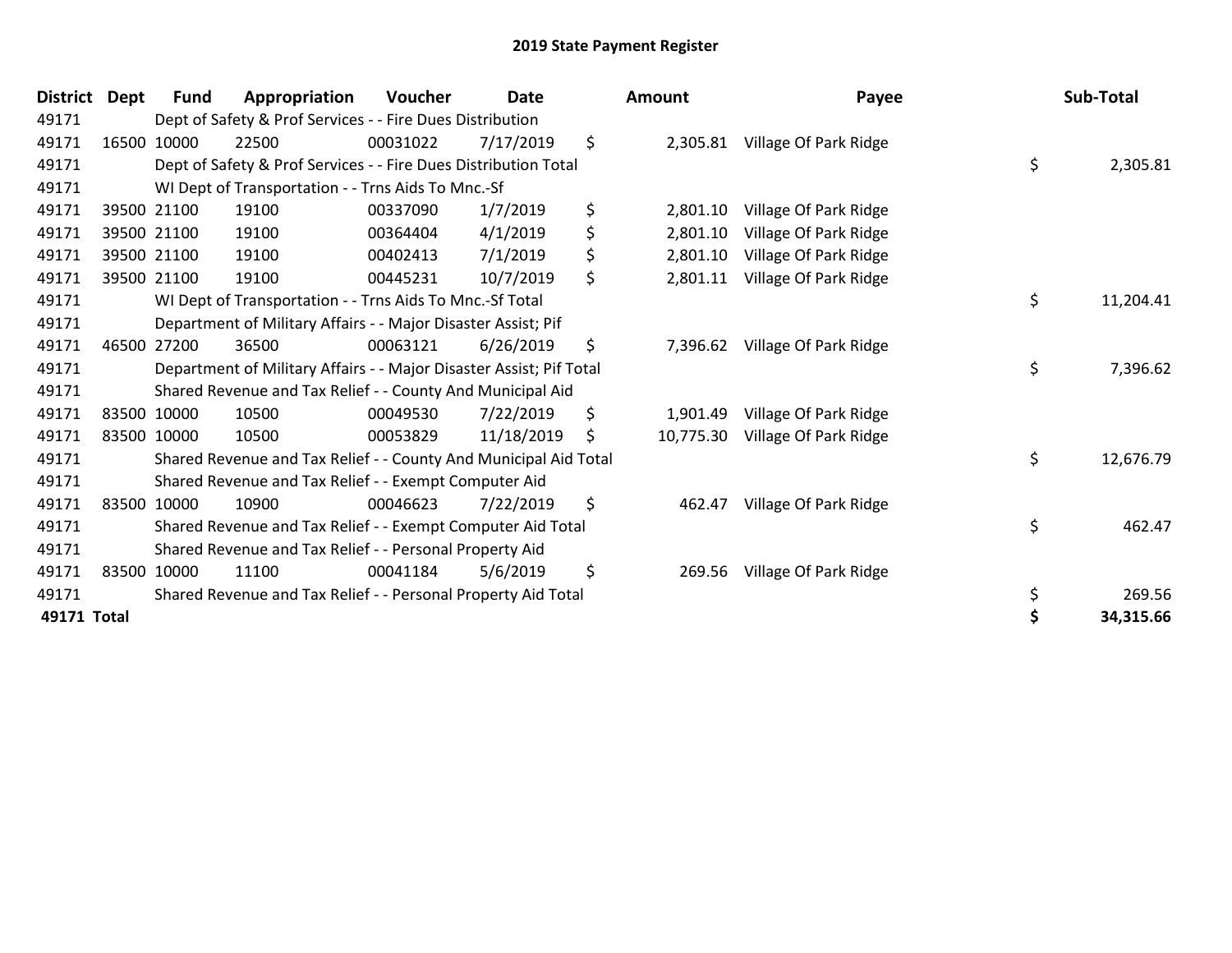# 2019 State Payment Register

| District | Dept | Fund | Appropriation | Voucher | Date | Amount | Payee | Sub-Total |
|---|---|---|---|---|---|---|---|---|
| 49171 | | Dept of Safety & Prof Services - - Fire Dues Distribution | | | | | | |
| 49171 | 16500 | 10000 | 22500 | 00031022 | 7/17/2019 | $ 2,305.81 | Village Of Park Ridge | |
| 49171 | | Dept of Safety & Prof Services - - Fire Dues Distribution Total | | | | | | $ 2,305.81 |
| 49171 | | WI Dept of Transportation - - Trns Aids To Mnc.-Sf | | | | | | |
| 49171 | 39500 | 21100 | 19100 | 00337090 | 1/7/2019 | $ 2,801.10 | Village Of Park Ridge | |
| 49171 | 39500 | 21100 | 19100 | 00364404 | 4/1/2019 | $ 2,801.10 | Village Of Park Ridge | |
| 49171 | 39500 | 21100 | 19100 | 00402413 | 7/1/2019 | $ 2,801.10 | Village Of Park Ridge | |
| 49171 | 39500 | 21100 | 19100 | 00445231 | 10/7/2019 | $ 2,801.11 | Village Of Park Ridge | |
| 49171 | | WI Dept of Transportation - - Trns Aids To Mnc.-Sf Total | | | | | | $ 11,204.41 |
| 49171 | | Department of Military Affairs - - Major Disaster Assist; Pif | | | | | | |
| 49171 | 46500 | 27200 | 36500 | 00063121 | 6/26/2019 | $ 7,396.62 | Village Of Park Ridge | |
| 49171 | | Department of Military Affairs - - Major Disaster Assist; Pif Total | | | | | | $ 7,396.62 |
| 49171 | | Shared Revenue and Tax Relief - - County And Municipal Aid | | | | | | |
| 49171 | 83500 | 10000 | 10500 | 00049530 | 7/22/2019 | $ 1,901.49 | Village Of Park Ridge | |
| 49171 | 83500 | 10000 | 10500 | 00053829 | 11/18/2019 | $ 10,775.30 | Village Of Park Ridge | |
| 49171 | | Shared Revenue and Tax Relief - - County And Municipal Aid Total | | | | | | $ 12,676.79 |
| 49171 | | Shared Revenue and Tax Relief - - Exempt Computer Aid | | | | | | |
| 49171 | 83500 | 10000 | 10900 | 00046623 | 7/22/2019 | $ 462.47 | Village Of Park Ridge | |
| 49171 | | Shared Revenue and Tax Relief - - Exempt Computer Aid Total | | | | | | $ 462.47 |
| 49171 | | Shared Revenue and Tax Relief - - Personal Property Aid | | | | | | |
| 49171 | 83500 | 10000 | 11100 | 00041184 | 5/6/2019 | $ 269.56 | Village Of Park Ridge | |
| 49171 | | Shared Revenue and Tax Relief - - Personal Property Aid Total | | | | | | $ 269.56 |
| **49171 Total** | | | | | | | | **$ 34,315.66** |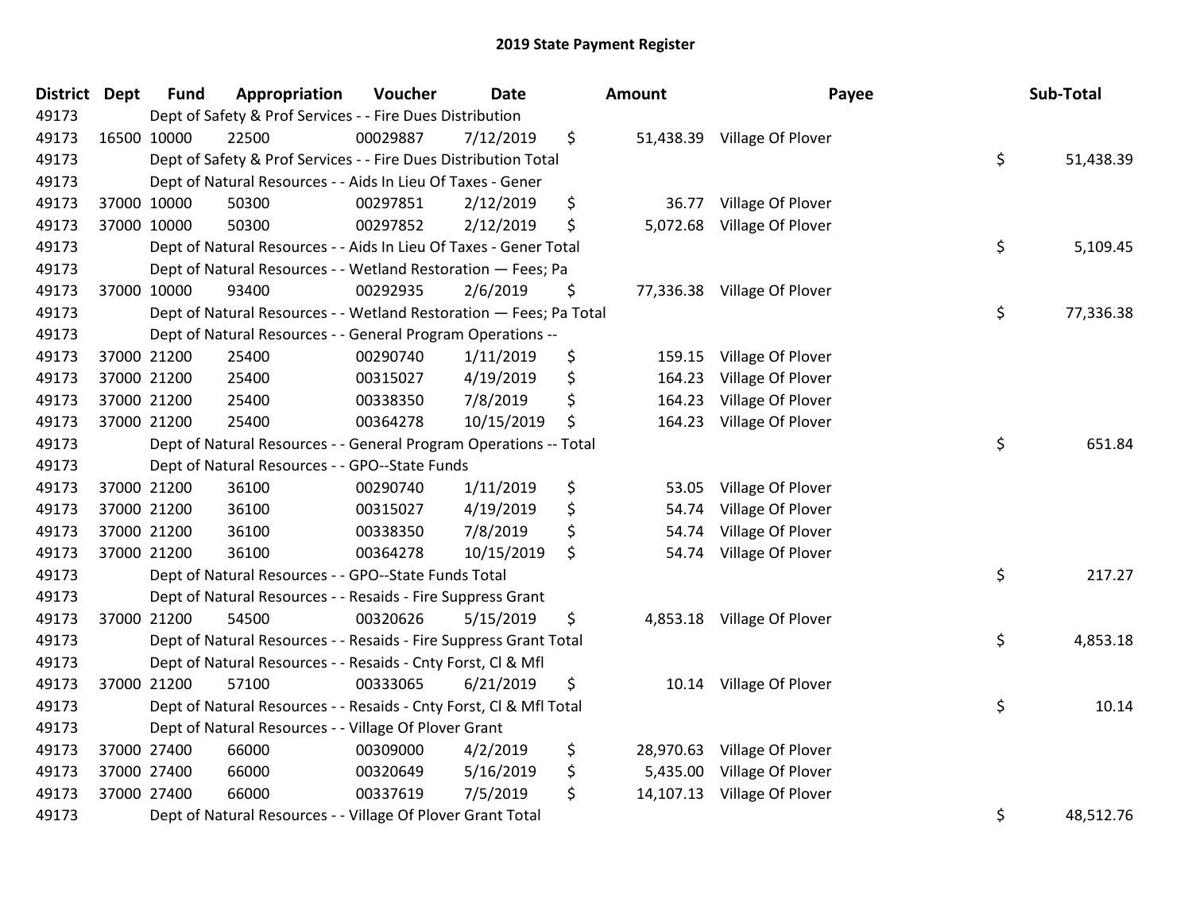# 2019 State Payment Register

| District | Dept | Fund | Appropriation | Voucher | Date | Amount | Payee | Sub-Total |
|---|---|---|---|---|---|---|---|---|
| 49173 | | Dept of Safety & Prof Services - - Fire Dues Distribution | | | | | | |
| 49173 | 16500 | 10000 | 22500 | 00029887 | 7/12/2019 | $ 51,438.39 | Village Of Plover | |
| 49173 | | Dept of Safety & Prof Services - - Fire Dues Distribution Total | | | | | | $ 51,438.39 |
| 49173 | | Dept of Natural Resources - - Aids In Lieu Of Taxes - Gener | | | | | | |
| 49173 | 37000 | 10000 | 50300 | 00297851 | 2/12/2019 | $ 36.77 | Village Of Plover | |
| 49173 | 37000 | 10000 | 50300 | 00297852 | 2/12/2019 | $ 5,072.68 | Village Of Plover | |
| 49173 | | Dept of Natural Resources - - Aids In Lieu Of Taxes - Gener Total | | | | | | $ 5,109.45 |
| 49173 | | Dept of Natural Resources - - Wetland Restoration — Fees; Pa | | | | | | |
| 49173 | 37000 | 10000 | 93400 | 00292935 | 2/6/2019 | $ 77,336.38 | Village Of Plover | |
| 49173 | | Dept of Natural Resources - - Wetland Restoration — Fees; Pa Total | | | | | | $ 77,336.38 |
| 49173 | | Dept of Natural Resources - - General Program Operations -- | | | | | | |
| 49173 | 37000 | 21200 | 25400 | 00290740 | 1/11/2019 | $ 159.15 | Village Of Plover | |
| 49173 | 37000 | 21200 | 25400 | 00315027 | 4/19/2019 | $ 164.23 | Village Of Plover | |
| 49173 | 37000 | 21200 | 25400 | 00338350 | 7/8/2019 | $ 164.23 | Village Of Plover | |
| 49173 | 37000 | 21200 | 25400 | 00364278 | 10/15/2019 | $ 164.23 | Village Of Plover | |
| 49173 | | Dept of Natural Resources - - General Program Operations -- Total | | | | | | $ 651.84 |
| 49173 | | Dept of Natural Resources - - GPO--State Funds | | | | | | |
| 49173 | 37000 | 21200 | 36100 | 00290740 | 1/11/2019 | $ 53.05 | Village Of Plover | |
| 49173 | 37000 | 21200 | 36100 | 00315027 | 4/19/2019 | $ 54.74 | Village Of Plover | |
| 49173 | 37000 | 21200 | 36100 | 00338350 | 7/8/2019 | $ 54.74 | Village Of Plover | |
| 49173 | 37000 | 21200 | 36100 | 00364278 | 10/15/2019 | $ 54.74 | Village Of Plover | |
| 49173 | | Dept of Natural Resources - - GPO--State Funds Total | | | | | | $ 217.27 |
| 49173 | | Dept of Natural Resources - - Resaids - Fire Suppress Grant | | | | | | |
| 49173 | 37000 | 21200 | 54500 | 00320626 | 5/15/2019 | $ 4,853.18 | Village Of Plover | |
| 49173 | | Dept of Natural Resources - - Resaids - Fire Suppress Grant Total | | | | | | $ 4,853.18 |
| 49173 | | Dept of Natural Resources - - Resaids - Cnty Forst, Cl & Mfl | | | | | | |
| 49173 | 37000 | 21200 | 57100 | 00333065 | 6/21/2019 | $ 10.14 | Village Of Plover | |
| 49173 | | Dept of Natural Resources - - Resaids - Cnty Forst, Cl & Mfl Total | | | | | | $ 10.14 |
| 49173 | | Dept of Natural Resources - - Village Of Plover Grant | | | | | | |
| 49173 | 37000 | 27400 | 66000 | 00309000 | 4/2/2019 | $ 28,970.63 | Village Of Plover | |
| 49173 | 37000 | 27400 | 66000 | 00320649 | 5/16/2019 | $ 5,435.00 | Village Of Plover | |
| 49173 | 37000 | 27400 | 66000 | 00337619 | 7/5/2019 | $ 14,107.13 | Village Of Plover | |
| 49173 | | Dept of Natural Resources - - Village Of Plover Grant Total | | | | | | $ 48,512.76 |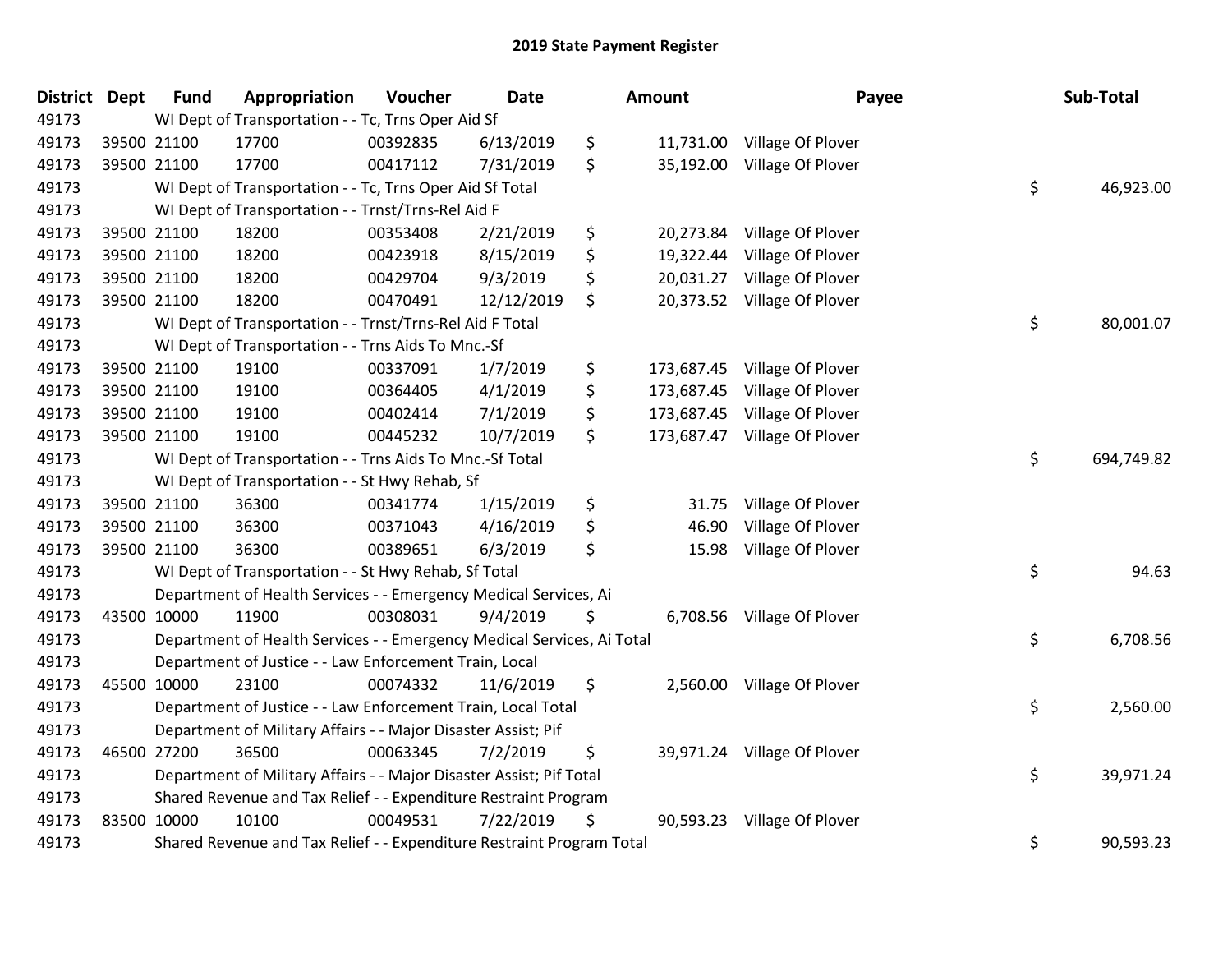# 2019 State Payment Register

| District | Dept | Fund | Appropriation | Voucher | Date | Amount | Payee | Sub-Total |
|---|---|---|---|---|---|---|---|---|
| 49173 | | WI Dept of Transportation - - Tc, Trns Oper Aid Sf | | | | | | |
| 49173 | 39500 | 21100 | 17700 | 00392835 | 6/13/2019 | $ 11,731.00 | Village Of Plover | |
| 49173 | 39500 | 21100 | 17700 | 00417112 | 7/31/2019 | $ 35,192.00 | Village Of Plover | |
| 49173 | | WI Dept of Transportation - - Tc, Trns Oper Aid Sf Total | | | | | | $ 46,923.00 |
| 49173 | | WI Dept of Transportation - - Trnst/Trns-Rel Aid F | | | | | | |
| 49173 | 39500 | 21100 | 18200 | 00353408 | 2/21/2019 | $ 20,273.84 | Village Of Plover | |
| 49173 | 39500 | 21100 | 18200 | 00423918 | 8/15/2019 | $ 19,322.44 | Village Of Plover | |
| 49173 | 39500 | 21100 | 18200 | 00429704 | 9/3/2019 | $ 20,031.27 | Village Of Plover | |
| 49173 | 39500 | 21100 | 18200 | 00470491 | 12/12/2019 | $ 20,373.52 | Village Of Plover | |
| 49173 | | WI Dept of Transportation - - Trnst/Trns-Rel Aid F Total | | | | | | $ 80,001.07 |
| 49173 | | WI Dept of Transportation - - Trns Aids To Mnc.-Sf | | | | | | |
| 49173 | 39500 | 21100 | 19100 | 00337091 | 1/7/2019 | $ 173,687.45 | Village Of Plover | |
| 49173 | 39500 | 21100 | 19100 | 00364405 | 4/1/2019 | $ 173,687.45 | Village Of Plover | |
| 49173 | 39500 | 21100 | 19100 | 00402414 | 7/1/2019 | $ 173,687.45 | Village Of Plover | |
| 49173 | 39500 | 21100 | 19100 | 00445232 | 10/7/2019 | $ 173,687.47 | Village Of Plover | |
| 49173 | | WI Dept of Transportation - - Trns Aids To Mnc.-Sf Total | | | | | | $ 694,749.82 |
| 49173 | | WI Dept of Transportation - - St Hwy Rehab, Sf | | | | | | |
| 49173 | 39500 | 21100 | 36300 | 00341774 | 1/15/2019 | $ 31.75 | Village Of Plover | |
| 49173 | 39500 | 21100 | 36300 | 00371043 | 4/16/2019 | $ 46.90 | Village Of Plover | |
| 49173 | 39500 | 21100 | 36300 | 00389651 | 6/3/2019 | $ 15.98 | Village Of Plover | |
| 49173 | | WI Dept of Transportation - - St Hwy Rehab, Sf Total | | | | | | $ 94.63 |
| 49173 | | Department of Health Services - - Emergency Medical Services, Ai | | | | | | |
| 49173 | 43500 | 10000 | 11900 | 00308031 | 9/4/2019 | $ 6,708.56 | Village Of Plover | |
| 49173 | | Department of Health Services - - Emergency Medical Services, Ai Total | | | | | | $ 6,708.56 |
| 49173 | | Department of Justice - - Law Enforcement Train, Local | | | | | | |
| 49173 | 45500 | 10000 | 23100 | 00074332 | 11/6/2019 | $ 2,560.00 | Village Of Plover | |
| 49173 | | Department of Justice - - Law Enforcement Train, Local Total | | | | | | $ 2,560.00 |
| 49173 | | Department of Military Affairs - - Major Disaster Assist; Pif | | | | | | |
| 49173 | 46500 | 27200 | 36500 | 00063345 | 7/2/2019 | $ 39,971.24 | Village Of Plover | |
| 49173 | | Department of Military Affairs - - Major Disaster Assist; Pif Total | | | | | | $ 39,971.24 |
| 49173 | | Shared Revenue and Tax Relief - - Expenditure Restraint Program | | | | | | |
| 49173 | 83500 | 10000 | 10100 | 00049531 | 7/22/2019 | $ 90,593.23 | Village Of Plover | |
| 49173 | | Shared Revenue and Tax Relief - - Expenditure Restraint Program Total | | | | | | $ 90,593.23 |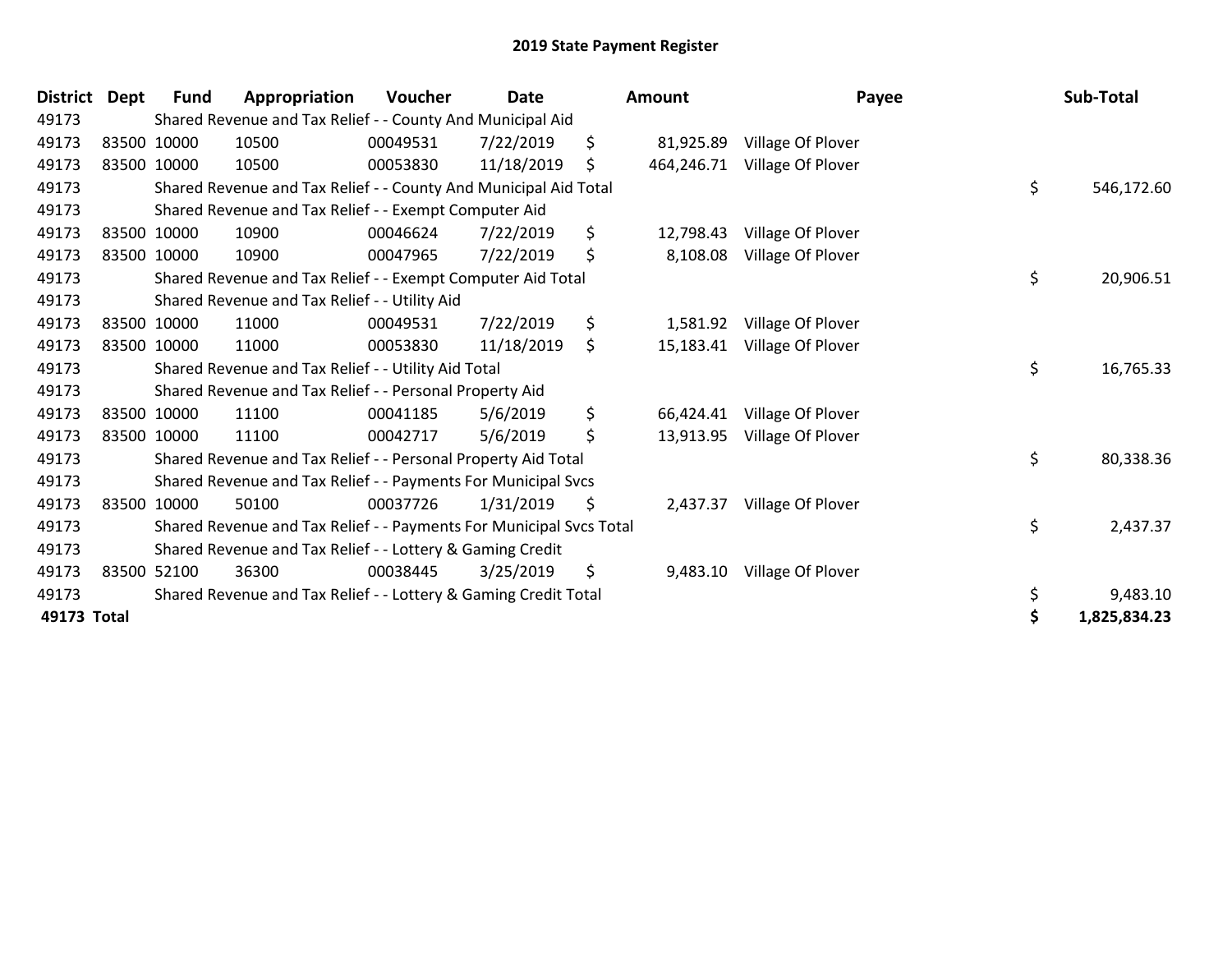# 2019 State Payment Register

| District | Dept | Fund | Appropriation | Voucher | Date | Amount | Payee | Sub-Total |
|---|---|---|---|---|---|---|---|---|
| 49173 | | Shared Revenue and Tax Relief - - County And Municipal Aid | | | | | | |
| 49173 | 83500 | 10000 | 10500 | 00049531 | 7/22/2019 | $ 81,925.89 | Village Of Plover | |
| 49173 | 83500 | 10000 | 10500 | 00053830 | 11/18/2019 | $ 464,246.71 | Village Of Plover | |
| 49173 | | Shared Revenue and Tax Relief - - County And Municipal Aid Total | | | | | | $ 546,172.60 |
| 49173 | | Shared Revenue and Tax Relief - - Exempt Computer Aid | | | | | | |
| 49173 | 83500 | 10000 | 10900 | 00046624 | 7/22/2019 | $ 12,798.43 | Village Of Plover | |
| 49173 | 83500 | 10000 | 10900 | 00047965 | 7/22/2019 | $ 8,108.08 | Village Of Plover | |
| 49173 | | Shared Revenue and Tax Relief - - Exempt Computer Aid Total | | | | | | $ 20,906.51 |
| 49173 | | Shared Revenue and Tax Relief - - Utility Aid | | | | | | |
| 49173 | 83500 | 10000 | 11000 | 00049531 | 7/22/2019 | $ 1,581.92 | Village Of Plover | |
| 49173 | 83500 | 10000 | 11000 | 00053830 | 11/18/2019 | $ 15,183.41 | Village Of Plover | |
| 49173 | | Shared Revenue and Tax Relief - - Utility Aid Total | | | | | | $ 16,765.33 |
| 49173 | | Shared Revenue and Tax Relief - - Personal Property Aid | | | | | | |
| 49173 | 83500 | 10000 | 11100 | 00041185 | 5/6/2019 | $ 66,424.41 | Village Of Plover | |
| 49173 | 83500 | 10000 | 11100 | 00042717 | 5/6/2019 | $ 13,913.95 | Village Of Plover | |
| 49173 | | Shared Revenue and Tax Relief - - Personal Property Aid Total | | | | | | $ 80,338.36 |
| 49173 | | Shared Revenue and Tax Relief - - Payments For Municipal Svcs | | | | | | |
| 49173 | 83500 | 10000 | 50100 | 00037726 | 1/31/2019 | $ 2,437.37 | Village Of Plover | |
| 49173 | | Shared Revenue and Tax Relief - - Payments For Municipal Svcs Total | | | | | | $ 2,437.37 |
| 49173 | | Shared Revenue and Tax Relief - - Lottery & Gaming Credit | | | | | | |
| 49173 | 83500 | 52100 | 36300 | 00038445 | 3/25/2019 | $ 9,483.10 | Village Of Plover | |
| 49173 | | Shared Revenue and Tax Relief - - Lottery & Gaming Credit Total | | | | | | $ 9,483.10 |
| **49173 Total** | | | | | | | | **$ 1,825,834.23** |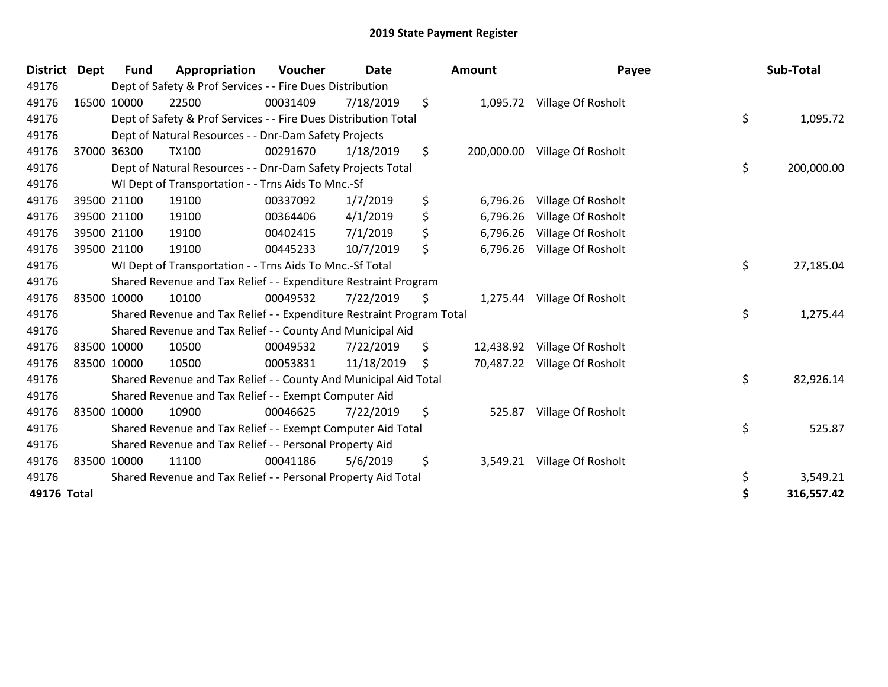# 2019 State Payment Register

| District | Dept | Fund | Appropriation | Voucher | Date | Amount | Payee | Sub-Total |
|---|---|---|---|---|---|---|---|---|
| 49176 | | Dept of Safety & Prof Services - - Fire Dues Distribution | | | | | | |
| 49176 | 16500 | 10000 | 22500 | 00031409 | 7/18/2019 | $ 1,095.72 | Village Of Rosholt | |
| 49176 | | Dept of Safety & Prof Services - - Fire Dues Distribution Total | | | | | | $ 1,095.72 |
| 49176 | | Dept of Natural Resources - - Dnr-Dam Safety Projects | | | | | | |
| 49176 | 37000 | 36300 | TX100 | 00291670 | 1/18/2019 | $ 200,000.00 | Village Of Rosholt | |
| 49176 | | Dept of Natural Resources - - Dnr-Dam Safety Projects Total | | | | | | $ 200,000.00 |
| 49176 | | WI Dept of Transportation - - Trns Aids To Mnc.-Sf | | | | | | |
| 49176 | 39500 | 21100 | 19100 | 00337092 | 1/7/2019 | $ 6,796.26 | Village Of Rosholt | |
| 49176 | 39500 | 21100 | 19100 | 00364406 | 4/1/2019 | $ 6,796.26 | Village Of Rosholt | |
| 49176 | 39500 | 21100 | 19100 | 00402415 | 7/1/2019 | $ 6,796.26 | Village Of Rosholt | |
| 49176 | 39500 | 21100 | 19100 | 00445233 | 10/7/2019 | $ 6,796.26 | Village Of Rosholt | |
| 49176 | | WI Dept of Transportation - - Trns Aids To Mnc.-Sf Total | | | | | | $ 27,185.04 |
| 49176 | | Shared Revenue and Tax Relief - - Expenditure Restraint Program | | | | | | |
| 49176 | 83500 | 10000 | 10100 | 00049532 | 7/22/2019 | $ 1,275.44 | Village Of Rosholt | |
| 49176 | | Shared Revenue and Tax Relief - - Expenditure Restraint Program Total | | | | | | $ 1,275.44 |
| 49176 | | Shared Revenue and Tax Relief - - County And Municipal Aid | | | | | | |
| 49176 | 83500 | 10000 | 10500 | 00049532 | 7/22/2019 | $ 12,438.92 | Village Of Rosholt | |
| 49176 | 83500 | 10000 | 10500 | 00053831 | 11/18/2019 | $ 70,487.22 | Village Of Rosholt | |
| 49176 | | Shared Revenue and Tax Relief - - County And Municipal Aid Total | | | | | | $ 82,926.14 |
| 49176 | | Shared Revenue and Tax Relief - - Exempt Computer Aid | | | | | | |
| 49176 | 83500 | 10000 | 10900 | 00046625 | 7/22/2019 | $ 525.87 | Village Of Rosholt | |
| 49176 | | Shared Revenue and Tax Relief - - Exempt Computer Aid Total | | | | | | $ 525.87 |
| 49176 | | Shared Revenue and Tax Relief - - Personal Property Aid | | | | | | |
| 49176 | 83500 | 10000 | 11100 | 00041186 | 5/6/2019 | $ 3,549.21 | Village Of Rosholt | |
| 49176 | | Shared Revenue and Tax Relief - - Personal Property Aid Total | | | | | | $ 3,549.21 |
| **49176 Total** | | | | | | | | **$ 316,557.42** |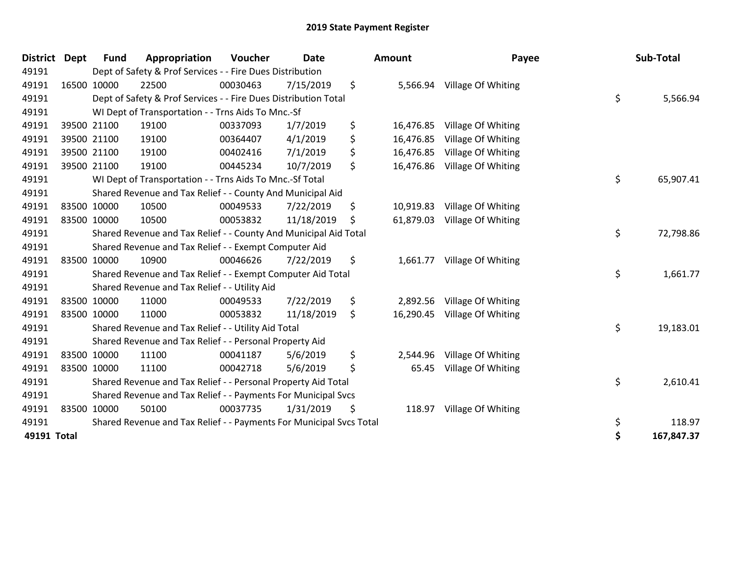# 2019 State Payment Register

| District | Dept | Fund | Appropriation | Voucher | Date | Amount | Payee | Sub-Total |
|---|---|---|---|---|---|---|---|---|
| 49191 | | Dept of Safety & Prof Services - - Fire Dues Distribution | | | | | | |
| 49191 | 16500 | 10000 | 22500 | 00030463 | 7/15/2019 | $ 5,566.94 | Village Of Whiting | |
| 49191 | | Dept of Safety & Prof Services - - Fire Dues Distribution Total | | | | | | $ 5,566.94 |
| 49191 | | WI Dept of Transportation - - Trns Aids To Mnc.-Sf | | | | | | |
| 49191 | 39500 | 21100 | 19100 | 00337093 | 1/7/2019 | $ 16,476.85 | Village Of Whiting | |
| 49191 | 39500 | 21100 | 19100 | 00364407 | 4/1/2019 | $ 16,476.85 | Village Of Whiting | |
| 49191 | 39500 | 21100 | 19100 | 00402416 | 7/1/2019 | $ 16,476.85 | Village Of Whiting | |
| 49191 | 39500 | 21100 | 19100 | 00445234 | 10/7/2019 | $ 16,476.86 | Village Of Whiting | |
| 49191 | | WI Dept of Transportation - - Trns Aids To Mnc.-Sf Total | | | | | | $ 65,907.41 |
| 49191 | | Shared Revenue and Tax Relief - - County And Municipal Aid | | | | | | |
| 49191 | 83500 | 10000 | 10500 | 00049533 | 7/22/2019 | $ 10,919.83 | Village Of Whiting | |
| 49191 | 83500 | 10000 | 10500 | 00053832 | 11/18/2019 | $ 61,879.03 | Village Of Whiting | |
| 49191 | | Shared Revenue and Tax Relief - - County And Municipal Aid Total | | | | | | $ 72,798.86 |
| 49191 | | Shared Revenue and Tax Relief - - Exempt Computer Aid | | | | | | |
| 49191 | 83500 | 10000 | 10900 | 00046626 | 7/22/2019 | $ 1,661.77 | Village Of Whiting | |
| 49191 | | Shared Revenue and Tax Relief - - Exempt Computer Aid Total | | | | | | $ 1,661.77 |
| 49191 | | Shared Revenue and Tax Relief - - Utility Aid | | | | | | |
| 49191 | 83500 | 10000 | 11000 | 00049533 | 7/22/2019 | $ 2,892.56 | Village Of Whiting | |
| 49191 | 83500 | 10000 | 11000 | 00053832 | 11/18/2019 | $ 16,290.45 | Village Of Whiting | |
| 49191 | | Shared Revenue and Tax Relief - - Utility Aid Total | | | | | | $ 19,183.01 |
| 49191 | | Shared Revenue and Tax Relief - - Personal Property Aid | | | | | | |
| 49191 | 83500 | 10000 | 11100 | 00041187 | 5/6/2019 | $ 2,544.96 | Village Of Whiting | |
| 49191 | 83500 | 10000 | 11100 | 00042718 | 5/6/2019 | $ 65.45 | Village Of Whiting | |
| 49191 | | Shared Revenue and Tax Relief - - Personal Property Aid Total | | | | | | $ 2,610.41 |
| 49191 | | Shared Revenue and Tax Relief - - Payments For Municipal Svcs | | | | | | |
| 49191 | 83500 | 10000 | 50100 | 00037735 | 1/31/2019 | $ 118.97 | Village Of Whiting | |
| 49191 | | Shared Revenue and Tax Relief - - Payments For Municipal Svcs Total | | | | | | $ 118.97 |
| **49191 Total** | | | | | | | | **$ 167,847.37** |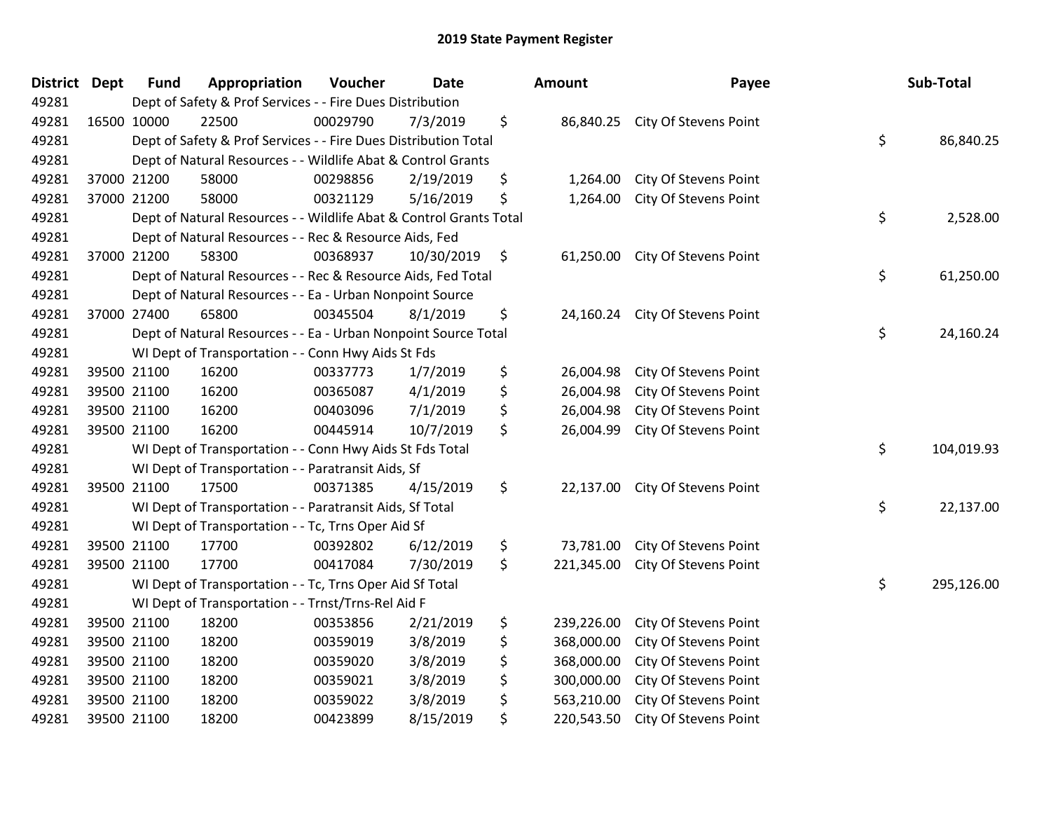## 2019 State Payment Register

| District | Dept | Fund | Appropriation | Voucher | Date | Amount | Payee | Sub-Total |
|---|---|---|---|---|---|---|---|---|
| 49281 | | Dept of Safety & Prof Services - - Fire Dues Distribution | | | | | | |
| 49281 | 16500 | 10000 | 22500 | 00029790 | 7/3/2019 | $ 86,840.25 | City Of Stevens Point | |
| 49281 | | Dept of Safety & Prof Services - - Fire Dues Distribution Total | | | | | | $ 86,840.25 |
| 49281 | | Dept of Natural Resources - - Wildlife Abat & Control Grants | | | | | | |
| 49281 | 37000 | 21200 | 58000 | 00298856 | 2/19/2019 | $ 1,264.00 | City Of Stevens Point | |
| 49281 | 37000 | 21200 | 58000 | 00321129 | 5/16/2019 | $ 1,264.00 | City Of Stevens Point | |
| 49281 | | Dept of Natural Resources - - Wildlife Abat & Control Grants Total | | | | | | $ 2,528.00 |
| 49281 | | Dept of Natural Resources - - Rec & Resource Aids, Fed | | | | | | |
| 49281 | 37000 | 21200 | 58300 | 00368937 | 10/30/2019 | $ 61,250.00 | City Of Stevens Point | |
| 49281 | | Dept of Natural Resources - - Rec & Resource Aids, Fed Total | | | | | | $ 61,250.00 |
| 49281 | | Dept of Natural Resources - - Ea - Urban Nonpoint Source | | | | | | |
| 49281 | 37000 | 27400 | 65800 | 00345504 | 8/1/2019 | $ 24,160.24 | City Of Stevens Point | |
| 49281 | | Dept of Natural Resources - - Ea - Urban Nonpoint Source Total | | | | | | $ 24,160.24 |
| 49281 | | WI Dept of Transportation - - Conn Hwy Aids St Fds | | | | | | |
| 49281 | 39500 | 21100 | 16200 | 00337773 | 1/7/2019 | $ 26,004.98 | City Of Stevens Point | |
| 49281 | 39500 | 21100 | 16200 | 00365087 | 4/1/2019 | $ 26,004.98 | City Of Stevens Point | |
| 49281 | 39500 | 21100 | 16200 | 00403096 | 7/1/2019 | $ 26,004.98 | City Of Stevens Point | |
| 49281 | 39500 | 21100 | 16200 | 00445914 | 10/7/2019 | $ 26,004.99 | City Of Stevens Point | |
| 49281 | | WI Dept of Transportation - - Conn Hwy Aids St Fds Total | | | | | | $ 104,019.93 |
| 49281 | | WI Dept of Transportation - - Paratransit Aids, Sf | | | | | | |
| 49281 | 39500 | 21100 | 17500 | 00371385 | 4/15/2019 | $ 22,137.00 | City Of Stevens Point | |
| 49281 | | WI Dept of Transportation - - Paratransit Aids, Sf Total | | | | | | $ 22,137.00 |
| 49281 | | WI Dept of Transportation - - Tc, Trns Oper Aid Sf | | | | | | |
| 49281 | 39500 | 21100 | 17700 | 00392802 | 6/12/2019 | $ 73,781.00 | City Of Stevens Point | |
| 49281 | 39500 | 21100 | 17700 | 00417084 | 7/30/2019 | $ 221,345.00 | City Of Stevens Point | |
| 49281 | | WI Dept of Transportation - - Tc, Trns Oper Aid Sf Total | | | | | | $ 295,126.00 |
| 49281 | | WI Dept of Transportation - - Trnst/Trns-Rel Aid F | | | | | | |
| 49281 | 39500 | 21100 | 18200 | 00353856 | 2/21/2019 | $ 239,226.00 | City Of Stevens Point | |
| 49281 | 39500 | 21100 | 18200 | 00359019 | 3/8/2019 | $ 368,000.00 | City Of Stevens Point | |
| 49281 | 39500 | 21100 | 18200 | 00359020 | 3/8/2019 | $ 368,000.00 | City Of Stevens Point | |
| 49281 | 39500 | 21100 | 18200 | 00359021 | 3/8/2019 | $ 300,000.00 | City Of Stevens Point | |
| 49281 | 39500 | 21100 | 18200 | 00359022 | 3/8/2019 | $ 563,210.00 | City Of Stevens Point | |
| 49281 | 39500 | 21100 | 18200 | 00423899 | 8/15/2019 | $ 220,543.50 | City Of Stevens Point | |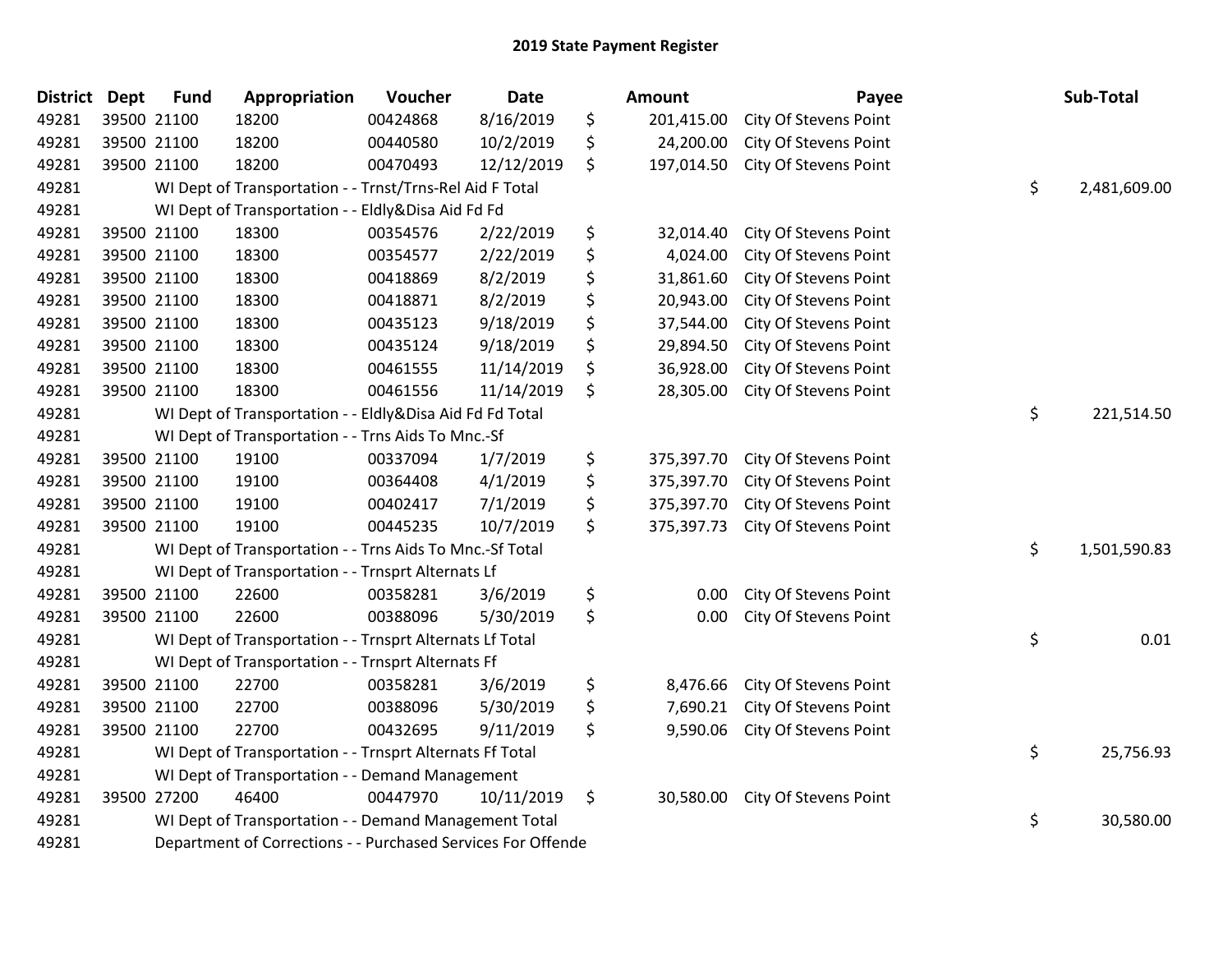## 2019 State Payment Register

| District | Dept | Fund | Appropriation | Voucher | Date | Amount | Payee | Sub-Total |
|---|---|---|---|---|---|---|---|---|
| 49281 | 39500 | 21100 | 18200 | 00424868 | 8/16/2019 | $ 201,415.00 | City Of Stevens Point | |
| 49281 | 39500 | 21100 | 18200 | 00440580 | 10/2/2019 | $ 24,200.00 | City Of Stevens Point | |
| 49281 | 39500 | 21100 | 18200 | 00470493 | 12/12/2019 | $ 197,014.50 | City Of Stevens Point | |
| 49281 | | WI Dept of Transportation - - Trnst/Trns-Rel Aid F Total | | | | | | $ 2,481,609.00 |
| 49281 | | WI Dept of Transportation - - Eldly&Disa Aid Fd Fd | | | | | | |
| 49281 | 39500 | 21100 | 18300 | 00354576 | 2/22/2019 | $ 32,014.40 | City Of Stevens Point | |
| 49281 | 39500 | 21100 | 18300 | 00354577 | 2/22/2019 | $ 4,024.00 | City Of Stevens Point | |
| 49281 | 39500 | 21100 | 18300 | 00418869 | 8/2/2019 | $ 31,861.60 | City Of Stevens Point | |
| 49281 | 39500 | 21100 | 18300 | 00418871 | 8/2/2019 | $ 20,943.00 | City Of Stevens Point | |
| 49281 | 39500 | 21100 | 18300 | 00435123 | 9/18/2019 | $ 37,544.00 | City Of Stevens Point | |
| 49281 | 39500 | 21100 | 18300 | 00435124 | 9/18/2019 | $ 29,894.50 | City Of Stevens Point | |
| 49281 | 39500 | 21100 | 18300 | 00461555 | 11/14/2019 | $ 36,928.00 | City Of Stevens Point | |
| 49281 | 39500 | 21100 | 18300 | 00461556 | 11/14/2019 | $ 28,305.00 | City Of Stevens Point | |
| 49281 | | WI Dept of Transportation - - Eldly&Disa Aid Fd Fd Total | | | | | | $ 221,514.50 |
| 49281 | | WI Dept of Transportation - - Trns Aids To Mnc.-Sf | | | | | | |
| 49281 | 39500 | 21100 | 19100 | 00337094 | 1/7/2019 | $ 375,397.70 | City Of Stevens Point | |
| 49281 | 39500 | 21100 | 19100 | 00364408 | 4/1/2019 | $ 375,397.70 | City Of Stevens Point | |
| 49281 | 39500 | 21100 | 19100 | 00402417 | 7/1/2019 | $ 375,397.70 | City Of Stevens Point | |
| 49281 | 39500 | 21100 | 19100 | 00445235 | 10/7/2019 | $ 375,397.73 | City Of Stevens Point | |
| 49281 | | WI Dept of Transportation - - Trns Aids To Mnc.-Sf Total | | | | | | $ 1,501,590.83 |
| 49281 | | WI Dept of Transportation - - Trnsprt Alternats Lf | | | | | | |
| 49281 | 39500 | 21100 | 22600 | 00358281 | 3/6/2019 | $ 0.00 | City Of Stevens Point | |
| 49281 | 39500 | 21100 | 22600 | 00388096 | 5/30/2019 | $ 0.00 | City Of Stevens Point | |
| 49281 | | WI Dept of Transportation - - Trnsprt Alternats Lf Total | | | | | | $ 0.01 |
| 49281 | | WI Dept of Transportation - - Trnsprt Alternats Ff | | | | | | |
| 49281 | 39500 | 21100 | 22700 | 00358281 | 3/6/2019 | $ 8,476.66 | City Of Stevens Point | |
| 49281 | 39500 | 21100 | 22700 | 00388096 | 5/30/2019 | $ 7,690.21 | City Of Stevens Point | |
| 49281 | 39500 | 21100 | 22700 | 00432695 | 9/11/2019 | $ 9,590.06 | City Of Stevens Point | |
| 49281 | | WI Dept of Transportation - - Trnsprt Alternats Ff Total | | | | | | $ 25,756.93 |
| 49281 | | WI Dept of Transportation - - Demand Management | | | | | | |
| 49281 | 39500 | 27200 | 46400 | 00447970 | 10/11/2019 | $ 30,580.00 | City Of Stevens Point | |
| 49281 | | WI Dept of Transportation - - Demand Management Total | | | | | | $ 30,580.00 |
| 49281 | | Department of Corrections - - Purchased Services For Offende | | | | | | |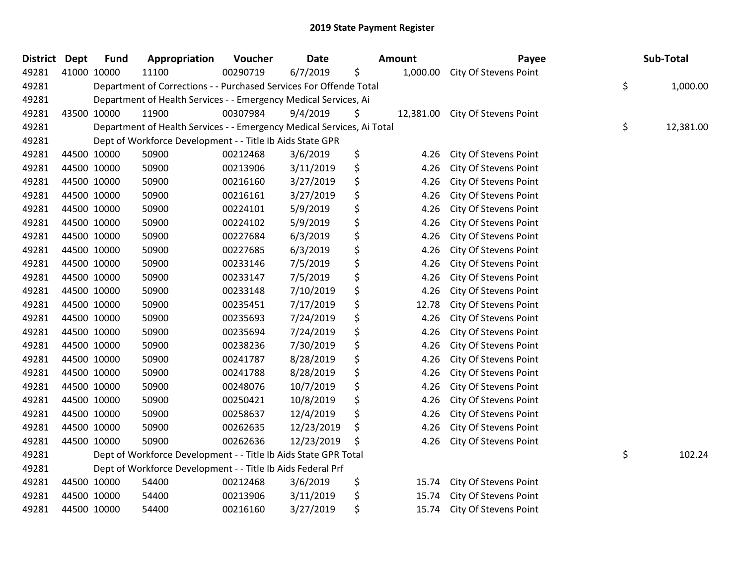# 2019 State Payment Register

| District | Dept | Fund | Appropriation | Voucher | Date | Amount | Payee | Sub-Total |
|---|---|---|---|---|---|---|---|---|
| 49281 | 41000 | 10000 | 11100 | 00290719 | 6/7/2019 | $ 1,000.00 | City Of Stevens Point | |
| 49281 | | Department of Corrections - - Purchased Services For Offende Total | | | | | | $ 1,000.00 |
| 49281 | | Department of Health Services - - Emergency Medical Services, Ai | | | | | | |
| 49281 | 43500 | 10000 | 11900 | 00307984 | 9/4/2019 | $ 12,381.00 | City Of Stevens Point | |
| 49281 | | Department of Health Services - - Emergency Medical Services, Ai Total | | | | | | $ 12,381.00 |
| 49281 | | Dept of Workforce Development - - Title Ib Aids State GPR | | | | | | |
| 49281 | 44500 | 10000 | 50900 | 00212468 | 3/6/2019 | $ 4.26 | City Of Stevens Point | |
| 49281 | 44500 | 10000 | 50900 | 00213906 | 3/11/2019 | $ 4.26 | City Of Stevens Point | |
| 49281 | 44500 | 10000 | 50900 | 00216160 | 3/27/2019 | $ 4.26 | City Of Stevens Point | |
| 49281 | 44500 | 10000 | 50900 | 00216161 | 3/27/2019 | $ 4.26 | City Of Stevens Point | |
| 49281 | 44500 | 10000 | 50900 | 00224101 | 5/9/2019 | $ 4.26 | City Of Stevens Point | |
| 49281 | 44500 | 10000 | 50900 | 00224102 | 5/9/2019 | $ 4.26 | City Of Stevens Point | |
| 49281 | 44500 | 10000 | 50900 | 00227684 | 6/3/2019 | $ 4.26 | City Of Stevens Point | |
| 49281 | 44500 | 10000 | 50900 | 00227685 | 6/3/2019 | $ 4.26 | City Of Stevens Point | |
| 49281 | 44500 | 10000 | 50900 | 00233146 | 7/5/2019 | $ 4.26 | City Of Stevens Point | |
| 49281 | 44500 | 10000 | 50900 | 00233147 | 7/5/2019 | $ 4.26 | City Of Stevens Point | |
| 49281 | 44500 | 10000 | 50900 | 00233148 | 7/10/2019 | $ 4.26 | City Of Stevens Point | |
| 49281 | 44500 | 10000 | 50900 | 00235451 | 7/17/2019 | $ 12.78 | City Of Stevens Point | |
| 49281 | 44500 | 10000 | 50900 | 00235693 | 7/24/2019 | $ 4.26 | City Of Stevens Point | |
| 49281 | 44500 | 10000 | 50900 | 00235694 | 7/24/2019 | $ 4.26 | City Of Stevens Point | |
| 49281 | 44500 | 10000 | 50900 | 00238236 | 7/30/2019 | $ 4.26 | City Of Stevens Point | |
| 49281 | 44500 | 10000 | 50900 | 00241787 | 8/28/2019 | $ 4.26 | City Of Stevens Point | |
| 49281 | 44500 | 10000 | 50900 | 00241788 | 8/28/2019 | $ 4.26 | City Of Stevens Point | |
| 49281 | 44500 | 10000 | 50900 | 00248076 | 10/7/2019 | $ 4.26 | City Of Stevens Point | |
| 49281 | 44500 | 10000 | 50900 | 00250421 | 10/8/2019 | $ 4.26 | City Of Stevens Point | |
| 49281 | 44500 | 10000 | 50900 | 00258637 | 12/4/2019 | $ 4.26 | City Of Stevens Point | |
| 49281 | 44500 | 10000 | 50900 | 00262635 | 12/23/2019 | $ 4.26 | City Of Stevens Point | |
| 49281 | 44500 | 10000 | 50900 | 00262636 | 12/23/2019 | $ 4.26 | City Of Stevens Point | |
| 49281 | | Dept of Workforce Development - - Title Ib Aids State GPR Total | | | | | | $ 102.24 |
| 49281 | | Dept of Workforce Development - - Title Ib Aids Federal Prf | | | | | | |
| 49281 | 44500 | 10000 | 54400 | 00212468 | 3/6/2019 | $ 15.74 | City Of Stevens Point | |
| 49281 | 44500 | 10000 | 54400 | 00213906 | 3/11/2019 | $ 15.74 | City Of Stevens Point | |
| 49281 | 44500 | 10000 | 54400 | 00216160 | 3/27/2019 | $ 15.74 | City Of Stevens Point | |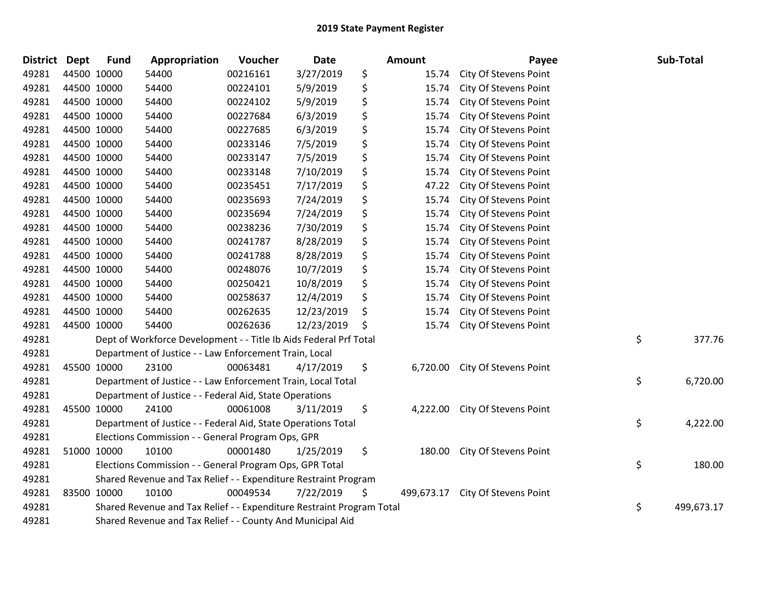# 2019 State Payment Register

| District | Dept | Fund | Appropriation | Voucher | Date | Amount | Payee | Sub-Total |
|---|---|---|---|---|---|---|---|---|
| 49281 | 44500 | 10000 | 54400 | 00216161 | 3/27/2019 | $ 15.74 | City Of Stevens Point | |
| 49281 | 44500 | 10000 | 54400 | 00224101 | 5/9/2019 | $ 15.74 | City Of Stevens Point | |
| 49281 | 44500 | 10000 | 54400 | 00224102 | 5/9/2019 | $ 15.74 | City Of Stevens Point | |
| 49281 | 44500 | 10000 | 54400 | 00227684 | 6/3/2019 | $ 15.74 | City Of Stevens Point | |
| 49281 | 44500 | 10000 | 54400 | 00227685 | 6/3/2019 | $ 15.74 | City Of Stevens Point | |
| 49281 | 44500 | 10000 | 54400 | 00233146 | 7/5/2019 | $ 15.74 | City Of Stevens Point | |
| 49281 | 44500 | 10000 | 54400 | 00233147 | 7/5/2019 | $ 15.74 | City Of Stevens Point | |
| 49281 | 44500 | 10000 | 54400 | 00233148 | 7/10/2019 | $ 15.74 | City Of Stevens Point | |
| 49281 | 44500 | 10000 | 54400 | 00235451 | 7/17/2019 | $ 47.22 | City Of Stevens Point | |
| 49281 | 44500 | 10000 | 54400 | 00235693 | 7/24/2019 | $ 15.74 | City Of Stevens Point | |
| 49281 | 44500 | 10000 | 54400 | 00235694 | 7/24/2019 | $ 15.74 | City Of Stevens Point | |
| 49281 | 44500 | 10000 | 54400 | 00238236 | 7/30/2019 | $ 15.74 | City Of Stevens Point | |
| 49281 | 44500 | 10000 | 54400 | 00241787 | 8/28/2019 | $ 15.74 | City Of Stevens Point | |
| 49281 | 44500 | 10000 | 54400 | 00241788 | 8/28/2019 | $ 15.74 | City Of Stevens Point | |
| 49281 | 44500 | 10000 | 54400 | 00248076 | 10/7/2019 | $ 15.74 | City Of Stevens Point | |
| 49281 | 44500 | 10000 | 54400 | 00250421 | 10/8/2019 | $ 15.74 | City Of Stevens Point | |
| 49281 | 44500 | 10000 | 54400 | 00258637 | 12/4/2019 | $ 15.74 | City Of Stevens Point | |
| 49281 | 44500 | 10000 | 54400 | 00262635 | 12/23/2019 | $ 15.74 | City Of Stevens Point | |
| 49281 | 44500 | 10000 | 54400 | 00262636 | 12/23/2019 | $ 15.74 | City Of Stevens Point | |
| 49281 | | Dept of Workforce Development - - Title Ib Aids Federal Prf Total | | | | | | $ 377.76 |
| 49281 | | Department of Justice - - Law Enforcement Train, Local | | | | | | |
| 49281 | 45500 | 10000 | 23100 | 00063481 | 4/17/2019 | $ 6,720.00 | City Of Stevens Point | |
| 49281 | | Department of Justice - - Law Enforcement Train, Local Total | | | | | | $ 6,720.00 |
| 49281 | | Department of Justice - - Federal Aid, State Operations | | | | | | |
| 49281 | 45500 | 10000 | 24100 | 00061008 | 3/11/2019 | $ 4,222.00 | City Of Stevens Point | |
| 49281 | | Department of Justice - - Federal Aid, State Operations Total | | | | | | $ 4,222.00 |
| 49281 | | Elections Commission - - General Program Ops, GPR | | | | | | |
| 49281 | 51000 | 10000 | 10100 | 00001480 | 1/25/2019 | $ 180.00 | City Of Stevens Point | |
| 49281 | | Elections Commission - - General Program Ops, GPR Total | | | | | | $ 180.00 |
| 49281 | | Shared Revenue and Tax Relief - - Expenditure Restraint Program | | | | | | |
| 49281 | 83500 | 10000 | 10100 | 00049534 | 7/22/2019 | $ 499,673.17 | City Of Stevens Point | |
| 49281 | | Shared Revenue and Tax Relief - - Expenditure Restraint Program Total | | | | | | $ 499,673.17 |
| 49281 | | Shared Revenue and Tax Relief - - County And Municipal Aid | | | | | | |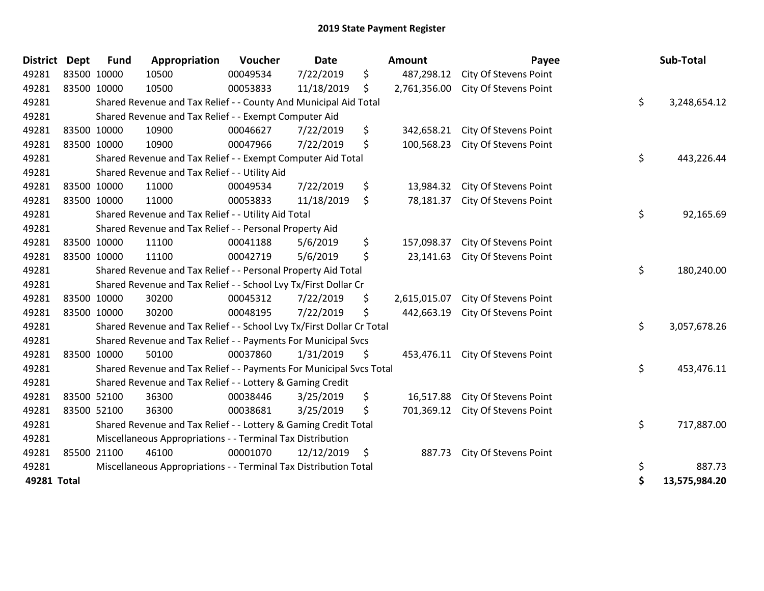# 2019 State Payment Register

| District | Dept | Fund | Appropriation | Voucher | Date | Amount | Payee | Sub-Total |
|---|---|---|---|---|---|---|---|---|
| 49281 | 83500 | 10000 | 10500 | 00049534 | 7/22/2019 | $ 487,298.12 | City Of Stevens Point | |
| 49281 | 83500 | 10000 | 10500 | 00053833 | 11/18/2019 | $ 2,761,356.00 | City Of Stevens Point | |
| 49281 | | Shared Revenue and Tax Relief - - County And Municipal Aid Total | | | | | | $ 3,248,654.12 |
| 49281 | | Shared Revenue and Tax Relief - - Exempt Computer Aid | | | | | | |
| 49281 | 83500 | 10000 | 10900 | 00046627 | 7/22/2019 | $ 342,658.21 | City Of Stevens Point | |
| 49281 | 83500 | 10000 | 10900 | 00047966 | 7/22/2019 | $ 100,568.23 | City Of Stevens Point | |
| 49281 | | Shared Revenue and Tax Relief - - Exempt Computer Aid Total | | | | | | $ 443,226.44 |
| 49281 | | Shared Revenue and Tax Relief - - Utility Aid | | | | | | |
| 49281 | 83500 | 10000 | 11000 | 00049534 | 7/22/2019 | $ 13,984.32 | City Of Stevens Point | |
| 49281 | 83500 | 10000 | 11000 | 00053833 | 11/18/2019 | $ 78,181.37 | City Of Stevens Point | |
| 49281 | | Shared Revenue and Tax Relief - - Utility Aid Total | | | | | | $ 92,165.69 |
| 49281 | | Shared Revenue and Tax Relief - - Personal Property Aid | | | | | | |
| 49281 | 83500 | 10000 | 11100 | 00041188 | 5/6/2019 | $ 157,098.37 | City Of Stevens Point | |
| 49281 | 83500 | 10000 | 11100 | 00042719 | 5/6/2019 | $ 23,141.63 | City Of Stevens Point | |
| 49281 | | Shared Revenue and Tax Relief - - Personal Property Aid Total | | | | | | $ 180,240.00 |
| 49281 | | Shared Revenue and Tax Relief - - School Lvy Tx/First Dollar Cr | | | | | | |
| 49281 | 83500 | 10000 | 30200 | 00045312 | 7/22/2019 | $ 2,615,015.07 | City Of Stevens Point | |
| 49281 | 83500 | 10000 | 30200 | 00048195 | 7/22/2019 | $ 442,663.19 | City Of Stevens Point | |
| 49281 | | Shared Revenue and Tax Relief - - School Lvy Tx/First Dollar Cr Total | | | | | | $ 3,057,678.26 |
| 49281 | | Shared Revenue and Tax Relief - - Payments For Municipal Svcs | | | | | | |
| 49281 | 83500 | 10000 | 50100 | 00037860 | 1/31/2019 | $ 453,476.11 | City Of Stevens Point | |
| 49281 | | Shared Revenue and Tax Relief - - Payments For Municipal Svcs Total | | | | | | $ 453,476.11 |
| 49281 | | Shared Revenue and Tax Relief - - Lottery & Gaming Credit | | | | | | |
| 49281 | 83500 | 52100 | 36300 | 00038446 | 3/25/2019 | $ 16,517.88 | City Of Stevens Point | |
| 49281 | 83500 | 52100 | 36300 | 00038681 | 3/25/2019 | $ 701,369.12 | City Of Stevens Point | |
| 49281 | | Shared Revenue and Tax Relief - - Lottery & Gaming Credit Total | | | | | | $ 717,887.00 |
| 49281 | | Miscellaneous Appropriations - - Terminal Tax Distribution | | | | | | |
| 49281 | 85500 | 21100 | 46100 | 00001070 | 12/12/2019 | $ 887.73 | City Of Stevens Point | |
| 49281 | | Miscellaneous Appropriations - - Terminal Tax Distribution Total | | | | | | $ 887.73 |
| **49281 Total** | | | | | | | | **$ 13,575,984.20** |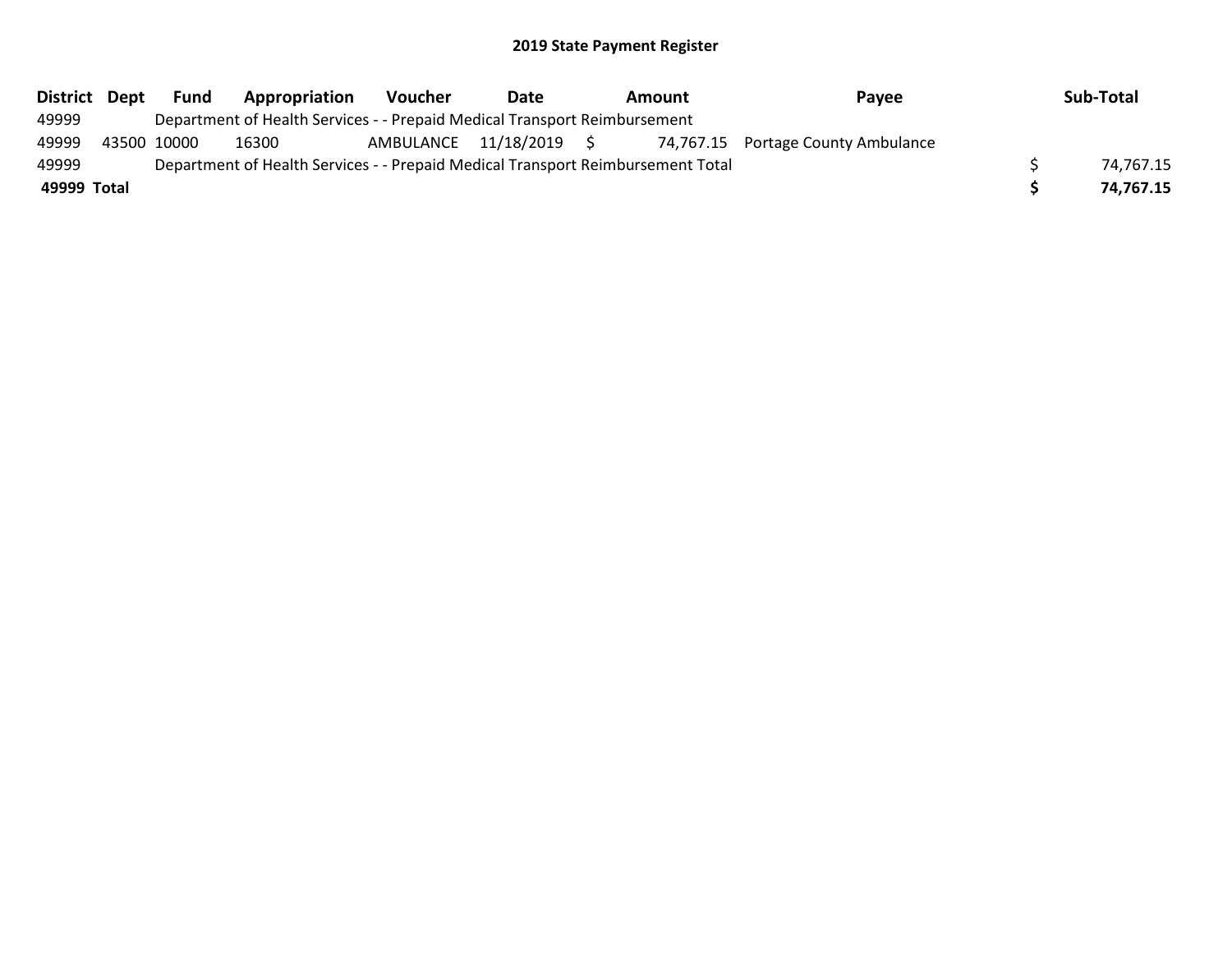# 2019 State Payment Register

| District | Dept | Fund | Appropriation | Voucher | Date | Amount | Payee | Sub-Total |
|---|---|---|---|---|---|---|---|---|
| 49999 | | Department of Health Services - - Prepaid Medical Transport Reimbursement | | | | | | |
| 49999 | 43500 | 10000 | 16300 | AMBULANCE | 11/18/2019 | $ 74,767.15 | Portage County Ambulance | |
| 49999 | | Department of Health Services - - Prepaid Medical Transport Reimbursement Total | | | | | | $ 74,767.15 |
| **49999 Total** | | | | | | | | **$ 74,767.15** |